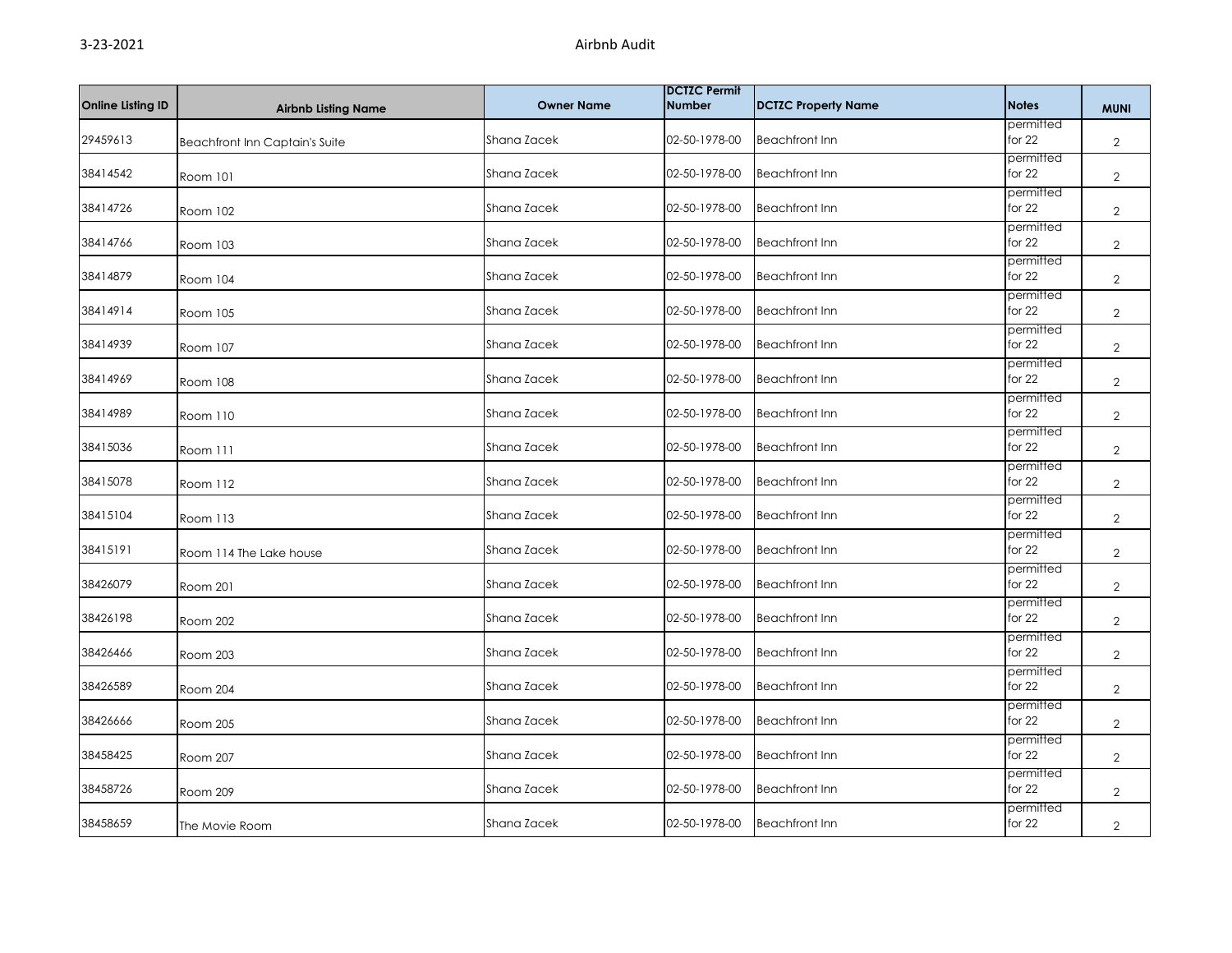| Online Listing ID | Airbnb Listing Name | Owner Name | DCTZC Permit Number | DCTZC Property Name | Notes | MUNI |
|---|---|---|---|---|---|---|
| 29459613 | Beachfront Inn Captain's Suite | Shana Zacek | 02-50-1978-00 | Beachfront Inn | permitted for 22 | 2 |
| 38414542 | Room 101 | Shana Zacek | 02-50-1978-00 | Beachfront Inn | permitted for 22 | 2 |
| 38414726 | Room 102 | Shana Zacek | 02-50-1978-00 | Beachfront Inn | permitted for 22 | 2 |
| 38414766 | Room 103 | Shana Zacek | 02-50-1978-00 | Beachfront Inn | permitted for 22 | 2 |
| 38414879 | Room 104 | Shana Zacek | 02-50-1978-00 | Beachfront Inn | permitted for 22 | 2 |
| 38414914 | Room 105 | Shana Zacek | 02-50-1978-00 | Beachfront Inn | permitted for 22 | 2 |
| 38414939 | Room 107 | Shana Zacek | 02-50-1978-00 | Beachfront Inn | permitted for 22 | 2 |
| 38414969 | Room 108 | Shana Zacek | 02-50-1978-00 | Beachfront Inn | permitted for 22 | 2 |
| 38414989 | Room 110 | Shana Zacek | 02-50-1978-00 | Beachfront Inn | permitted for 22 | 2 |
| 38415036 | Room 111 | Shana Zacek | 02-50-1978-00 | Beachfront Inn | permitted for 22 | 2 |
| 38415078 | Room 112 | Shana Zacek | 02-50-1978-00 | Beachfront Inn | permitted for 22 | 2 |
| 38415104 | Room 113 | Shana Zacek | 02-50-1978-00 | Beachfront Inn | permitted for 22 | 2 |
| 38415191 | Room 114 The Lake house | Shana Zacek | 02-50-1978-00 | Beachfront Inn | permitted for 22 | 2 |
| 38426079 | Room 201 | Shana Zacek | 02-50-1978-00 | Beachfront Inn | permitted for 22 | 2 |
| 38426198 | Room 202 | Shana Zacek | 02-50-1978-00 | Beachfront Inn | permitted for 22 | 2 |
| 38426466 | Room 203 | Shana Zacek | 02-50-1978-00 | Beachfront Inn | permitted for 22 | 2 |
| 38426589 | Room 204 | Shana Zacek | 02-50-1978-00 | Beachfront Inn | permitted for 22 | 2 |
| 38426666 | Room 205 | Shana Zacek | 02-50-1978-00 | Beachfront Inn | permitted for 22 | 2 |
| 38458425 | Room 207 | Shana Zacek | 02-50-1978-00 | Beachfront Inn | permitted for 22 | 2 |
| 38458726 | Room 209 | Shana Zacek | 02-50-1978-00 | Beachfront Inn | permitted for 22 | 2 |
| 38458659 | The Movie Room | Shana Zacek | 02-50-1978-00 | Beachfront Inn | permitted for 22 | 2 |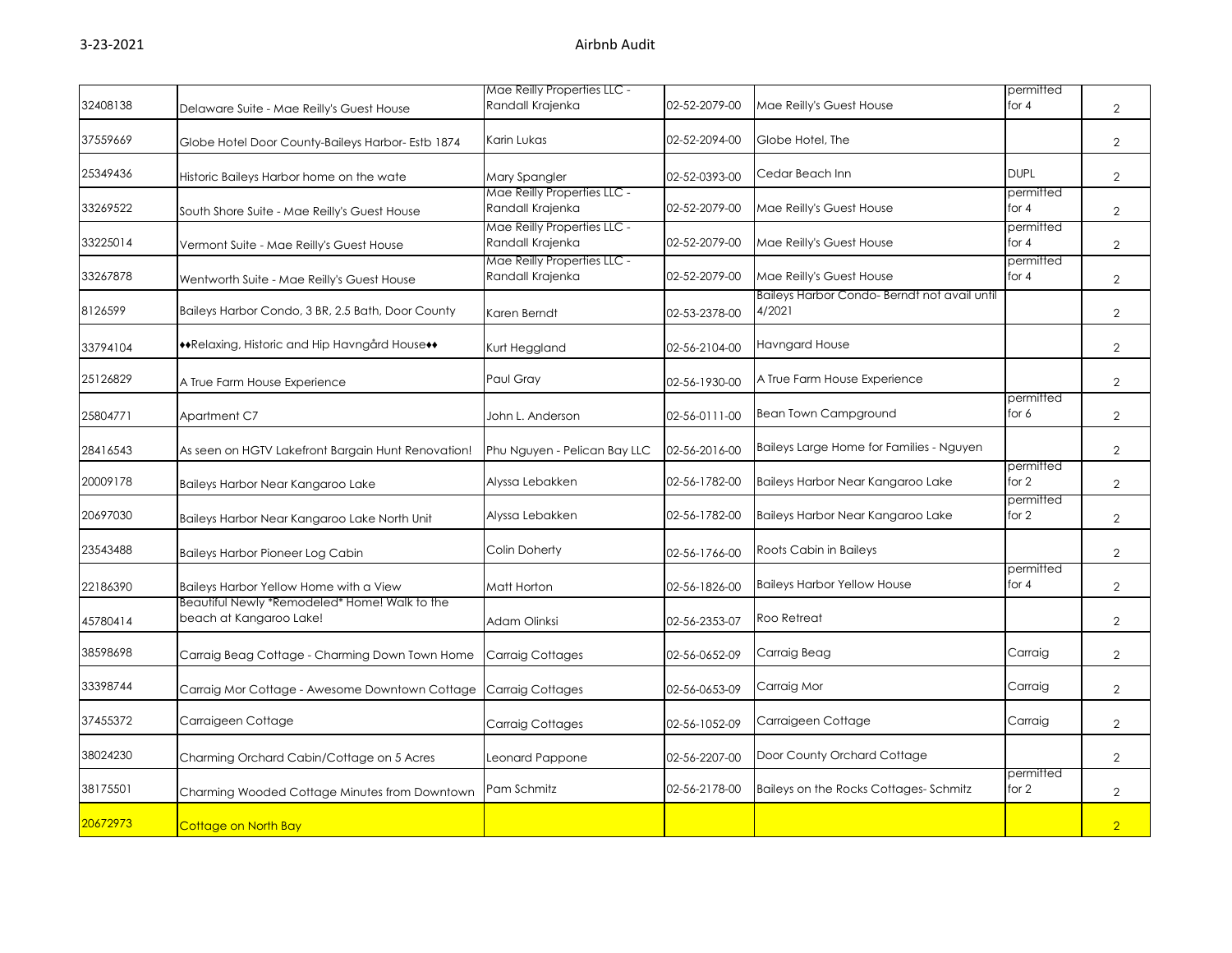| | | | | | | |
|---|---|---|---|---|---|---|
| 32408138 | Delaware Suite - Mae Reilly's Guest House | Mae Reilly Properties LLC - Randall Krajenka | 02-52-2079-00 | Mae Reilly's Guest House | permitted for 4 | 2 |
| 37559669 | Globe Hotel Door County-Baileys Harbor- Estb 1874 | Karin Lukas | 02-52-2094-00 | Globe Hotel, The | | 2 |
| 25349436 | Historic Baileys Harbor home on the wate | Mary Spangler | 02-52-0393-00 | Cedar Beach Inn | DUPL | 2 |
| 33269522 | South Shore Suite - Mae Reilly's Guest House | Mae Reilly Properties LLC - Randall Krajenka | 02-52-2079-00 | Mae Reilly's Guest House | permitted for 4 | 2 |
| 33225014 | Vermont Suite - Mae Reilly's Guest House | Mae Reilly Properties LLC - Randall Krajenka | 02-52-2079-00 | Mae Reilly's Guest House | permitted for 4 | 2 |
| 33267878 | Wentworth Suite - Mae Reilly's Guest House | Mae Reilly Properties LLC - Randall Krajenka | 02-52-2079-00 | Mae Reilly's Guest House | permitted for 4 | 2 |
| 8126599 | Baileys Harbor Condo, 3 BR, 2.5 Bath, Door County | Karen Berndt | 02-53-2378-00 | Baileys Harbor Condo- Berndt not avail until 4/2021 | | 2 |
| 33794104 | ♦♦Relaxing, Historic and Hip Havngård House♦♦ | Kurt Heggland | 02-56-2104-00 | Havngard House | | 2 |
| 25126829 | A True Farm House Experience | Paul Gray | 02-56-1930-00 | A True Farm House Experience | | 2 |
| 25804771 | Apartment C7 | John L. Anderson | 02-56-0111-00 | Bean Town Campground | permitted for 6 | 2 |
| 28416543 | As seen on HGTV Lakefront Bargain Hunt Renovation! | Phu Nguyen - Pelican Bay LLC | 02-56-2016-00 | Baileys Large Home for Families - Nguyen | | 2 |
| 20009178 | Baileys Harbor Near Kangaroo Lake | Alyssa Lebakken | 02-56-1782-00 | Baileys Harbor Near Kangaroo Lake | permitted for 2 | 2 |
| 20697030 | Baileys Harbor Near Kangaroo Lake North Unit | Alyssa Lebakken | 02-56-1782-00 | Baileys Harbor Near Kangaroo Lake | permitted for 2 | 2 |
| 23543488 | Baileys Harbor Pioneer Log Cabin | Colin Doherty | 02-56-1766-00 | Roots Cabin in Baileys | | 2 |
| 22186390 | Baileys Harbor Yellow Home with a View | Matt Horton | 02-56-1826-00 | Baileys Harbor Yellow House | permitted for 4 | 2 |
| 45780414 | Beautiful Newly *Remodeled* Home! Walk to the beach at Kangaroo Lake! | Adam Olinksi | 02-56-2353-07 | Roo Retreat | | 2 |
| 38598698 | Carraig Beag Cottage - Charming Down Town Home | Carraig Cottages | 02-56-0652-09 | Carraig Beag | Carraig | 2 |
| 33398744 | Carraig Mor Cottage - Awesome Downtown Cottage | Carraig Cottages | 02-56-0653-09 | Carraig Mor | Carraig | 2 |
| 37455372 | Carraigeen Cottage | Carraig Cottages | 02-56-1052-09 | Carraigeen Cottage | Carraig | 2 |
| 38024230 | Charming Orchard Cabin/Cottage on 5 Acres | Leonard Pappone | 02-56-2207-00 | Door County Orchard Cottage | | 2 |
| 38175501 | Charming Wooded Cottage Minutes from Downtown | Pam Schmitz | 02-56-2178-00 | Baileys on the Rocks Cottages- Schmitz | permitted for 2 | 2 |
| 20672973 | Cottage on North Bay | | | | | 2 |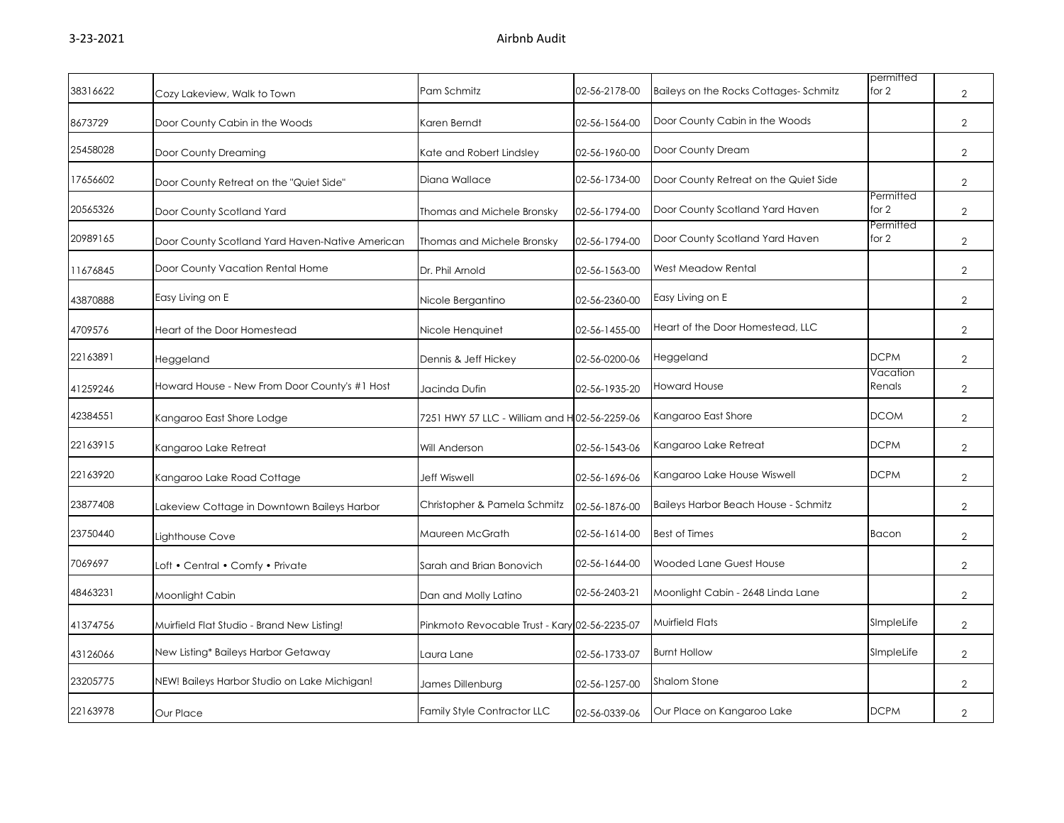| | | | | | | |
|---|---|---|---|---|---|---|
| 38316622 | Cozy Lakeview, Walk to Town | Pam Schmitz | 02-56-2178-00 | Baileys on the Rocks Cottages- Schmitz | permitted for 2 | 2 |
| 8673729 | Door County Cabin in the Woods | Karen Berndt | 02-56-1564-00 | Door County Cabin in the Woods | | 2 |
| 25458028 | Door County Dreaming | Kate and Robert Lindsley | 02-56-1960-00 | Door County Dream | | 2 |
| 17656602 | Door County Retreat on the "Quiet Side" | Diana Wallace | 02-56-1734-00 | Door County Retreat on the Quiet Side | | 2 |
| 20565326 | Door County Scotland Yard | Thomas and Michele Bronsky | 02-56-1794-00 | Door County Scotland Yard Haven | Permitted for 2 | 2 |
| 20989165 | Door County Scotland Yard Haven-Native American | Thomas and Michele Bronsky | 02-56-1794-00 | Door County Scotland Yard Haven | Permitted for 2 | 2 |
| 11676845 | Door County Vacation Rental Home | Dr. Phil Arnold | 02-56-1563-00 | West Meadow Rental | | 2 |
| 43870888 | Easy Living on E | Nicole Bergantino | 02-56-2360-00 | Easy Living on E | | 2 |
| 4709576 | Heart of the Door Homestead | Nicole Henquinet | 02-56-1455-00 | Heart of the Door Homestead, LLC | | 2 |
| 22163891 | Heggeland | Dennis & Jeff Hickey | 02-56-0200-06 | Heggeland | DCPM | 2 |
| 41259246 | Howard House - New From Door County's #1 Host | Jacinda Dufin | 02-56-1935-20 | Howard House | Vacation Renals | 2 |
| 42384551 | Kangaroo East Shore Lodge | 7251 HWY 57 LLC - William and H | 02-56-2259-06 | Kangaroo East Shore | DCOM | 2 |
| 22163915 | Kangaroo Lake Retreat | Will Anderson | 02-56-1543-06 | Kangaroo Lake Retreat | DCPM | 2 |
| 22163920 | Kangaroo Lake Road Cottage | Jeff Wiswell | 02-56-1696-06 | Kangaroo Lake House Wiswell | DCPM | 2 |
| 23877408 | Lakeview Cottage in Downtown Baileys Harbor | Christopher & Pamela Schmitz | 02-56-1876-00 | Baileys Harbor Beach House - Schmitz | | 2 |
| 23750440 | Lighthouse Cove | Maureen McGrath | 02-56-1614-00 | Best of Times | Bacon | 2 |
| 7069697 | Loft • Central • Comfy • Private | Sarah and Brian Bonovich | 02-56-1644-00 | Wooded Lane Guest House | | 2 |
| 48463231 | Moonlight Cabin | Dan and Molly Latino | 02-56-2403-21 | Moonlight Cabin - 2648 Linda Lane | | 2 |
| 41374756 | Muirfield Flat Studio - Brand New Listing! | Pinkmoto Revocable Trust - Kary | 02-56-2235-07 | Muirfield Flats | SImpleLife | 2 |
| 43126066 | New Listing* Baileys Harbor Getaway | Laura Lane | 02-56-1733-07 | Burnt Hollow | SImpleLife | 2 |
| 23205775 | NEW! Baileys Harbor Studio on Lake Michigan! | James Dillenburg | 02-56-1257-00 | Shalom Stone | | 2 |
| 22163978 | Our Place | Family Style Contractor LLC | 02-56-0339-06 | Our Place on Kangaroo Lake | DCPM | 2 |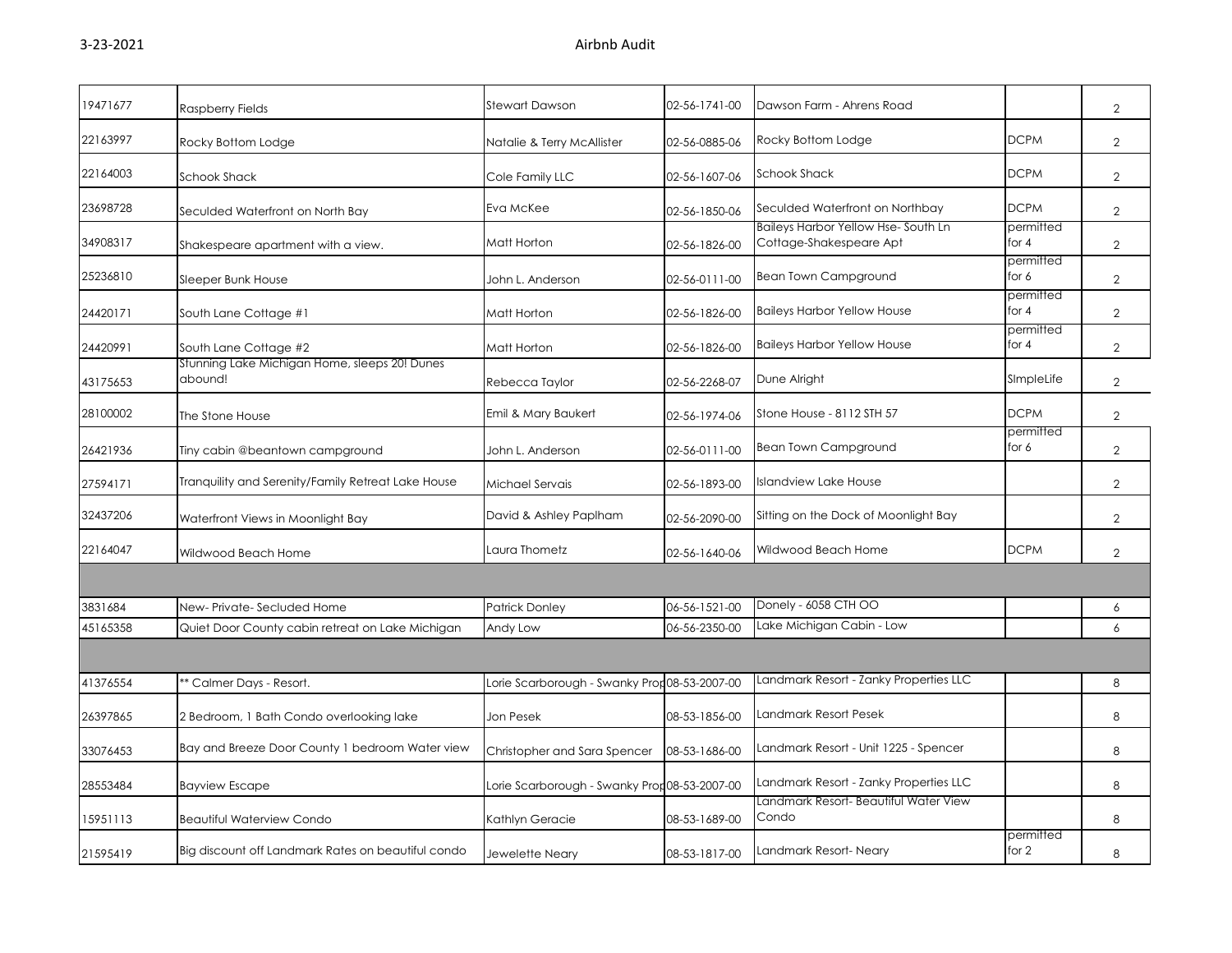| | | | | | | |
|---|---|---|---|---|---|---|
| 19471677 | Raspberry Fields | Stewart Dawson | 02-56-1741-00 | Dawson Farm - Ahrens Road | | 2 |
| 22163997 | Rocky Bottom Lodge | Natalie & Terry McAllister | 02-56-0885-06 | Rocky Bottom Lodge | DCPM | 2 |
| 22164003 | Schook Shack | Cole Family LLC | 02-56-1607-06 | Schook Shack | DCPM | 2 |
| 23698728 | Seculded Waterfront on North Bay | Eva McKee | 02-56-1850-06 | Seculded Waterfront on Northbay | DCPM | 2 |
| 34908317 | Shakespeare apartment with a view. | Matt Horton | 02-56-1826-00 | Baileys Harbor Yellow Hse- South Ln Cottage-Shakespeare Apt | permitted for 4 | 2 |
| 25236810 | Sleeper Bunk House | John L. Anderson | 02-56-0111-00 | Bean Town Campground | permitted for 6 | 2 |
| 24420171 | South Lane Cottage #1 | Matt Horton | 02-56-1826-00 | Baileys Harbor Yellow House | permitted for 4 | 2 |
| 24420991 | South Lane Cottage #2 | Matt Horton | 02-56-1826-00 | Baileys Harbor Yellow House | permitted for 4 | 2 |
| 43175653 | Stunning Lake Michigan Home, sleeps 20! Dunes abound! | Rebecca Taylor | 02-56-2268-07 | Dune Alright | SImpleLife | 2 |
| 28100002 | The Stone House | Emil & Mary Baukert | 02-56-1974-06 | Stone House - 8112 STH 57 | DCPM | 2 |
| 26421936 | Tiny cabin @beantown campground | John L. Anderson | 02-56-0111-00 | Bean Town Campground | permitted for 6 | 2 |
| 27594171 | Tranquility and Serenity/Family Retreat Lake House | Michael Servais | 02-56-1893-00 | Islandview Lake House | | 2 |
| 32437206 | Waterfront Views in Moonlight Bay | David & Ashley Paplham | 02-56-2090-00 | Sitting on the Dock of Moonlight Bay | | 2 |
| 22164047 | Wildwood Beach Home | Laura Thometz | 02-56-1640-06 | Wildwood Beach Home | DCPM | 2 |
| | | | | | | |
| 3831684 | New- Private- Secluded Home | Patrick Donley | 06-56-1521-00 | Donely - 6058 CTH OO | | 6 |
| 45165358 | Quiet Door County cabin retreat on Lake Michigan | Andy Low | 06-56-2350-00 | Lake Michigan Cabin - Low | | 6 |
| | | | | | | |
| 41376554 | ** Calmer Days - Resort. | Lorie Scarborough - Swanky Prop | 08-53-2007-00 | Landmark Resort - Zanky Properties LLC | | 8 |
| 26397865 | 2 Bedroom, 1 Bath Condo overlooking lake | Jon Pesek | 08-53-1856-00 | Landmark Resort Pesek | | 8 |
| 33076453 | Bay and Breeze Door County 1 bedroom Water view | Christopher and Sara Spencer | 08-53-1686-00 | Landmark Resort - Unit 1225 - Spencer | | 8 |
| 28553484 | Bayview Escape | Lorie Scarborough - Swanky Prop | 08-53-2007-00 | Landmark Resort - Zanky Properties LLC | | 8 |
| 15951113 | Beautiful Waterview Condo | Kathlyn Geracie | 08-53-1689-00 | Landmark Resort- Beautiful Water View Condo | | 8 |
| 21595419 | Big discount off Landmark Rates on beautiful condo | Jewelette Neary | 08-53-1817-00 | Landmark Resort- Neary | permitted for 2 | 8 |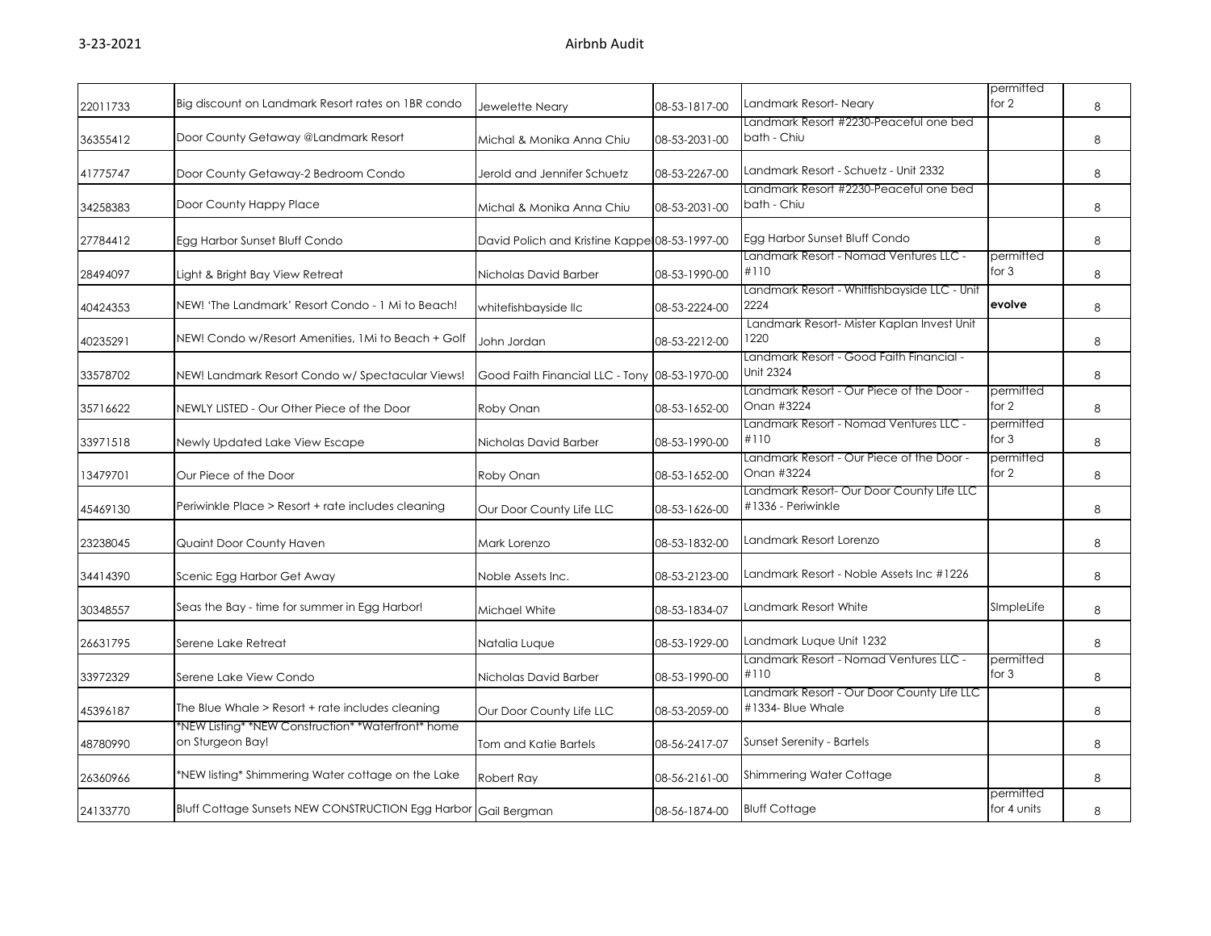| | | | | | | |
|---|---|---|---|---|---|---|
| 22011733 | Big discount on Landmark Resort rates on 1BR condo | Jewelette Neary | 08-53-1817-00 | Landmark Resort- Neary | permitted for 2 | 8 |
| 36355412 | Door County Getaway @Landmark Resort | Michal & Monika Anna Chiu | 08-53-2031-00 | Landmark Resort #2230-Peaceful one bed bath - Chiu | | 8 |
| 41775747 | Door County Getaway-2 Bedroom Condo | Jerold and Jennifer Schuetz | 08-53-2267-00 | Landmark Resort - Schuetz - Unit 2332 | | 8 |
| 34258383 | Door County Happy Place | Michal & Monika Anna Chiu | 08-53-2031-00 | Landmark Resort #2230-Peaceful one bed bath - Chiu | | 8 |
| 27784412 | Egg Harbor Sunset Bluff Condo | David Polich and Kristine Kappe | 08-53-1997-00 | Egg Harbor Sunset Bluff Condo | | 8 |
| 28494097 | Light & Bright Bay View Retreat | Nicholas David Barber | 08-53-1990-00 | Landmark Resort - Nomad Ventures LLC - #110 | permitted for 3 | 8 |
| 40424353 | NEW! 'The Landmark' Resort Condo - 1 Mi to Beach! | whitefishbayside llc | 08-53-2224-00 | Landmark Resort - Whitfishbayside LLC - Unit 2224 | **evolve** | 8 |
| 40235291 | NEW! Condo w/Resort Amenities, 1Mi to Beach + Golf | John Jordan | 08-53-2212-00 | Landmark Resort- Mister Kaplan Invest Unit 1220 | | 8 |
| 33578702 | NEW! Landmark Resort Condo w/ Spectacular Views! | Good Faith Financial LLC - Tony | 08-53-1970-00 | Landmark Resort - Good Faith Financial - Unit 2324 | | 8 |
| 35716622 | NEWLY LISTED - Our Other Piece of the Door | Roby Onan | 08-53-1652-00 | Landmark Resort - Our Piece of the Door - Onan #3224 | permitted for 2 | 8 |
| 33971518 | Newly Updated Lake View Escape | Nicholas David Barber | 08-53-1990-00 | Landmark Resort - Nomad Ventures LLC - #110 | permitted for 3 | 8 |
| 13479701 | Our Piece of the Door | Roby Onan | 08-53-1652-00 | Landmark Resort - Our Piece of the Door - Onan #3224 | permitted for 2 | 8 |
| 45469130 | Periwinkle Place > Resort + rate includes cleaning | Our Door County Life LLC | 08-53-1626-00 | Landmark Resort- Our Door County Life LLC #1336 - Periwinkle | | 8 |
| 23238045 | Quaint Door County Haven | Mark Lorenzo | 08-53-1832-00 | Landmark Resort Lorenzo | | 8 |
| 34414390 | Scenic Egg Harbor Get Away | Noble Assets Inc. | 08-53-2123-00 | Landmark Resort - Noble Assets Inc #1226 | | 8 |
| 30348557 | Seas the Bay - time for summer in Egg Harbor! | Michael White | 08-53-1834-07 | Landmark Resort White | SImpleLife | 8 |
| 26631795 | Serene Lake Retreat | Natalia Luque | 08-53-1929-00 | Landmark Luque Unit 1232 | | 8 |
| 33972329 | Serene Lake View Condo | Nicholas David Barber | 08-53-1990-00 | Landmark Resort - Nomad Ventures LLC - #110 | permitted for 3 | 8 |
| 45396187 | The Blue Whale > Resort + rate includes cleaning | Our Door County Life LLC | 08-53-2059-00 | Landmark Resort - Our Door County Life LLC #1334- Blue Whale | | 8 |
| 48780990 | *NEW Listing* *NEW Construction* *Waterfront* home on Sturgeon Bay! | Tom and Katie Bartels | 08-56-2417-07 | Sunset Serenity - Bartels | | 8 |
| 26360966 | *NEW listing* Shimmering Water cottage on the Lake | Robert Ray | 08-56-2161-00 | Shimmering Water Cottage | | 8 |
| 24133770 | Bluff Cottage Sunsets NEW CONSTRUCTION Egg Harbor | Gail Bergman | 08-56-1874-00 | Bluff Cottage | permitted for 4 units | 8 |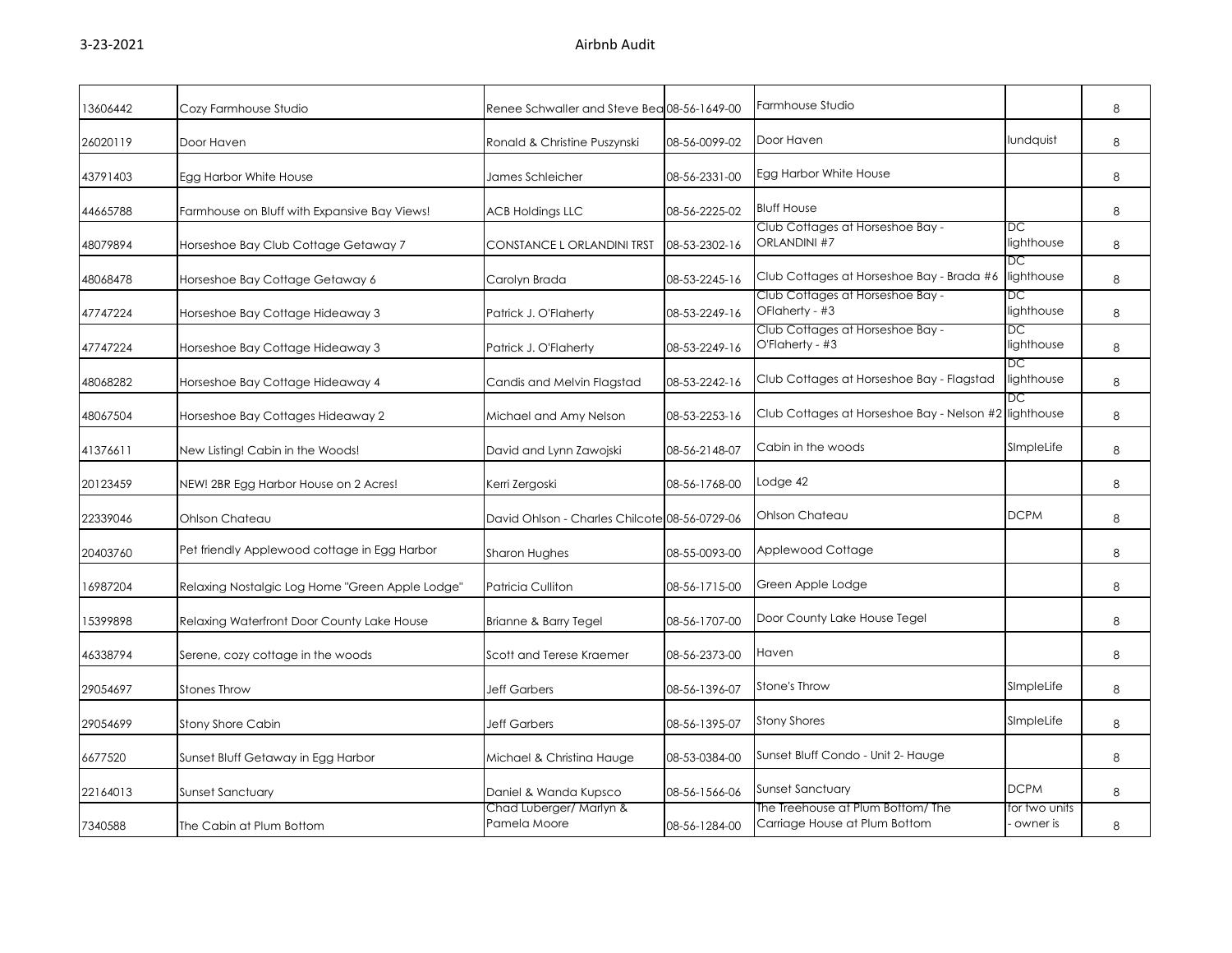| | | | | | | |
|---|---|---|---|---|---|---|
| 13606442 | Cozy Farmhouse Studio | Renee Schwaller and Steve Bea | 08-56-1649-00 | Farmhouse Studio | | 8 |
| 26020119 | Door Haven | Ronald & Christine Puszynski | 08-56-0099-02 | Door Haven | lundquist | 8 |
| 43791403 | Egg Harbor White House | James Schleicher | 08-56-2331-00 | Egg Harbor White House | | 8 |
| 44665788 | Farmhouse on Bluff with Expansive Bay Views! | ACB Holdings LLC | 08-56-2225-02 | Bluff House | | 8 |
| 48079894 | Horseshoe Bay Club Cottage Getaway 7 | CONSTANCE L ORLANDINI TRST | 08-53-2302-16 | Club Cottages at Horseshoe Bay - ORLANDINI #7 | DC lighthouse | 8 |
| 48068478 | Horseshoe Bay Cottage Getaway 6 | Carolyn Brada | 08-53-2245-16 | Club Cottages at Horseshoe Bay - Brada #6 | DC lighthouse | 8 |
| 47747224 | Horseshoe Bay Cottage Hideaway 3 | Patrick J. O'Flaherty | 08-53-2249-16 | Club Cottages at Horseshoe Bay - OFlaherty - #3 | DC lighthouse | 8 |
| 47747224 | Horseshoe Bay Cottage Hideaway 3 | Patrick J. O'Flaherty | 08-53-2249-16 | Club Cottages at Horseshoe Bay - O'Flaherty - #3 | DC lighthouse | 8 |
| 48068282 | Horseshoe Bay Cottage Hideaway 4 | Candis and Melvin Flagstad | 08-53-2242-16 | Club Cottages at Horseshoe Bay - Flagstad | DC lighthouse | 8 |
| 48067504 | Horseshoe Bay Cottages Hideaway 2 | Michael and Amy Nelson | 08-53-2253-16 | Club Cottages at Horseshoe Bay - Nelson #2 | DC lighthouse | 8 |
| 41376611 | New Listing! Cabin in the Woods! | David and Lynn Zawojski | 08-56-2148-07 | Cabin in the woods | SImpleLife | 8 |
| 20123459 | NEW! 2BR Egg Harbor House on 2 Acres! | Kerri Zergoski | 08-56-1768-00 | Lodge 42 | | 8 |
| 22339046 | Ohlson Chateau | David Ohlson - Charles Chilcote | 08-56-0729-06 | Ohlson Chateau | DCPM | 8 |
| 20403760 | Pet friendly Applewood cottage in Egg Harbor | Sharon Hughes | 08-55-0093-00 | Applewood Cottage | | 8 |
| 16987204 | Relaxing Nostalgic Log Home "Green Apple Lodge" | Patricia Culliton | 08-56-1715-00 | Green Apple Lodge | | 8 |
| 15399898 | Relaxing Waterfront Door County Lake House | Brianne & Barry Tegel | 08-56-1707-00 | Door County Lake House Tegel | | 8 |
| 46338794 | Serene, cozy cottage in the woods | Scott and Terese Kraemer | 08-56-2373-00 | Haven | | 8 |
| 29054697 | Stones Throw | Jeff Garbers | 08-56-1396-07 | Stone's Throw | SImpleLife | 8 |
| 29054699 | Stony Shore Cabin | Jeff Garbers | 08-56-1395-07 | Stony Shores | SImpleLife | 8 |
| 6677520 | Sunset Bluff Getaway in Egg Harbor | Michael & Christina Hauge | 08-53-0384-00 | Sunset Bluff Condo - Unit 2- Hauge | | 8 |
| 22164013 | Sunset Sanctuary | Daniel & Wanda Kupsco | 08-56-1566-06 | Sunset Sanctuary | DCPM | 8 |
| 7340588 | The Cabin at Plum Bottom | Chad Luberger/ Marlyn & Pamela Moore | 08-56-1284-00 | The Treehouse at Plum Bottom/ The Carriage House at Plum Bottom | for two units - owner is | 8 |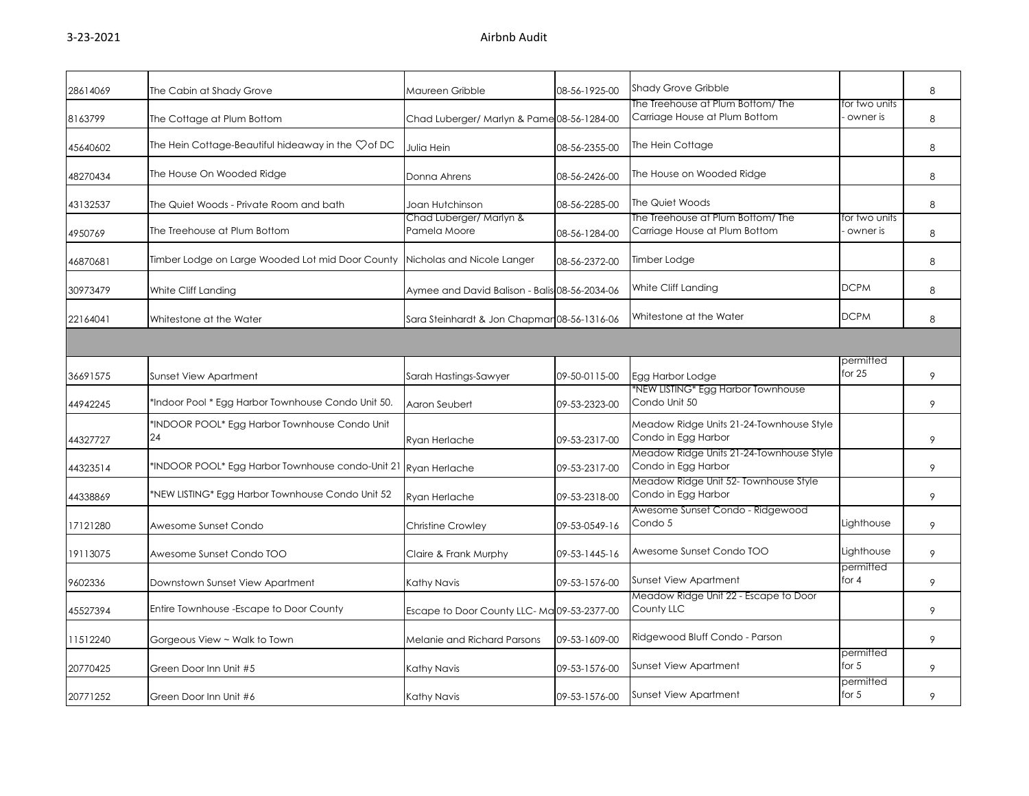| | | | | | | |
|---|---|---|---|---|---|---|
| 28614069 | The Cabin at Shady Grove | Maureen Gribble | 08-56-1925-00 | Shady Grove Gribble | | 8 |
| 8163799 | The Cottage at Plum Bottom | Chad Luberger/ Marlyn & Pame | 08-56-1284-00 | The Treehouse at Plum Bottom/ The Carriage House at Plum Bottom | for two units - owner is | 8 |
| 45640602 | The Hein Cottage-Beautiful hideaway in the ♡of DC | Julia Hein | 08-56-2355-00 | The Hein Cottage | | 8 |
| 48270434 | The House On Wooded Ridge | Donna Ahrens | 08-56-2426-00 | The House on Wooded Ridge | | 8 |
| 43132537 | The Quiet Woods - Private Room and bath | Joan Hutchinson | 08-56-2285-00 | The Quiet Woods | | 8 |
| 4950769 | The Treehouse at Plum Bottom | Chad Luberger/ Marlyn & Pamela Moore | 08-56-1284-00 | The Treehouse at Plum Bottom/ The Carriage House at Plum Bottom | for two units - owner is | 8 |
| 46870681 | Timber Lodge on Large Wooded Lot mid Door County | Nicholas and Nicole Langer | 08-56-2372-00 | Timber Lodge | | 8 |
| 30973479 | White Cliff Landing | Aymee and David Balison - Balis | 08-56-2034-06 | White Cliff Landing | DCPM | 8 |
| 22164041 | Whitestone at the Water | Sara Steinhardt & Jon Chapman | 08-56-1316-06 | Whitestone at the Water | DCPM | 8 |
| | | | | | | |
| 36691575 | Sunset View Apartment | Sarah Hastings-Sawyer | 09-50-0115-00 | Egg Harbor Lodge | permitted for 25 | 9 |
| 44942245 | *Indoor Pool * Egg Harbor Townhouse Condo Unit 50. | Aaron Seubert | 09-53-2323-00 | *NEW LISTING* Egg Harbor Townhouse Condo Unit 50 | | 9 |
| 44327727 | *INDOOR POOL* Egg Harbor Townhouse Condo Unit 24 | Ryan Herlache | 09-53-2317-00 | Meadow Ridge Units 21-24-Townhouse Style Condo in Egg Harbor | | 9 |
| 44323514 | *INDOOR POOL* Egg Harbor Townhouse condo-Unit 21 | Ryan Herlache | 09-53-2317-00 | Meadow Ridge Units 21-24-Townhouse Style Condo in Egg Harbor | | 9 |
| 44338869 | *NEW LISTING* Egg Harbor Townhouse Condo Unit 52 | Ryan Herlache | 09-53-2318-00 | Meadow Ridge Unit 52- Townhouse Style Condo in Egg Harbor | | 9 |
| 17121280 | Awesome Sunset Condo | Christine Crowley | 09-53-0549-16 | Awesome Sunset Condo - Ridgewood Condo 5 | Lighthouse | 9 |
| 19113075 | Awesome Sunset Condo TOO | Claire & Frank Murphy | 09-53-1445-16 | Awesome Sunset Condo TOO | Lighthouse | 9 |
| 9602336 | Downstown Sunset View Apartment | Kathy Navis | 09-53-1576-00 | Sunset View Apartment | permitted for 4 | 9 |
| 45527394 | Entire Townhouse -Escape to Door County | Escape to Door County LLC- Ma | 09-53-2377-00 | Meadow Ridge Unit 22 - Escape to Door County LLC | | 9 |
| 11512240 | Gorgeous View ~ Walk to Town | Melanie and Richard Parsons | 09-53-1609-00 | Ridgewood Bluff Condo - Parson | | 9 |
| 20770425 | Green Door Inn Unit #5 | Kathy Navis | 09-53-1576-00 | Sunset View Apartment | permitted for 5 | 9 |
| 20771252 | Green Door Inn Unit #6 | Kathy Navis | 09-53-1576-00 | Sunset View Apartment | permitted for 5 | 9 |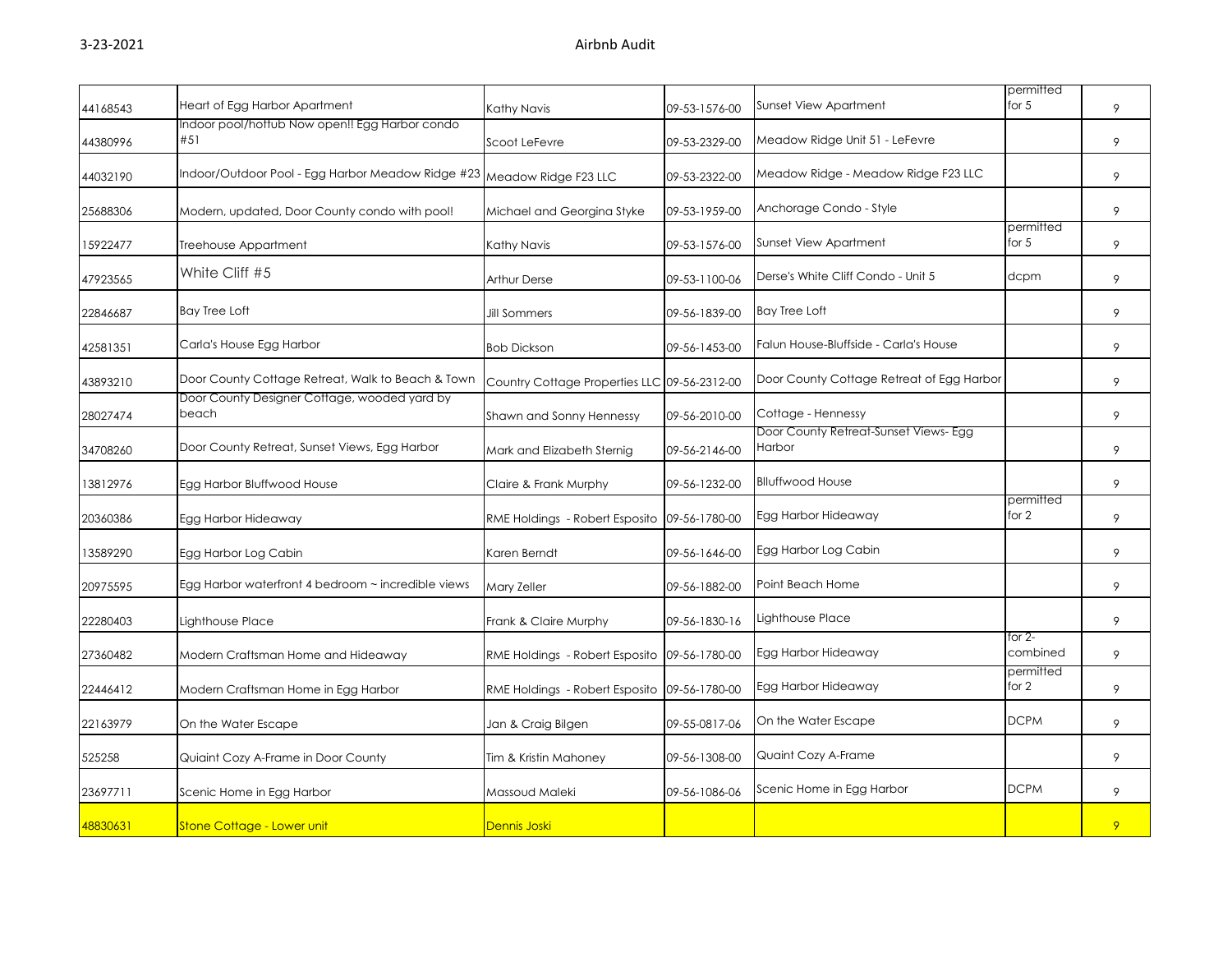| 44168543 | Heart of Egg Harbor Apartment | Kathy Navis | 09-53-1576-00 | Sunset View Apartment | permitted for 5 | 9 |
|---|---|---|---|---|---|---|
| 44380996 | Indoor pool/hottub Now open!! Egg Harbor condo #51 | Scoot LeFevre | 09-53-2329-00 | Meadow Ridge Unit 51 - LeFevre | | 9 |
| 44032190 | Indoor/Outdoor Pool - Egg Harbor Meadow Ridge #23 | Meadow Ridge F23 LLC | 09-53-2322-00 | Meadow Ridge - Meadow Ridge F23 LLC | | 9 |
| 25688306 | Modern, updated, Door County condo with pool! | Michael and Georgina Styke | 09-53-1959-00 | Anchorage Condo - Style | | 9 |
| 15922477 | Treehouse Appartment | Kathy Navis | 09-53-1576-00 | Sunset View Apartment | permitted for 5 | 9 |
| 47923565 | White Cliff #5 | Arthur Derse | 09-53-1100-06 | Derse's White Cliff Condo - Unit 5 | dcpm | 9 |
| 22846687 | Bay Tree Loft | Jill Sommers | 09-56-1839-00 | Bay Tree Loft | | 9 |
| 42581351 | Carla's House Egg Harbor | Bob Dickson | 09-56-1453-00 | Falun House-Bluffside - Carla's House | | 9 |
| 43893210 | Door County Cottage Retreat, Walk to Beach & Town | Country Cottage Properties LLC | 09-56-2312-00 | Door County Cottage Retreat of Egg Harbor | | 9 |
| 28027474 | Door County Designer Cottage, wooded yard by beach | Shawn and Sonny Hennessy | 09-56-2010-00 | Cottage - Hennessy | | 9 |
| 34708260 | Door County Retreat, Sunset Views, Egg Harbor | Mark and Elizabeth Sternig | 09-56-2146-00 | Door County Retreat-Sunset Views- Egg Harbor | | 9 |
| 13812976 | Egg Harbor Bluffwood House | Claire & Frank Murphy | 09-56-1232-00 | Blluffwood House | | 9 |
| 20360386 | Egg Harbor Hideaway | RME Holdings - Robert Esposito | 09-56-1780-00 | Egg Harbor Hideaway | permitted for 2 | 9 |
| 13589290 | Egg Harbor Log Cabin | Karen Berndt | 09-56-1646-00 | Egg Harbor Log Cabin | | 9 |
| 20975595 | Egg Harbor waterfront 4 bedroom ~ incredible views | Mary Zeller | 09-56-1882-00 | Point Beach Home | | 9 |
| 22280403 | Lighthouse Place | Frank & Claire Murphy | 09-56-1830-16 | Lighthouse Place | | 9 |
| 27360482 | Modern Craftsman Home and Hideaway | RME Holdings - Robert Esposito | 09-56-1780-00 | Egg Harbor Hideaway | for 2-combined | 9 |
| 22446412 | Modern Craftsman Home in Egg Harbor | RME Holdings - Robert Esposito | 09-56-1780-00 | Egg Harbor Hideaway | permitted for 2 | 9 |
| 22163979 | On the Water Escape | Jan & Craig Bilgen | 09-55-0817-06 | On the Water Escape | DCPM | 9 |
| 525258 | Quiaint Cozy A-Frame in Door County | Tim & Kristin Mahoney | 09-56-1308-00 | Quaint Cozy A-Frame | | 9 |
| 23697711 | Scenic Home in Egg Harbor | Massoud Maleki | 09-56-1086-06 | Scenic Home in Egg Harbor | DCPM | 9 |
| 48830631 | Stone Cottage - Lower unit | Dennis Joski | | | | 9 |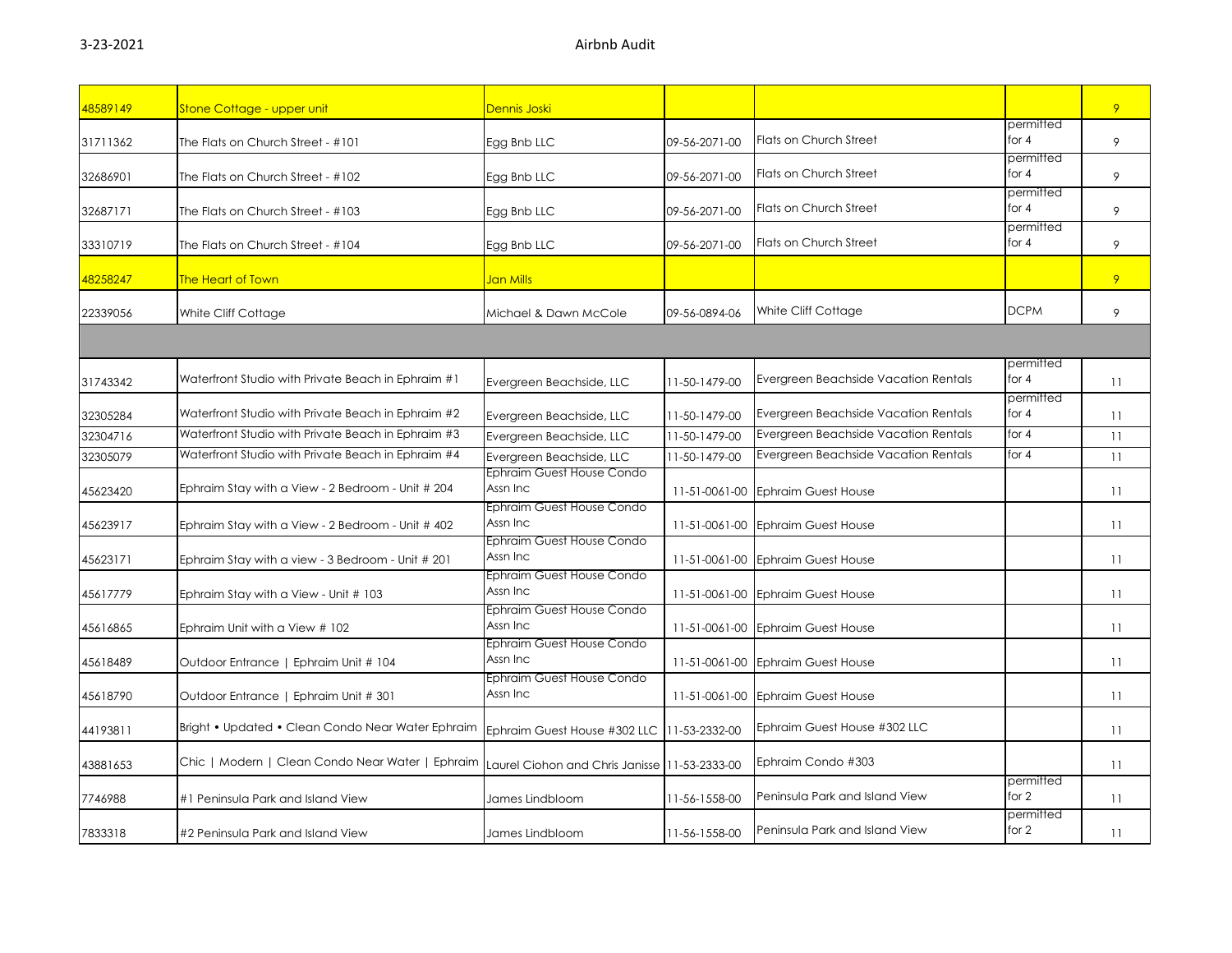| | | | | | | |
|---|---|---|---|---|---|---|
| 48589149 | Stone Cottage - upper unit | Dennis Joski | | | | 9 |
| 31711362 | The Flats on Church Street - #101 | Egg Bnb LLC | 09-56-2071-00 | Flats on Church Street | permitted for 4 | 9 |
| 32686901 | The Flats on Church Street - #102 | Egg Bnb LLC | 09-56-2071-00 | Flats on Church Street | permitted for 4 | 9 |
| 32687171 | The Flats on Church Street - #103 | Egg Bnb LLC | 09-56-2071-00 | Flats on Church Street | permitted for 4 | 9 |
| 33310719 | The Flats on Church Street - #104 | Egg Bnb LLC | 09-56-2071-00 | Flats on Church Street | permitted for 4 | 9 |
| 48258247 | The Heart of Town | Jan Mills | | | | 9 |
| 22339056 | White Cliff Cottage | Michael & Dawn McCole | 09-56-0894-06 | White Cliff Cottage | DCPM | 9 |
| | | | | | | |
| 31743342 | Waterfront Studio with Private Beach in Ephraim #1 | Evergreen Beachside, LLC | 11-50-1479-00 | Evergreen Beachside Vacation Rentals | permitted for 4 | 11 |
| 32305284 | Waterfront Studio with Private Beach in Ephraim #2 | Evergreen Beachside, LLC | 11-50-1479-00 | Evergreen Beachside Vacation Rentals | permitted for 4 | 11 |
| 32304716 | Waterfront Studio with Private Beach in Ephraim #3 | Evergreen Beachside, LLC | 11-50-1479-00 | Evergreen Beachside Vacation Rentals | for 4 | 11 |
| 32305079 | Waterfront Studio with Private Beach in Ephraim #4 | Evergreen Beachside, LLC | 11-50-1479-00 | Evergreen Beachside Vacation Rentals | for 4 | 11 |
| 45623420 | Ephraim Stay with a View - 2 Bedroom - Unit # 204 | Ephraim Guest House Condo Assn Inc | 11-51-0061-00 | Ephraim Guest House | | 11 |
| 45623917 | Ephraim Stay with a View - 2 Bedroom - Unit # 402 | Ephraim Guest House Condo Assn Inc | 11-51-0061-00 | Ephraim Guest House | | 11 |
| 45623171 | Ephraim Stay with a view - 3 Bedroom - Unit # 201 | Ephraim Guest House Condo Assn Inc | 11-51-0061-00 | Ephraim Guest House | | 11 |
| 45617779 | Ephraim Stay with a View - Unit # 103 | Ephraim Guest House Condo Assn Inc | 11-51-0061-00 | Ephraim Guest House | | 11 |
| 45616865 | Ephraim Unit with a View # 102 | Ephraim Guest House Condo Assn Inc | 11-51-0061-00 | Ephraim Guest House | | 11 |
| 45618489 | Outdoor Entrance \| Ephraim Unit # 104 | Ephraim Guest House Condo Assn Inc | 11-51-0061-00 | Ephraim Guest House | | 11 |
| 45618790 | Outdoor Entrance \| Ephraim Unit # 301 | Ephraim Guest House Condo Assn Inc | 11-51-0061-00 | Ephraim Guest House | | 11 |
| 44193811 | Bright • Updated • Clean Condo Near Water Ephraim | Ephraim Guest House #302 LLC | 11-53-2332-00 | Ephraim Guest House #302 LLC | | 11 |
| 43881653 | Chic \| Modern \| Clean Condo Near Water \| Ephraim | Laurel Ciohon and Chris Janisse | 11-53-2333-00 | Ephraim Condo #303 | | 11 |
| 7746988 | #1 Peninsula Park and Island View | James Lindbloom | 11-56-1558-00 | Peninsula Park and Island View | permitted for 2 | 11 |
| 7833318 | #2 Peninsula Park and Island View | James Lindbloom | 11-56-1558-00 | Peninsula Park and Island View | permitted for 2 | 11 |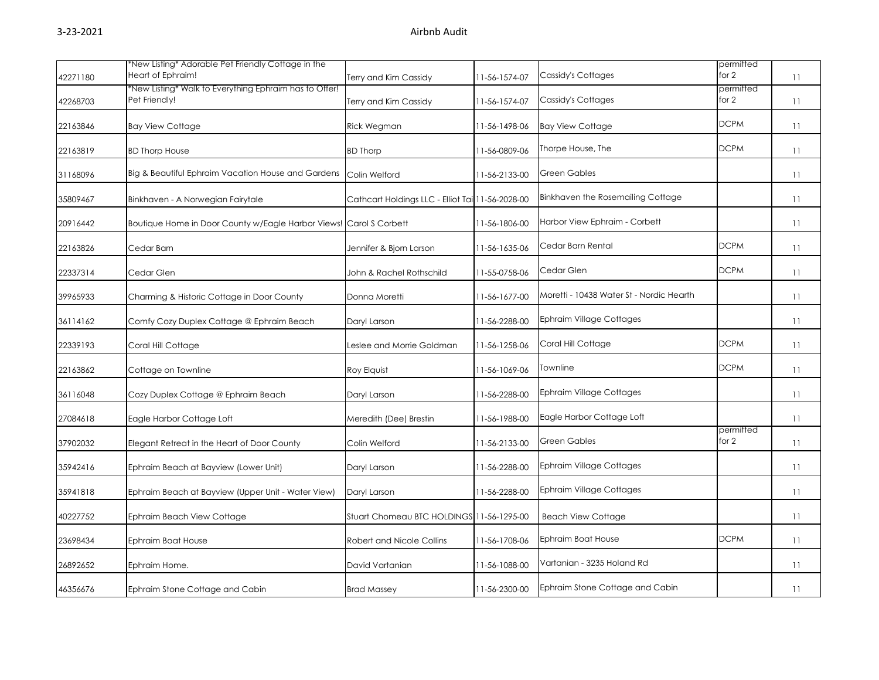| 42271180 | *New Listing* Adorable Pet Friendly Cottage in the Heart of Ephraim! | Terry and Kim Cassidy | 11-56-1574-07 | Cassidy's Cottages | permitted for 2 | 11 |
|---|---|---|---|---|---|---|
| 42268703 | *New Listing* Walk to Everything Ephraim has to Offer! Pet Friendly! | Terry and Kim Cassidy | 11-56-1574-07 | Cassidy's Cottages | permitted for 2 | 11 |
| 22163846 | Bay View Cottage | Rick Wegman | 11-56-1498-06 | Bay View Cottage | DCPM | 11 |
| 22163819 | BD Thorp House | BD Thorp | 11-56-0809-06 | Thorpe House, The | DCPM | 11 |
| 31168096 | Big & Beautiful Ephraim Vacation House and Gardens | Colin Welford | 11-56-2133-00 | Green Gables | | 11 |
| 35809467 | Binkhaven - A Norwegian Fairytale | Cathcart Holdings LLC - Elliot Tai | 11-56-2028-00 | Binkhaven the Rosemailing Cottage | | 11 |
| 20916442 | Boutique Home in Door County w/Eagle Harbor Views! | Carol S Corbett | 11-56-1806-00 | Harbor View Ephraim - Corbett | | 11 |
| 22163826 | Cedar Barn | Jennifer & Bjorn Larson | 11-56-1635-06 | Cedar Barn Rental | DCPM | 11 |
| 22337314 | Cedar Glen | John & Rachel Rothschild | 11-55-0758-06 | Cedar Glen | DCPM | 11 |
| 39965933 | Charming & Historic Cottage in Door County | Donna Moretti | 11-56-1677-00 | Moretti - 10438 Water St - Nordic Hearth | | 11 |
| 36114162 | Comfy Cozy Duplex Cottage @ Ephraim Beach | Daryl Larson | 11-56-2288-00 | Ephraim Village Cottages | | 11 |
| 22339193 | Coral Hill Cottage | Leslee and Morrie Goldman | 11-56-1258-06 | Coral Hill Cottage | DCPM | 11 |
| 22163862 | Cottage on Townline | Roy Elquist | 11-56-1069-06 | Townline | DCPM | 11 |
| 36116048 | Cozy Duplex Cottage @ Ephraim Beach | Daryl Larson | 11-56-2288-00 | Ephraim Village Cottages | | 11 |
| 27084618 | Eagle Harbor Cottage Loft | Meredith (Dee) Brestin | 11-56-1988-00 | Eagle Harbor Cottage Loft | | 11 |
| 37902032 | Elegant Retreat in the Heart of Door County | Colin Welford | 11-56-2133-00 | Green Gables | permitted for 2 | 11 |
| 35942416 | Ephraim Beach at Bayview (Lower Unit) | Daryl Larson | 11-56-2288-00 | Ephraim Village Cottages | | 11 |
| 35941818 | Ephraim Beach at Bayview (Upper Unit - Water View) | Daryl Larson | 11-56-2288-00 | Ephraim Village Cottages | | 11 |
| 40227752 | Ephraim Beach View Cottage | Stuart Chomeau BTC HOLDINGS | 11-56-1295-00 | Beach View Cottage | | 11 |
| 23698434 | Ephraim Boat House | Robert and Nicole Collins | 11-56-1708-06 | Ephraim Boat House | DCPM | 11 |
| 26892652 | Ephraim Home. | David Vartanian | 11-56-1088-00 | Vartanian - 3235 Holand Rd | | 11 |
| 46356676 | Ephraim Stone Cottage and Cabin | Brad Massey | 11-56-2300-00 | Ephraim Stone Cottage and Cabin | | 11 |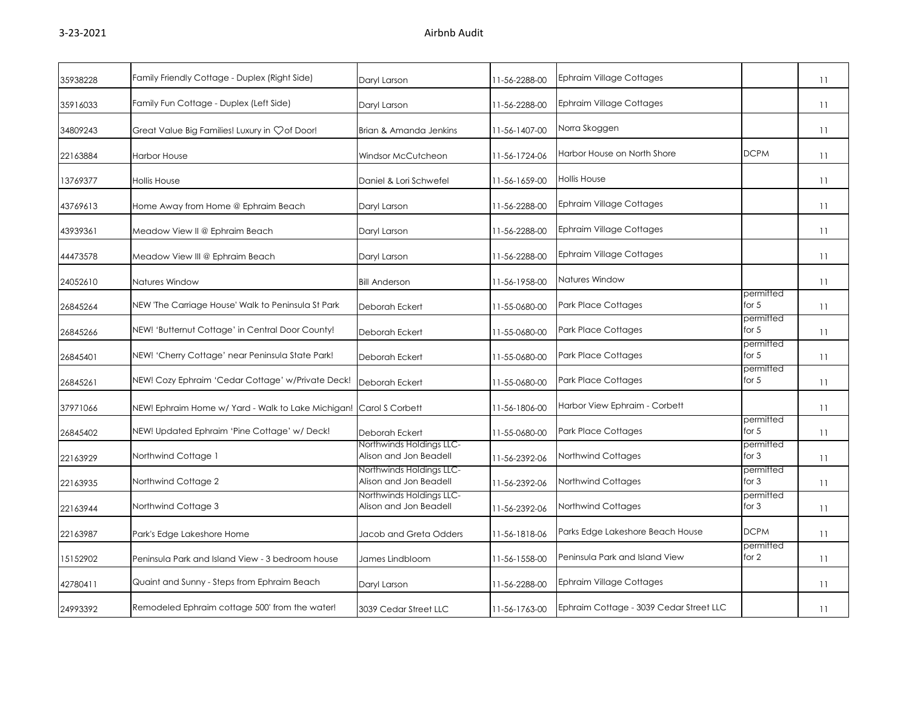| | | | | | | |
|---|---|---|---|---|---|---|
| 35938228 | Family Friendly Cottage - Duplex (Right Side) | Daryl Larson | 11-56-2288-00 | Ephraim Village Cottages | | 11 |
| 35916033 | Family Fun Cottage - Duplex (Left Side) | Daryl Larson | 11-56-2288-00 | Ephraim Village Cottages | | 11 |
| 34809243 | Great Value Big Families! Luxury in ♡of Door! | Brian & Amanda Jenkins | 11-56-1407-00 | Norra Skoggen | | 11 |
| 22163884 | Harbor House | Windsor McCutcheon | 11-56-1724-06 | Harbor House on North Shore | DCPM | 11 |
| 13769377 | Hollis House | Daniel & Lori Schwefel | 11-56-1659-00 | Hollis House | | 11 |
| 43769613 | Home Away from Home @ Ephraim Beach | Daryl Larson | 11-56-2288-00 | Ephraim Village Cottages | | 11 |
| 43939361 | Meadow View II @ Ephraim Beach | Daryl Larson | 11-56-2288-00 | Ephraim Village Cottages | | 11 |
| 44473578 | Meadow View III @ Ephraim Beach | Daryl Larson | 11-56-2288-00 | Ephraim Village Cottages | | 11 |
| 24052610 | Natures Window | Bill Anderson | 11-56-1958-00 | Natures Window | | 11 |
| 26845264 | NEW 'The Carriage House' Walk to Peninsula St Park | Deborah Eckert | 11-55-0680-00 | Park Place Cottages | permitted for 5 | 11 |
| 26845266 | NEW! 'Butternut Cottage' in Central Door County! | Deborah Eckert | 11-55-0680-00 | Park Place Cottages | permitted for 5 | 11 |
| 26845401 | NEW! 'Cherry Cottage' near Peninsula State Park! | Deborah Eckert | 11-55-0680-00 | Park Place Cottages | permitted for 5 | 11 |
| 26845261 | NEW! Cozy Ephraim 'Cedar Cottage' w/Private Deck! | Deborah Eckert | 11-55-0680-00 | Park Place Cottages | permitted for 5 | 11 |
| 37971066 | NEW! Ephraim Home w/ Yard - Walk to Lake Michigan! | Carol S Corbett | 11-56-1806-00 | Harbor View Ephraim - Corbett | | 11 |
| 26845402 | NEW! Updated Ephraim 'Pine Cottage' w/ Deck! | Deborah Eckert | 11-55-0680-00 | Park Place Cottages | permitted for 5 | 11 |
| 22163929 | Northwind Cottage 1 | Northwinds Holdings LLC-Alison and Jon Beadell | 11-56-2392-06 | Northwind Cottages | permitted for 3 | 11 |
| 22163935 | Northwind Cottage 2 | Northwinds Holdings LLC-Alison and Jon Beadell | 11-56-2392-06 | Northwind Cottages | permitted for 3 | 11 |
| 22163944 | Northwind Cottage 3 | Northwinds Holdings LLC-Alison and Jon Beadell | 11-56-2392-06 | Northwind Cottages | permitted for 3 | 11 |
| 22163987 | Park's Edge Lakeshore Home | Jacob and Greta Odders | 11-56-1818-06 | Parks Edge Lakeshore Beach House | DCPM | 11 |
| 15152902 | Peninsula Park and Island View - 3 bedroom house | James Lindbloom | 11-56-1558-00 | Peninsula Park and Island View | permitted for 2 | 11 |
| 42780411 | Quaint and Sunny - Steps from Ephraim Beach | Daryl Larson | 11-56-2288-00 | Ephraim Village Cottages | | 11 |
| 24993392 | Remodeled Ephraim cottage 500' from the water! | 3039 Cedar Street LLC | 11-56-1763-00 | Ephraim Cottage - 3039 Cedar Street LLC | | 11 |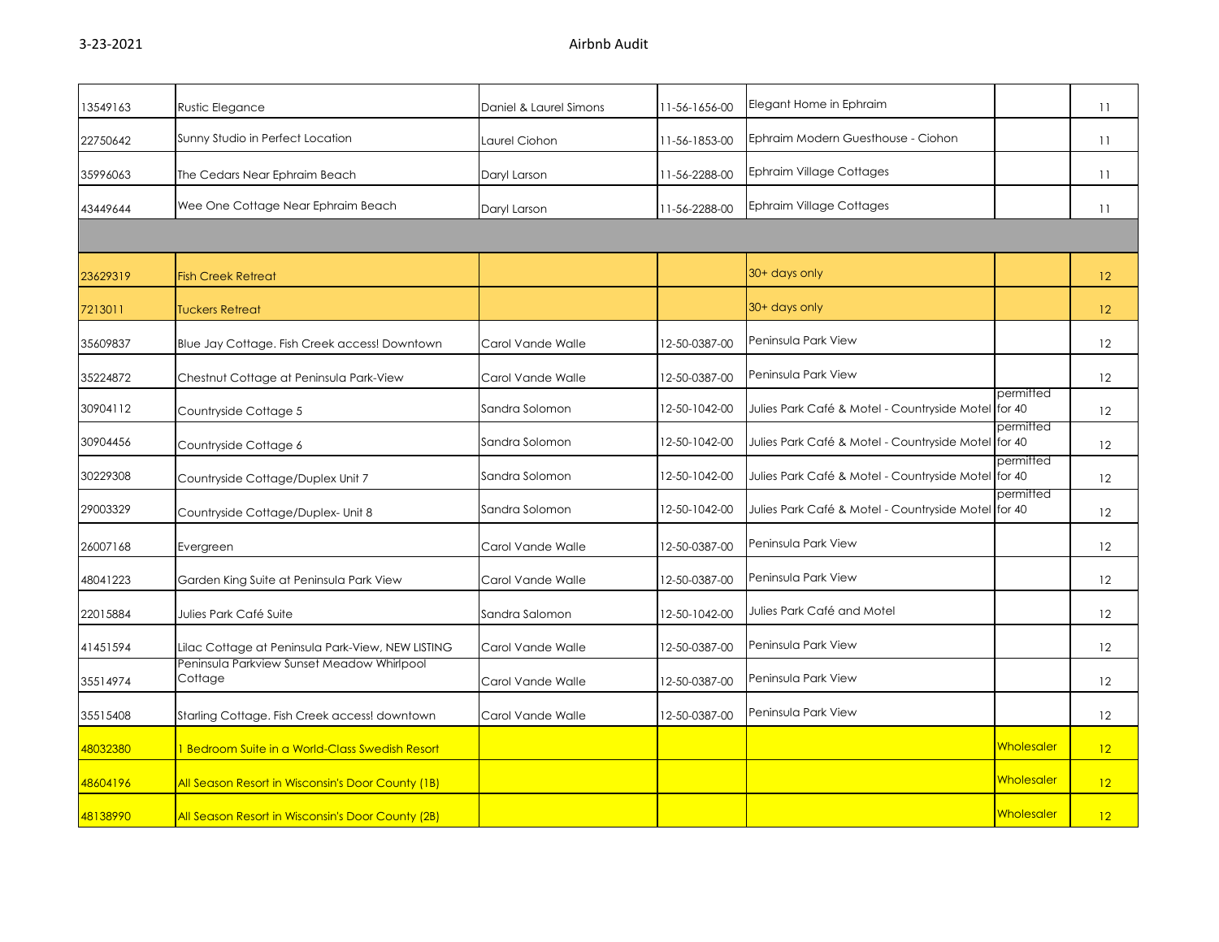| | | | | | | |
|---|---|---|---|---|---|---|
| 13549163 | Rustic Elegance | Daniel & Laurel Simons | 11-56-1656-00 | Elegant Home in Ephraim | | 11 |
| 22750642 | Sunny Studio in Perfect Location | Laurel Ciohon | 11-56-1853-00 | Ephraim Modern Guesthouse - Ciohon | | 11 |
| 35996063 | The Cedars Near Ephraim Beach | Daryl Larson | 11-56-2288-00 | Ephraim Village Cottages | | 11 |
| 43449644 | Wee One Cottage Near Ephraim Beach | Daryl Larson | 11-56-2288-00 | Ephraim Village Cottages | | 11 |
| | | | | | | |
| 23629319 | Fish Creek Retreat | | | 30+ days only | | 12 |
| 7213011 | Tuckers Retreat | | | 30+ days only | | 12 |
| 35609837 | Blue Jay Cottage. Fish Creek access! Downtown | Carol Vande Walle | 12-50-0387-00 | Peninsula Park View | | 12 |
| 35224872 | Chestnut Cottage at Peninsula Park-View | Carol Vande Walle | 12-50-0387-00 | Peninsula Park View | | 12 |
| 30904112 | Countryside Cottage 5 | Sandra Solomon | 12-50-1042-00 | Julies Park Café & Motel - Countryside Motel | permitted for 40 | 12 |
| 30904456 | Countryside Cottage 6 | Sandra Solomon | 12-50-1042-00 | Julies Park Café & Motel - Countryside Motel | permitted for 40 | 12 |
| 30229308 | Countryside Cottage/Duplex Unit 7 | Sandra Solomon | 12-50-1042-00 | Julies Park Café & Motel - Countryside Motel | permitted for 40 | 12 |
| 29003329 | Countryside Cottage/Duplex- Unit 8 | Sandra Solomon | 12-50-1042-00 | Julies Park Café & Motel - Countryside Motel | permitted for 40 | 12 |
| 26007168 | Evergreen | Carol Vande Walle | 12-50-0387-00 | Peninsula Park View | | 12 |
| 48041223 | Garden King Suite at Peninsula Park View | Carol Vande Walle | 12-50-0387-00 | Peninsula Park View | | 12 |
| 22015884 | Julies Park Café Suite | Sandra Salomon | 12-50-1042-00 | Julies Park Café and Motel | | 12 |
| 41451594 | Lilac Cottage at Peninsula Park-View, NEW LISTING | Carol Vande Walle | 12-50-0387-00 | Peninsula Park View | | 12 |
| 35514974 | Peninsula Parkview Sunset Meadow Whirlpool Cottage | Carol Vande Walle | 12-50-0387-00 | Peninsula Park View | | 12 |
| 35515408 | Starling Cottage. Fish Creek access! downtown | Carol Vande Walle | 12-50-0387-00 | Peninsula Park View | | 12 |
| 48032380 | 1 Bedroom Suite in a World-Class Swedish Resort | | | | Wholesaler | 12 |
| 48604196 | All Season Resort in Wisconsin's Door County (1B) | | | | Wholesaler | 12 |
| 48138990 | All Season Resort in Wisconsin's Door County (2B) | | | | Wholesaler | 12 |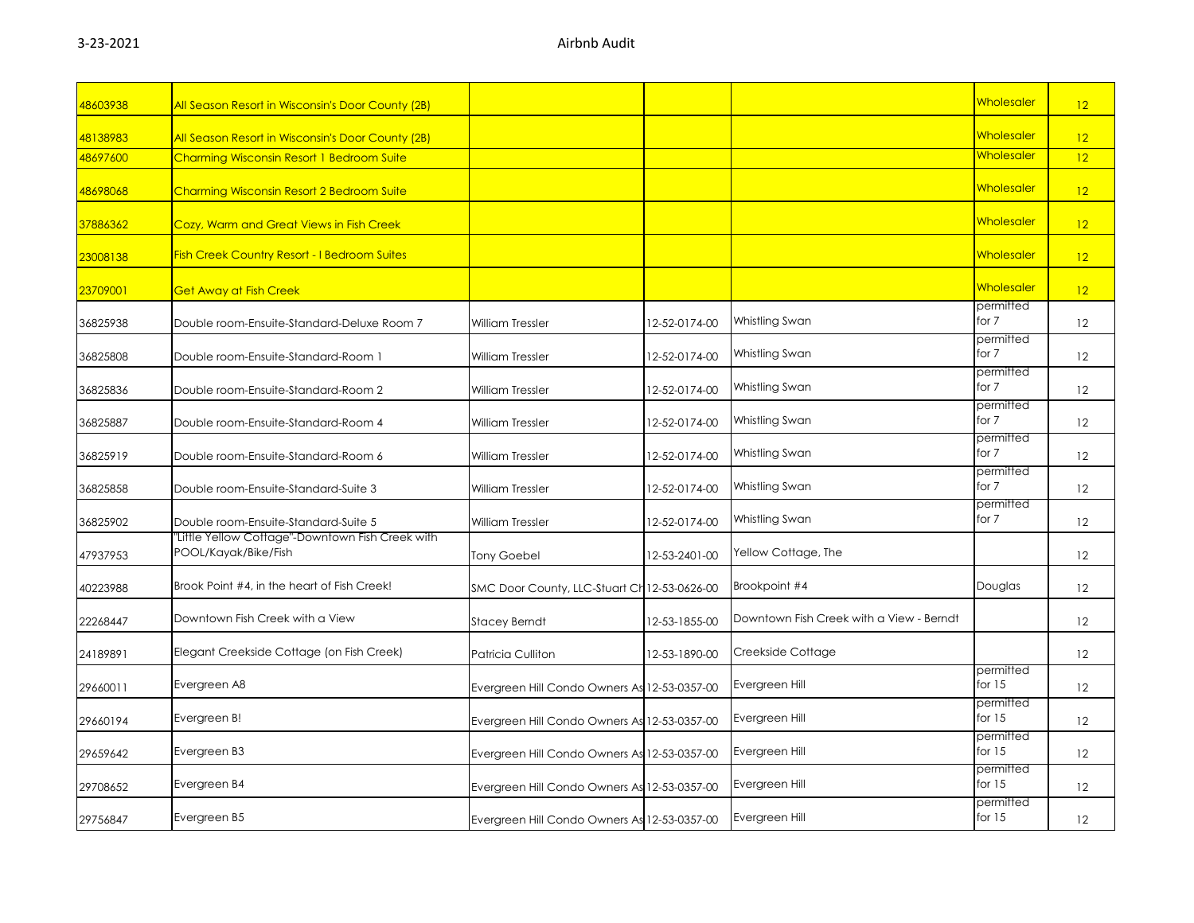| | | | | | | |
|---|---|---|---|---|---|---|
| 48603938 | All Season Resort in Wisconsin's Door County (2B) | | | | Wholesaler | 12 |
| 48138983 | All Season Resort in Wisconsin's Door County (2B) | | | | Wholesaler | 12 |
| 48697600 | Charming Wisconsin Resort 1 Bedroom Suite | | | | Wholesaler | 12 |
| 48698068 | Charming Wisconsin Resort 2 Bedroom Suite | | | | Wholesaler | 12 |
| 37886362 | Cozy, Warm and Great Views in Fish Creek | | | | Wholesaler | 12 |
| 23008138 | Fish Creek Country Resort - I Bedroom Suites | | | | Wholesaler | 12 |
| 23709001 | Get Away at Fish Creek | | | | Wholesaler | 12 |
| 36825938 | Double room-Ensuite-Standard-Deluxe Room 7 | William Tressler | 12-52-0174-00 | Whistling Swan | permitted for 7 | 12 |
| 36825808 | Double room-Ensuite-Standard-Room 1 | William Tressler | 12-52-0174-00 | Whistling Swan | permitted for 7 | 12 |
| 36825836 | Double room-Ensuite-Standard-Room 2 | William Tressler | 12-52-0174-00 | Whistling Swan | permitted for 7 | 12 |
| 36825887 | Double room-Ensuite-Standard-Room 4 | William Tressler | 12-52-0174-00 | Whistling Swan | permitted for 7 | 12 |
| 36825919 | Double room-Ensuite-Standard-Room 6 | William Tressler | 12-52-0174-00 | Whistling Swan | permitted for 7 | 12 |
| 36825858 | Double room-Ensuite-Standard-Suite 3 | William Tressler | 12-52-0174-00 | Whistling Swan | permitted for 7 | 12 |
| 36825902 | Double room-Ensuite-Standard-Suite 5 | William Tressler | 12-52-0174-00 | Whistling Swan | permitted for 7 | 12 |
| 47937953 | "Little Yellow Cottage"-Downtown Fish Creek with POOL/Kayak/Bike/Fish | Tony Goebel | 12-53-2401-00 | Yellow Cottage, The | | 12 |
| 40223988 | Brook Point #4, in the heart of Fish Creek! | SMC Door County, LLC-Stuart Ch | 12-53-0626-00 | Brookpoint #4 | Douglas | 12 |
| 22268447 | Downtown Fish Creek with a View | Stacey Berndt | 12-53-1855-00 | Downtown Fish Creek with a View - Berndt | | 12 |
| 24189891 | Elegant Creekside Cottage (on Fish Creek) | Patricia Culliton | 12-53-1890-00 | Creekside Cottage | | 12 |
| 29660011 | Evergreen A8 | Evergreen Hill Condo Owners As | 12-53-0357-00 | Evergreen Hill | permitted for 15 | 12 |
| 29660194 | Evergreen B! | Evergreen Hill Condo Owners As | 12-53-0357-00 | Evergreen Hill | permitted for 15 | 12 |
| 29659642 | Evergreen B3 | Evergreen Hill Condo Owners As | 12-53-0357-00 | Evergreen Hill | permitted for 15 | 12 |
| 29708652 | Evergreen B4 | Evergreen Hill Condo Owners As | 12-53-0357-00 | Evergreen Hill | permitted for 15 | 12 |
| 29756847 | Evergreen B5 | Evergreen Hill Condo Owners As | 12-53-0357-00 | Evergreen Hill | permitted for 15 | 12 |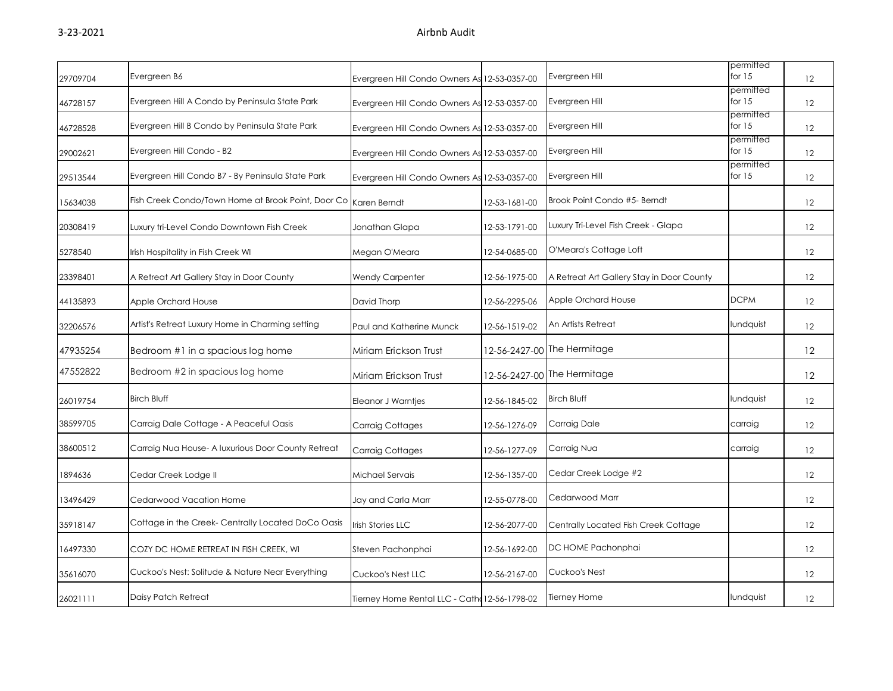| | | | | | | |
|---|---|---|---|---|---|---|
| 29709704 | Evergreen B6 | Evergreen Hill Condo Owners As | 12-53-0357-00 | Evergreen Hill | permitted for 15 | 12 |
| 46728157 | Evergreen Hill A Condo by Peninsula State Park | Evergreen Hill Condo Owners As | 12-53-0357-00 | Evergreen Hill | permitted for 15 | 12 |
| 46728528 | Evergreen Hill B Condo by Peninsula State Park | Evergreen Hill Condo Owners As | 12-53-0357-00 | Evergreen Hill | permitted for 15 | 12 |
| 29002621 | Evergreen Hill Condo - B2 | Evergreen Hill Condo Owners As | 12-53-0357-00 | Evergreen Hill | permitted for 15 | 12 |
| 29513544 | Evergreen Hill Condo B7 - By Peninsula State Park | Evergreen Hill Condo Owners As | 12-53-0357-00 | Evergreen Hill | permitted for 15 | 12 |
| 15634038 | Fish Creek Condo/Town Home at Brook Point, Door Co | Karen Berndt | 12-53-1681-00 | Brook Point Condo #5- Berndt | | 12 |
| 20308419 | Luxury tri-Level Condo Downtown Fish Creek | Jonathan Glapa | 12-53-1791-00 | Luxury Tri-Level Fish Creek - Glapa | | 12 |
| 5278540 | Irish Hospitality in Fish Creek WI | Megan O'Meara | 12-54-0685-00 | O'Meara's Cottage Loft | | 12 |
| 23398401 | A Retreat Art Gallery Stay in Door County | Wendy Carpenter | 12-56-1975-00 | A Retreat Art Gallery Stay in Door County | | 12 |
| 44135893 | Apple Orchard House | David Thorp | 12-56-2295-06 | Apple Orchard House | DCPM | 12 |
| 32206576 | Artist's Retreat Luxury Home in Charming setting | Paul and Katherine Munck | 12-56-1519-02 | An Artists Retreat | lundquist | 12 |
| 47935254 | Bedroom #1 in a spacious log home | Miriam Erickson Trust | 12-56-2427-00 | The Hermitage | | 12 |
| 47552822 | Bedroom #2 in spacious log home | Miriam Erickson Trust | 12-56-2427-00 | The Hermitage | | 12 |
| 26019754 | Birch Bluff | Eleanor J Warntjes | 12-56-1845-02 | Birch Bluff | lundquist | 12 |
| 38599705 | Carraig Dale Cottage - A Peaceful Oasis | Carraig Cottages | 12-56-1276-09 | Carraig Dale | carraig | 12 |
| 38600512 | Carraig Nua House- A luxurious Door County Retreat | Carraig Cottages | 12-56-1277-09 | Carraig Nua | carraig | 12 |
| 1894636 | Cedar Creek Lodge II | Michael Servais | 12-56-1357-00 | Cedar Creek Lodge #2 | | 12 |
| 13496429 | Cedarwood Vacation Home | Jay and Carla Marr | 12-55-0778-00 | Cedarwood Marr | | 12 |
| 35918147 | Cottage in the Creek- Centrally Located DoCo Oasis | Irish Stories LLC | 12-56-2077-00 | Centrally Located Fish Creek Cottage | | 12 |
| 16497330 | COZY DC HOME RETREAT IN FISH CREEK, WI | Steven Pachonphai | 12-56-1692-00 | DC HOME Pachonphai | | 12 |
| 35616070 | Cuckoo's Nest: Solitude & Nature Near Everything | Cuckoo's Nest LLC | 12-56-2167-00 | Cuckoo's Nest | | 12 |
| 26021111 | Daisy Patch Retreat | Tierney Home Rental LLC - Cath | 12-56-1798-02 | Tierney Home | lundquist | 12 |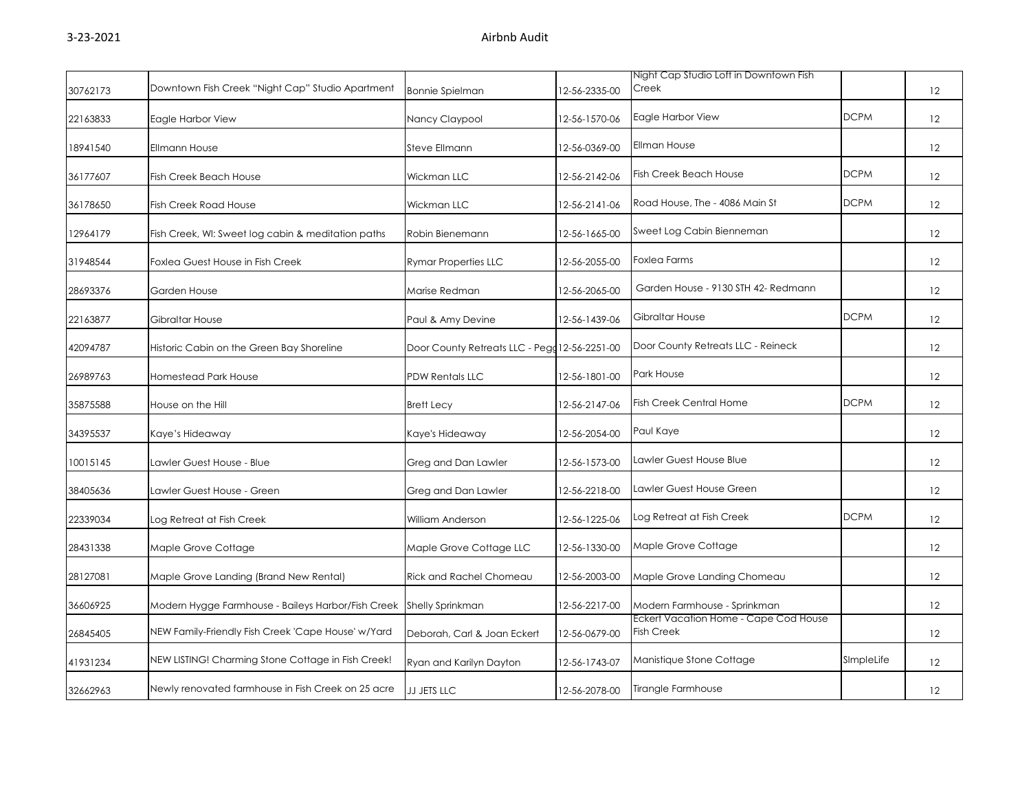| | | | | | | |
|---|---|---|---|---|---|---|
| 30762173 | Downtown Fish Creek "Night Cap" Studio Apartment | Bonnie Spielman | 12-56-2335-00 | Night Cap Studio Loft in Downtown Fish Creek | | 12 |
| 22163833 | Eagle Harbor View | Nancy Claypool | 12-56-1570-06 | Eagle Harbor View | DCPM | 12 |
| 18941540 | Ellmann House | Steve Ellmann | 12-56-0369-00 | Ellman House | | 12 |
| 36177607 | Fish Creek Beach House | Wickman LLC | 12-56-2142-06 | Fish Creek Beach House | DCPM | 12 |
| 36178650 | Fish Creek Road House | Wickman LLC | 12-56-2141-06 | Road House, The - 4086 Main St | DCPM | 12 |
| 12964179 | Fish Creek, WI: Sweet log cabin & meditation paths | Robin Bienemann | 12-56-1665-00 | Sweet Log Cabin Bienneman | | 12 |
| 31948544 | Foxlea Guest House in Fish Creek | Rymar Properties LLC | 12-56-2055-00 | Foxlea Farms | | 12 |
| 28693376 | Garden House | Marise Redman | 12-56-2065-00 | Garden House - 9130 STH 42- Redmann | | 12 |
| 22163877 | Gibraltar House | Paul & Amy Devine | 12-56-1439-06 | Gibraltar House | DCPM | 12 |
| 42094787 | Historic Cabin on the Green Bay Shoreline | Door County Retreats LLC - Pegg | 12-56-2251-00 | Door County Retreats LLC - Reineck | | 12 |
| 26989763 | Homestead Park House | PDW Rentals LLC | 12-56-1801-00 | Park House | | 12 |
| 35875588 | House on the Hill | Brett Lecy | 12-56-2147-06 | Fish Creek Central Home | DCPM | 12 |
| 34395537 | Kaye's Hideaway | Kaye's Hideaway | 12-56-2054-00 | Paul Kaye | | 12 |
| 10015145 | Lawler Guest House - Blue | Greg and Dan Lawler | 12-56-1573-00 | Lawler Guest House Blue | | 12 |
| 38405636 | Lawler Guest House - Green | Greg and Dan Lawler | 12-56-2218-00 | Lawler Guest House Green | | 12 |
| 22339034 | Log Retreat at Fish Creek | William Anderson | 12-56-1225-06 | Log Retreat at Fish Creek | DCPM | 12 |
| 28431338 | Maple Grove Cottage | Maple Grove Cottage LLC | 12-56-1330-00 | Maple Grove Cottage | | 12 |
| 28127081 | Maple Grove Landing (Brand New Rental) | Rick and Rachel Chomeau | 12-56-2003-00 | Maple Grove Landing Chomeau | | 12 |
| 36606925 | Modern Hygge Farmhouse - Baileys Harbor/Fish Creek | Shelly Sprinkman | 12-56-2217-00 | Modern Farmhouse - Sprinkman | | 12 |
| 26845405 | NEW Family-Friendly Fish Creek 'Cape House' w/Yard | Deborah, Carl & Joan Eckert | 12-56-0679-00 | Eckert Vacation Home - Cape Cod House Fish Creek | | 12 |
| 41931234 | NEW LISTING! Charming Stone Cottage in Fish Creek! | Ryan and Karilyn Dayton | 12-56-1743-07 | Manistique Stone Cottage | SImpleLife | 12 |
| 32662963 | Newly renovated farmhouse in Fish Creek on 25 acre | JJ JETS LLC | 12-56-2078-00 | Tirangle Farmhouse | | 12 |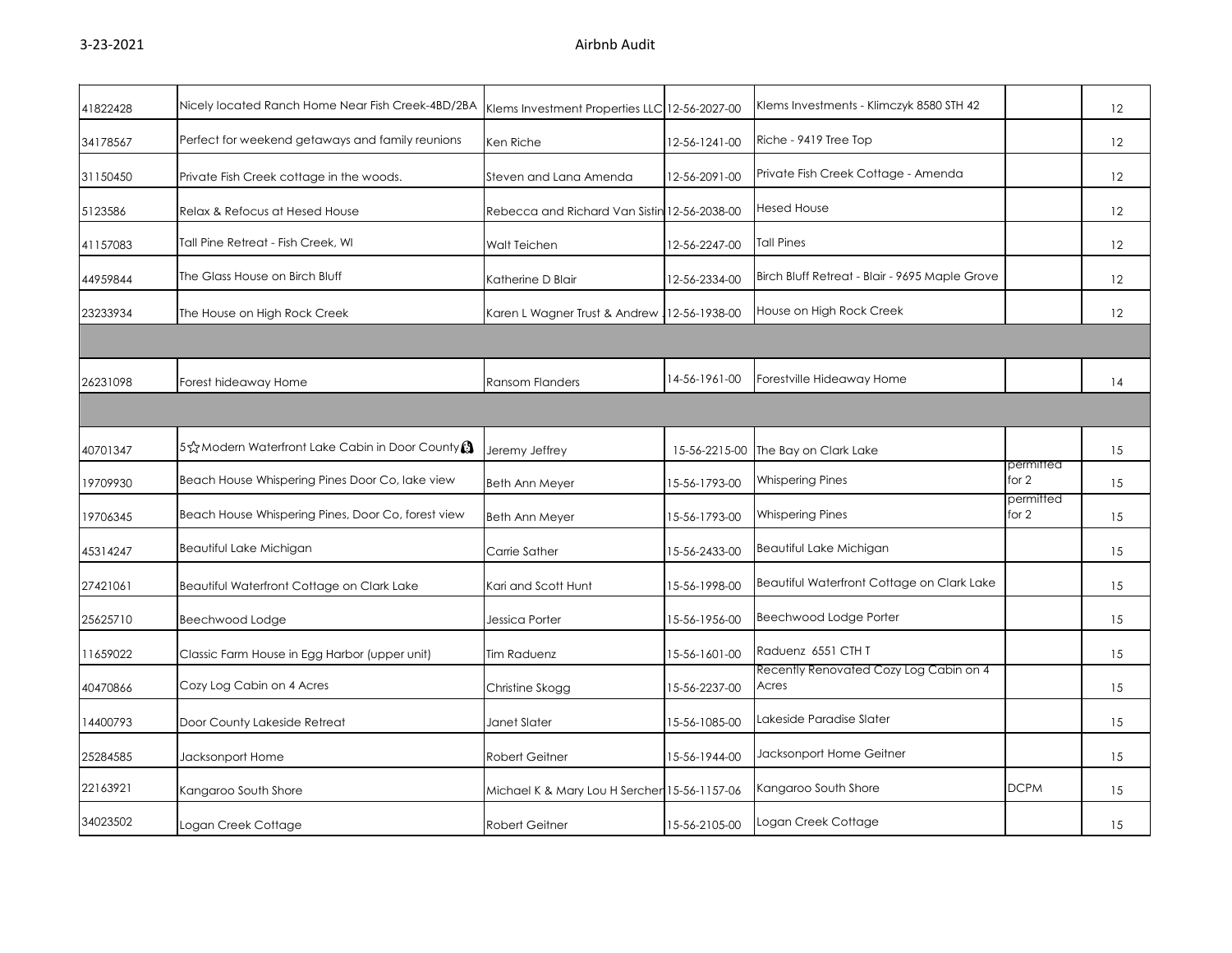| | | | | | | |
|---|---|---|---|---|---|---|
| 41822428 | Nicely located Ranch Home Near Fish Creek-4BD/2BA | Klems Investment Properties LLC | 12-56-2027-00 | Klems Investments - Klimczyk 8580 STH 42 | | 12 |
| 34178567 | Perfect for weekend getaways and family reunions | Ken Riche | 12-56-1241-00 | Riche - 9419 Tree Top | | 12 |
| 31150450 | Private Fish Creek cottage in the woods. | Steven and Lana Amenda | 12-56-2091-00 | Private Fish Creek Cottage - Amenda | | 12 |
| 5123586 | Relax & Refocus at Hesed House | Rebecca and Richard Van Sistin | 12-56-2038-00 | Hesed House | | 12 |
| 41157083 | Tall Pine Retreat - Fish Creek, WI | Walt Teichen | 12-56-2247-00 | Tall Pines | | 12 |
| 44959844 | The Glass House on Birch Bluff | Katherine D Blair | 12-56-2334-00 | Birch Bluff Retreat - Blair - 9695 Maple Grove | | 12 |
| 23233934 | The House on High Rock Creek | Karen L Wagner Trust & Andrew . | 12-56-1938-00 | House on High Rock Creek | | 12 |
| | | | | | | |
| 26231098 | Forest hideaway Home | Ransom Flanders | 14-56-1961-00 | Forestville Hideaway Home | | 14 |
| | | | | | | |
| 40701347 | 5☆Modern Waterfront Lake Cabin in Door County | Jeremy Jeffrey | 15-56-2215-00 | The Bay on Clark Lake | | 15 |
| 19709930 | Beach House Whispering Pines Door Co, lake view | Beth Ann Meyer | 15-56-1793-00 | Whispering Pines | permitted for 2 | 15 |
| 19706345 | Beach House Whispering Pines, Door Co, forest view | Beth Ann Meyer | 15-56-1793-00 | Whispering Pines | permitted for 2 | 15 |
| 45314247 | Beautiful Lake Michigan | Carrie Sather | 15-56-2433-00 | Beautiful Lake Michigan | | 15 |
| 27421061 | Beautiful Waterfront Cottage on Clark Lake | Kari and Scott Hunt | 15-56-1998-00 | Beautiful Waterfront Cottage on Clark Lake | | 15 |
| 25625710 | Beechwood Lodge | Jessica Porter | 15-56-1956-00 | Beechwood Lodge Porter | | 15 |
| 11659022 | Classic Farm House in Egg Harbor (upper unit) | Tim Raduenz | 15-56-1601-00 | Raduenz 6551 CTH T | | 15 |
| 40470866 | Cozy Log Cabin on 4 Acres | Christine Skogg | 15-56-2237-00 | Recently Renovated Cozy Log Cabin on 4 Acres | | 15 |
| 14400793 | Door County Lakeside Retreat | Janet Slater | 15-56-1085-00 | Lakeside Paradise Slater | | 15 |
| 25284585 | Jacksonport Home | Robert Geitner | 15-56-1944-00 | Jacksonport Home Geitner | | 15 |
| 22163921 | Kangaroo South Shore | Michael K & Mary Lou H Sercher | 15-56-1157-06 | Kangaroo South Shore | DCPM | 15 |
| 34023502 | Logan Creek Cottage | Robert Geitner | 15-56-2105-00 | Logan Creek Cottage | | 15 |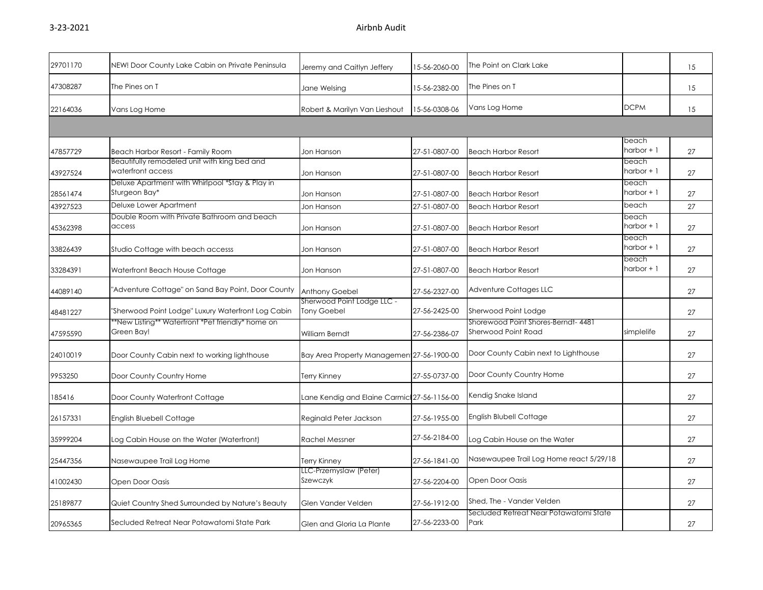| | | | | | | |
|---|---|---|---|---|---|---|
| 29701170 | NEW! Door County Lake Cabin on Private Peninsula | Jeremy and Caitlyn Jeffery | 15-56-2060-00 | The Point on Clark Lake | | 15 |
| 47308287 | The Pines on T | Jane Welsing | 15-56-2382-00 | The Pines on T | | 15 |
| 22164036 | Vans Log Home | Robert & Marilyn Van Lieshout | 15-56-0308-06 | Vans Log Home | DCPM | 15 |
| | | | | | | |
| 47857729 | Beach Harbor Resort - Family Room | Jon Hanson | 27-51-0807-00 | Beach Harbor Resort | beach harbor + 1 | 27 |
| 43927524 | Beautifully remodeled unit with king bed and waterfront access | Jon Hanson | 27-51-0807-00 | Beach Harbor Resort | beach harbor + 1 | 27 |
| 28561474 | Deluxe Apartment with Whirlpool *Stay & Play in Sturgeon Bay* | Jon Hanson | 27-51-0807-00 | Beach Harbor Resort | beach harbor + 1 | 27 |
| 43927523 | Deluxe Lower Apartment | Jon Hanson | 27-51-0807-00 | Beach Harbor Resort | beach | 27 |
| 45362398 | Double Room with Private Bathroom and beach access | Jon Hanson | 27-51-0807-00 | Beach Harbor Resort | beach harbor + 1 | 27 |
| 33826439 | Studio Cottage with beach accesss | Jon Hanson | 27-51-0807-00 | Beach Harbor Resort | beach harbor + 1 | 27 |
| 33284391 | Waterfront Beach House Cottage | Jon Hanson | 27-51-0807-00 | Beach Harbor Resort | beach harbor + 1 | 27 |
| 44089140 | "Adventure Cottage" on Sand Bay Point, Door County | Anthony Goebel | 27-56-2327-00 | Adventure Cottages LLC | | 27 |
| 48481227 | "Sherwood Point Lodge" Luxury Waterfront Log Cabin | Sherwood Point Lodge LLC - Tony Goebel | 27-56-2425-00 | Sherwood Point Lodge | | 27 |
| 47595590 | **New Listing** Waterfront *Pet friendly* home on Green Bay! | William Berndt | 27-56-2386-07 | Shorewood Point Shores-Berndt- 4481 Sherwood Point Road | simplelife | 27 |
| 24010019 | Door County Cabin next to working lighthouse | Bay Area Property Managemen | 27-56-1900-00 | Door County Cabin next to Lighthouse | | 27 |
| 9953250 | Door County Country Home | Terry Kinney | 27-55-0737-00 | Door County Country Home | | 27 |
| 185416 | Door County Waterfront Cottage | Lane Kendig and Elaine Carmicl | 27-56-1156-00 | Kendig Snake Island | | 27 |
| 26157331 | English Bluebell Cottage | Reginald Peter Jackson | 27-56-1955-00 | English Blubell Cottage | | 27 |
| 35999204 | Log Cabin House on the Water (Waterfront) | Rachel Messner | 27-56-2184-00 | Log Cabin House on the Water | | 27 |
| 25447356 | Nasewaupee Trail Log Home | Terry Kinney | 27-56-1841-00 | Nasewaupee Trail Log Home react 5/29/18 | | 27 |
| 41002430 | Open Door Oasis | LLC-Przemyslaw (Peter) Szewczyk | 27-56-2204-00 | Open Door Oasis | | 27 |
| 25189877 | Quiet Country Shed Surrounded by Nature's Beauty | Glen Vander Velden | 27-56-1912-00 | Shed, The - Vander Velden | | 27 |
| 20965365 | Secluded Retreat Near Potawatomi State Park | Glen and Gloria La Plante | 27-56-2233-00 | Secluded Retreat Near Potawatomi State Park | | 27 |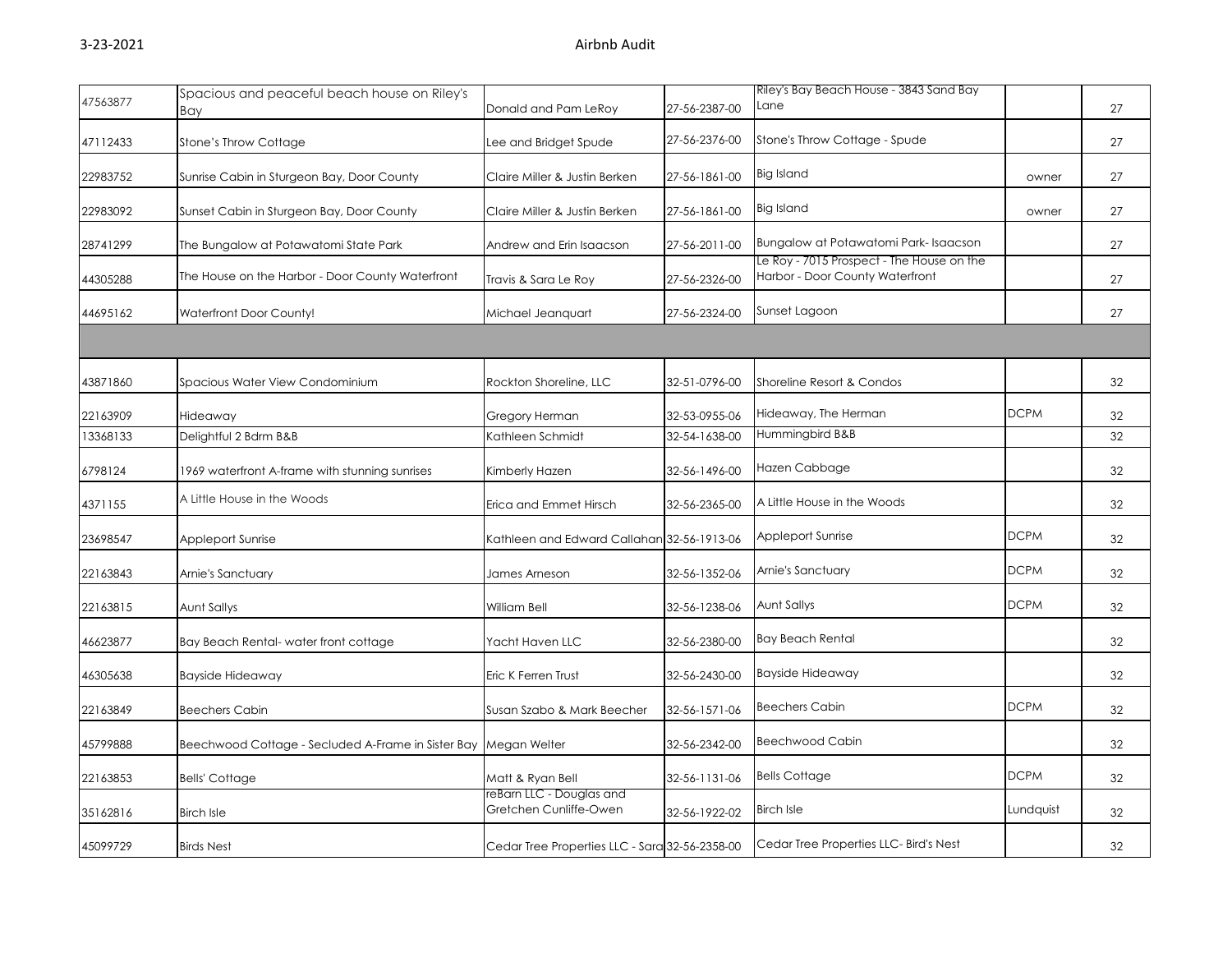| | | | | | | |
|---|---|---|---|---|---|---|
| 47563877 | Spacious and peaceful beach house on Riley's Bay | Donald and Pam LeRoy | 27-56-2387-00 | Riley's Bay Beach House - 3843 Sand Bay Lane | | 27 |
| 47112433 | Stone's Throw Cottage | Lee and Bridget Spude | 27-56-2376-00 | Stone's Throw Cottage - Spude | | 27 |
| 22983752 | Sunrise Cabin in Sturgeon Bay, Door County | Claire Miller & Justin Berken | 27-56-1861-00 | Big Island | owner | 27 |
| 22983092 | Sunset Cabin in Sturgeon Bay, Door County | Claire Miller & Justin Berken | 27-56-1861-00 | Big Island | owner | 27 |
| 28741299 | The Bungalow at Potawatomi State Park | Andrew and Erin Isaacson | 27-56-2011-00 | Bungalow at Potawatomi Park- Isaacson | | 27 |
| 44305288 | The House on the Harbor - Door County Waterfront | Travis & Sara Le Roy | 27-56-2326-00 | Le Roy - 7015 Prospect - The House on the Harbor - Door County Waterfront | | 27 |
| 44695162 | Waterfront Door County! | Michael Jeanquart | 27-56-2324-00 | Sunset Lagoon | | 27 |
| | | | | | | |
| 43871860 | Spacious Water View Condominium | Rockton Shoreline, LLC | 32-51-0796-00 | Shoreline Resort & Condos | | 32 |
| 22163909 | Hideaway | Gregory Herman | 32-53-0955-06 | Hideaway, The Herman | DCPM | 32 |
| 13368133 | Delightful 2 Bdrm B&B | Kathleen Schmidt | 32-54-1638-00 | Hummingbird B&B | | 32 |
| 6798124 | 1969 waterfront A-frame with stunning sunrises | Kimberly Hazen | 32-56-1496-00 | Hazen Cabbage | | 32 |
| 4371155 | A Little House in the Woods | Erica and Emmet Hirsch | 32-56-2365-00 | A Little House in the Woods | | 32 |
| 23698547 | Appleport Sunrise | Kathleen and Edward Callahan | 32-56-1913-06 | Appleport Sunrise | DCPM | 32 |
| 22163843 | Arnie's Sanctuary | James Arneson | 32-56-1352-06 | Arnie's Sanctuary | DCPM | 32 |
| 22163815 | Aunt Sallys | William Bell | 32-56-1238-06 | Aunt Sallys | DCPM | 32 |
| 46623877 | Bay Beach Rental- water front cottage | Yacht Haven LLC | 32-56-2380-00 | Bay Beach Rental | | 32 |
| 46305638 | Bayside Hideaway | Eric K Ferren Trust | 32-56-2430-00 | Bayside Hideaway | | 32 |
| 22163849 | Beechers Cabin | Susan Szabo & Mark Beecher | 32-56-1571-06 | Beechers Cabin | DCPM | 32 |
| 45799888 | Beechwood Cottage - Secluded A-Frame in Sister Bay | Megan Welter | 32-56-2342-00 | Beechwood Cabin | | 32 |
| 22163853 | Bells' Cottage | Matt & Ryan Bell | 32-56-1131-06 | Bells Cottage | DCPM | 32 |
| 35162816 | Birch Isle | reBarn LLC - Douglas and Gretchen Cunliffe-Owen | 32-56-1922-02 | Birch Isle | Lundquist | 32 |
| 45099729 | Birds Nest | Cedar Tree Properties LLC - Sara | 32-56-2358-00 | Cedar Tree Properties LLC- Bird's Nest | | 32 |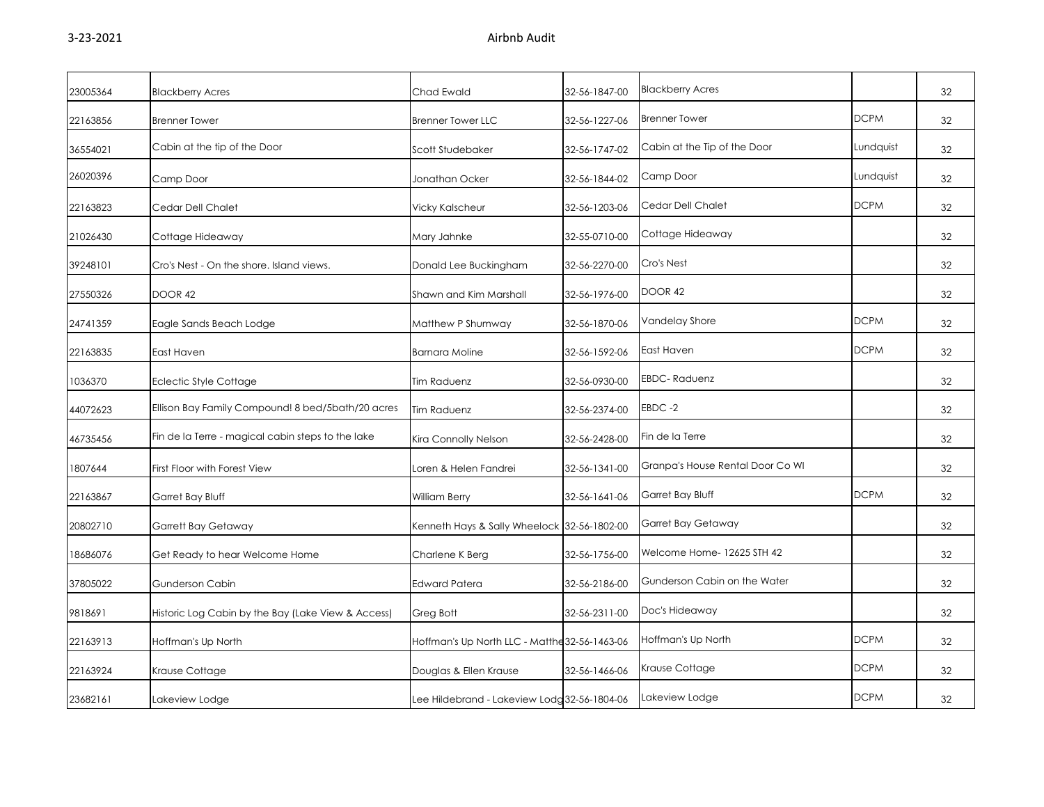| 23005364 | Blackberry Acres | Chad Ewald | 32-56-1847-00 | Blackberry Acres | | 32 |
|---|---|---|---|---|---|---|
| 22163856 | Brenner Tower | Brenner Tower LLC | 32-56-1227-06 | Brenner Tower | DCPM | 32 |
| 36554021 | Cabin at the tip of the Door | Scott Studebaker | 32-56-1747-02 | Cabin at the Tip of the Door | Lundquist | 32 |
| 26020396 | Camp Door | Jonathan Ocker | 32-56-1844-02 | Camp Door | Lundquist | 32 |
| 22163823 | Cedar Dell Chalet | Vicky Kalscheur | 32-56-1203-06 | Cedar Dell Chalet | DCPM | 32 |
| 21026430 | Cottage Hideaway | Mary Jahnke | 32-55-0710-00 | Cottage Hideaway | | 32 |
| 39248101 | Cro's Nest - On the shore. Island views. | Donald Lee Buckingham | 32-56-2270-00 | Cro's Nest | | 32 |
| 27550326 | DOOR 42 | Shawn and Kim Marshall | 32-56-1976-00 | DOOR 42 | | 32 |
| 24741359 | Eagle Sands Beach Lodge | Matthew P Shumway | 32-56-1870-06 | Vandelay Shore | DCPM | 32 |
| 22163835 | East Haven | Barnara Moline | 32-56-1592-06 | East Haven | DCPM | 32 |
| 1036370 | Eclectic Style Cottage | Tim Raduenz | 32-56-0930-00 | EBDC- Raduenz | | 32 |
| 44072623 | Ellison Bay Family Compound! 8 bed/5bath/20 acres | Tim Raduenz | 32-56-2374-00 | EBDC -2 | | 32 |
| 46735456 | Fin de la Terre - magical cabin steps to the lake | Kira Connolly Nelson | 32-56-2428-00 | Fin de la Terre | | 32 |
| 1807644 | First Floor with Forest View | Loren & Helen Fandrei | 32-56-1341-00 | Granpa's House Rental Door Co WI | | 32 |
| 22163867 | Garret Bay Bluff | William Berry | 32-56-1641-06 | Garret Bay Bluff | DCPM | 32 |
| 20802710 | Garrett Bay Getaway | Kenneth Hays & Sally Wheelock | 32-56-1802-00 | Garret Bay Getaway | | 32 |
| 18686076 | Get Ready to hear Welcome Home | Charlene K Berg | 32-56-1756-00 | Welcome Home- 12625 STH 42 | | 32 |
| 37805022 | Gunderson Cabin | Edward Patera | 32-56-2186-00 | Gunderson Cabin on the Water | | 32 |
| 9818691 | Historic Log Cabin by the Bay (Lake View & Access) | Greg Bott | 32-56-2311-00 | Doc's Hideaway | | 32 |
| 22163913 | Hoffman's Up North | Hoffman's Up North LLC - Matthe | 32-56-1463-06 | Hoffman's Up North | DCPM | 32 |
| 22163924 | Krause Cottage | Douglas & Ellen Krause | 32-56-1466-06 | Krause Cottage | DCPM | 32 |
| 23682161 | Lakeview Lodge | Lee Hildebrand - Lakeview Lodg | 32-56-1804-06 | Lakeview Lodge | DCPM | 32 |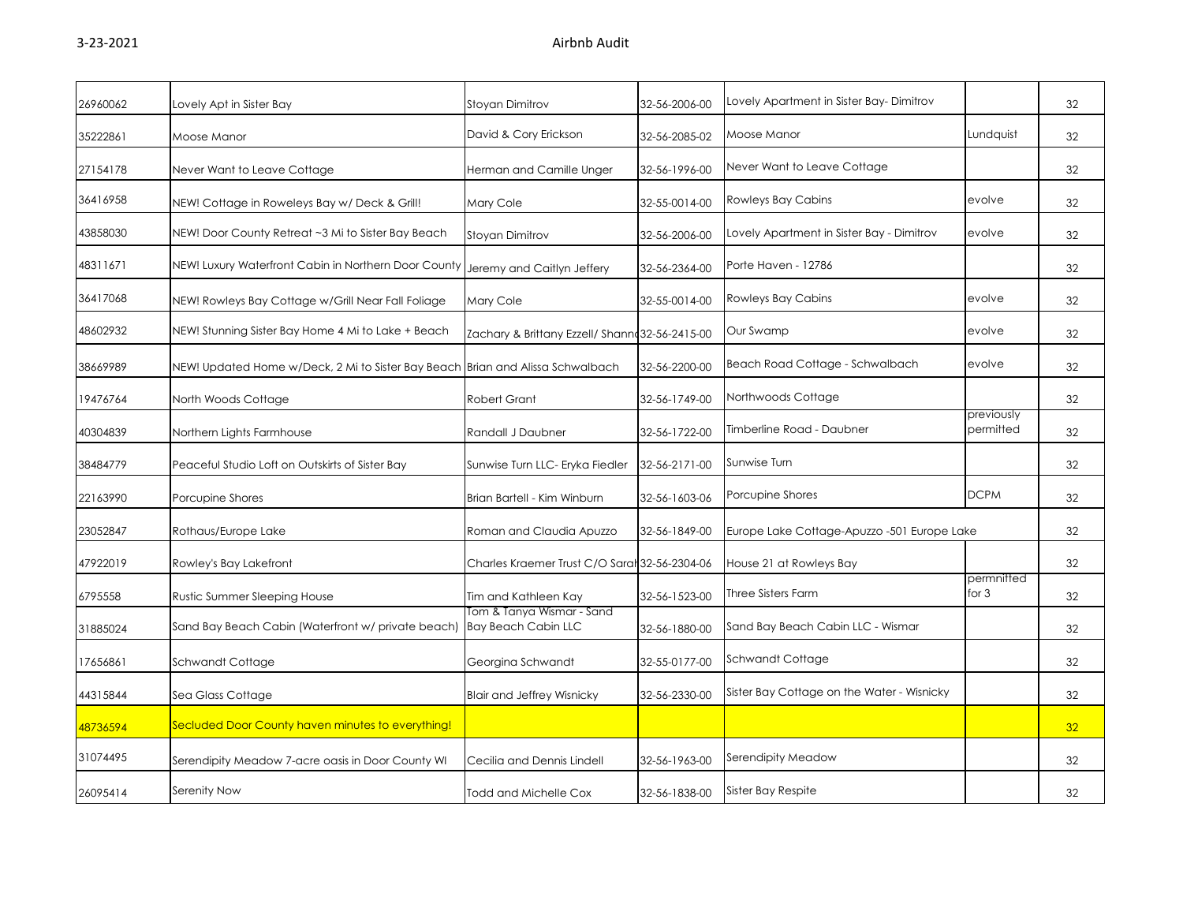| 26960062 | Lovely Apt in Sister Bay | Stoyan Dimitrov | 32-56-2006-00 | Lovely Apartment in Sister Bay- Dimitrov | | 32 |
|---|---|---|---|---|---|---|
| 35222861 | Moose Manor | David & Cory Erickson | 32-56-2085-02 | Moose Manor | Lundquist | 32 |
| 27154178 | Never Want to Leave Cottage | Herman and Camille Unger | 32-56-1996-00 | Never Want to Leave Cottage | | 32 |
| 36416958 | NEW! Cottage in Roweleys Bay w/ Deck & Grill! | Mary Cole | 32-55-0014-00 | Rowleys Bay Cabins | evolve | 32 |
| 43858030 | NEW! Door County Retreat ~3 Mi to Sister Bay Beach | Stoyan Dimitrov | 32-56-2006-00 | Lovely Apartment in Sister Bay - Dimitrov | evolve | 32 |
| 48311671 | NEW! Luxury Waterfront Cabin in Northern Door County | Jeremy and Caitlyn Jeffery | 32-56-2364-00 | Porte Haven - 12786 | | 32 |
| 36417068 | NEW! Rowleys Bay Cottage w/Grill Near Fall Foliage | Mary Cole | 32-55-0014-00 | Rowleys Bay Cabins | evolve | 32 |
| 48602932 | NEW! Stunning Sister Bay Home 4 Mi to Lake + Beach | Zachary & Brittany Ezzell/ Shann | 32-56-2415-00 | Our Swamp | evolve | 32 |
| 38669989 | NEW! Updated Home w/Deck, 2 Mi to Sister Bay Beach | Brian and Alissa Schwalbach | 32-56-2200-00 | Beach Road Cottage - Schwalbach | evolve | 32 |
| 19476764 | North Woods Cottage | Robert Grant | 32-56-1749-00 | Northwoods Cottage | | 32 |
| 40304839 | Northern Lights Farmhouse | Randall J Daubner | 32-56-1722-00 | Timberline Road - Daubner | previously permitted | 32 |
| 38484779 | Peaceful Studio Loft on Outskirts of Sister Bay | Sunwise Turn LLC- Eryka Fiedler | 32-56-2171-00 | Sunwise Turn | | 32 |
| 22163990 | Porcupine Shores | Brian Bartell - Kim Winburn | 32-56-1603-06 | Porcupine Shores | DCPM | 32 |
| 23052847 | Rothaus/Europe Lake | Roman and Claudia Apuzzo | 32-56-1849-00 | Europe Lake Cottage-Apuzzo -501 Europe Lake | | 32 |
| 47922019 | Rowley's Bay Lakefront | Charles Kraemer Trust C/O Sarah | 32-56-2304-06 | House 21 at Rowleys Bay | | 32 |
| 6795558 | Rustic Summer Sleeping House | Tim and Kathleen Kay | 32-56-1523-00 | Three Sisters Farm | permnitted for 3 | 32 |
| 31885024 | Sand Bay Beach Cabin (Waterfront w/ private beach) | Tom & Tanya Wismar - Sand Bay Beach Cabin LLC | 32-56-1880-00 | Sand Bay Beach Cabin LLC - Wismar | | 32 |
| 17656861 | Schwandt Cottage | Georgina Schwandt | 32-55-0177-00 | Schwandt Cottage | | 32 |
| 44315844 | Sea Glass Cottage | Blair and Jeffrey Wisnicky | 32-56-2330-00 | Sister Bay Cottage on the Water - Wisnicky | | 32 |
| 48736594 | Secluded Door County haven minutes to everything! | | | | | 32 |
| 31074495 | Serendipity Meadow 7-acre oasis in Door County WI | Cecilia and Dennis Lindell | 32-56-1963-00 | Serendipity Meadow | | 32 |
| 26095414 | Serenity Now | Todd and Michelle Cox | 32-56-1838-00 | Sister Bay Respite | | 32 |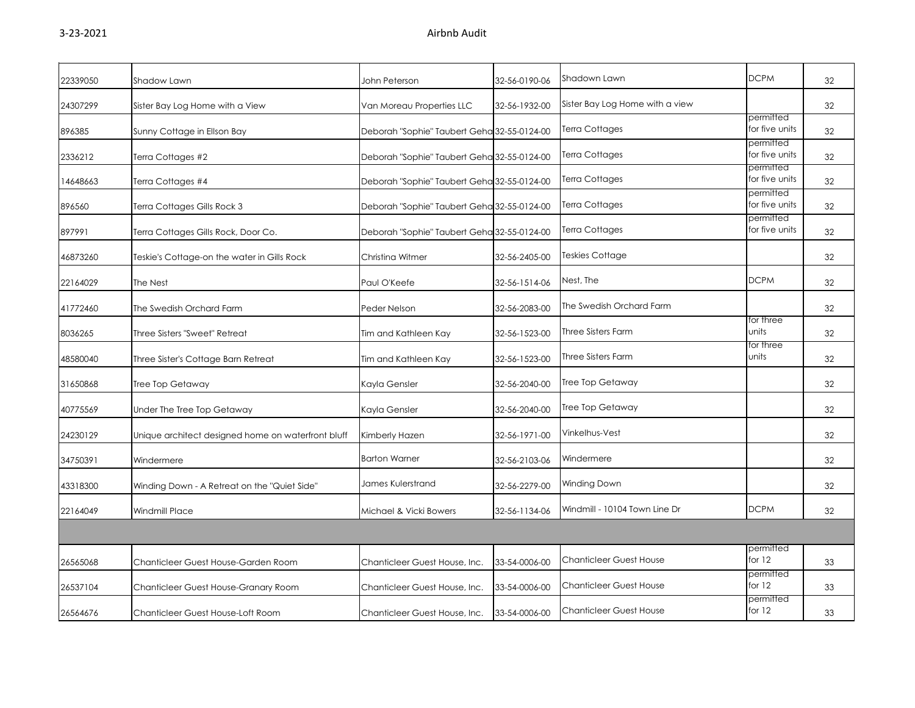| | | | | | | |
|---|---|---|---|---|---|---|
| 22339050 | Shadow Lawn | John Peterson | 32-56-0190-06 | Shadown Lawn | DCPM | 32 |
| 24307299 | Sister Bay Log Home with a View | Van Moreau Properties LLC | 32-56-1932-00 | Sister Bay Log Home with a view | | 32 |
| 896385 | Sunny Cottage in Ellson Bay | Deborah "Sophie" Taubert Geha | 32-55-0124-00 | Terra Cottages | permitted for five units | 32 |
| 2336212 | Terra Cottages #2 | Deborah "Sophie" Taubert Geha | 32-55-0124-00 | Terra Cottages | permitted for five units | 32 |
| 14648663 | Terra Cottages #4 | Deborah "Sophie" Taubert Geha | 32-55-0124-00 | Terra Cottages | permitted for five units | 32 |
| 896560 | Terra Cottages Gills Rock 3 | Deborah "Sophie" Taubert Geha | 32-55-0124-00 | Terra Cottages | permitted for five units | 32 |
| 897991 | Terra Cottages Gills Rock, Door Co. | Deborah "Sophie" Taubert Geha | 32-55-0124-00 | Terra Cottages | permitted for five units | 32 |
| 46873260 | Teskie's Cottage-on the water in Gills Rock | Christina Witmer | 32-56-2405-00 | Teskies Cottage | | 32 |
| 22164029 | The Nest | Paul O'Keefe | 32-56-1514-06 | Nest, The | DCPM | 32 |
| 41772460 | The Swedish Orchard Farm | Peder Nelson | 32-56-2083-00 | The Swedish Orchard Farm | | 32 |
| 8036265 | Three Sisters "Sweet" Retreat | Tim and Kathleen Kay | 32-56-1523-00 | Three Sisters Farm | for three units | 32 |
| 48580040 | Three Sister's Cottage Barn Retreat | Tim and Kathleen Kay | 32-56-1523-00 | Three Sisters Farm | for three units | 32 |
| 31650868 | Tree Top Getaway | Kayla Gensler | 32-56-2040-00 | Tree Top Getaway | | 32 |
| 40775569 | Under The Tree Top Getaway | Kayla Gensler | 32-56-2040-00 | Tree Top Getaway | | 32 |
| 24230129 | Unique architect designed home on waterfront bluff | Kimberly Hazen | 32-56-1971-00 | Vinkelhus-Vest | | 32 |
| 34750391 | Windermere | Barton Warner | 32-56-2103-06 | Windermere | | 32 |
| 43318300 | Winding Down - A Retreat on the "Quiet Side" | James Kulerstrand | 32-56-2279-00 | Winding Down | | 32 |
| 22164049 | Windmill Place | Michael & Vicki Bowers | 32-56-1134-06 | Windmill - 10104 Town Line Dr | DCPM | 32 |
| | | | | | | |
| 26565068 | Chanticleer Guest House-Garden Room | Chanticleer Guest House, Inc. | 33-54-0006-00 | Chanticleer Guest House | permitted for 12 | 33 |
| 26537104 | Chanticleer Guest House-Granary Room | Chanticleer Guest House, Inc. | 33-54-0006-00 | Chanticleer Guest House | permitted for 12 | 33 |
| 26564676 | Chanticleer Guest House-Loft Room | Chanticleer Guest House, Inc. | 33-54-0006-00 | Chanticleer Guest House | permitted for 12 | 33 |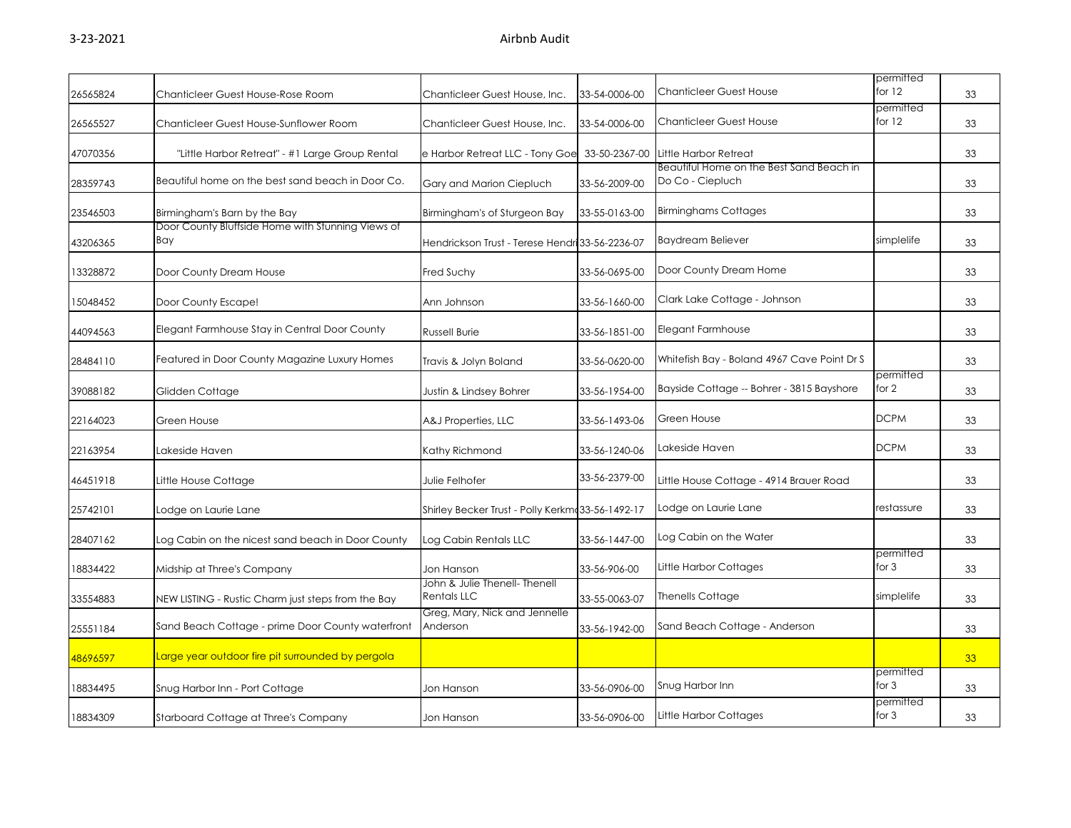| | | | | | | |
|---|---|---|---|---|---|---|
| 26565824 | Chanticleer Guest House-Rose Room | Chanticleer Guest House, Inc. | 33-54-0006-00 | Chanticleer Guest House | permitted for 12 | 33 |
| 26565527 | Chanticleer Guest House-Sunflower Room | Chanticleer Guest House, Inc. | 33-54-0006-00 | Chanticleer Guest House | permitted for 12 | 33 |
| 47070356 | "Little Harbor Retreat" - #1 Large Group Rental | e Harbor Retreat LLC - Tony Goe | 33-50-2367-00 | Little Harbor Retreat | | 33 |
| 28359743 | Beautiful home on the best sand beach in Door Co. | Gary and Marion Ciepluch | 33-56-2009-00 | Beautiful Home on the Best Sand Beach in Do Co - Ciepluch | | 33 |
| 23546503 | Birmingham's Barn by the Bay | Birmingham's of Sturgeon Bay | 33-55-0163-00 | Birminghams Cottages | | 33 |
| 43206365 | Door County Bluffside Home with Stunning Views of Bay | Hendrickson Trust - Terese Hendri | 33-56-2236-07 | Baydream Believer | simplelife | 33 |
| 13328872 | Door County Dream House | Fred Suchy | 33-56-0695-00 | Door County Dream Home | | 33 |
| 15048452 | Door County Escape! | Ann Johnson | 33-56-1660-00 | Clark Lake Cottage - Johnson | | 33 |
| 44094563 | Elegant Farmhouse Stay in Central Door County | Russell Burie | 33-56-1851-00 | Elegant Farmhouse | | 33 |
| 28484110 | Featured in Door County Magazine Luxury Homes | Travis & Jolyn Boland | 33-56-0620-00 | Whitefish Bay - Boland 4967 Cave Point Dr S | | 33 |
| 39088182 | Glidden Cottage | Justin & Lindsey Bohrer | 33-56-1954-00 | Bayside Cottage -- Bohrer - 3815 Bayshore | permitted for 2 | 33 |
| 22164023 | Green House | A&J Properties, LLC | 33-56-1493-06 | Green House | DCPM | 33 |
| 22163954 | Lakeside Haven | Kathy Richmond | 33-56-1240-06 | Lakeside Haven | DCPM | 33 |
| 46451918 | Little House Cottage | Julie Felhofer | 33-56-2379-00 | Little House Cottage - 4914 Brauer Road | | 33 |
| 25742101 | Lodge on Laurie Lane | Shirley Becker Trust - Polly Kerkm | 33-56-1492-17 | Lodge on Laurie Lane | restassure | 33 |
| 28407162 | Log Cabin on the nicest sand beach in Door County | Log Cabin Rentals LLC | 33-56-1447-00 | Log Cabin on the Water | | 33 |
| 18834422 | Midship at Three's Company | Jon Hanson | 33-56-906-00 | Little Harbor Cottages | permitted for 3 | 33 |
| 33554883 | NEW LISTING - Rustic Charm just steps from the Bay | John & Julie Thenell- Thenell Rentals LLC | 33-55-0063-07 | Thenells Cottage | simplelife | 33 |
| 25551184 | Sand Beach Cottage - prime Door County waterfront | Greg, Mary, Nick and Jennelle Anderson | 33-56-1942-00 | Sand Beach Cottage - Anderson | | 33 |
| 48696597 | Large year outdoor fire pit surrounded by pergola | | | | | 33 |
| 18834495 | Snug Harbor Inn - Port Cottage | Jon Hanson | 33-56-0906-00 | Snug Harbor Inn | permitted for 3 | 33 |
| 18834309 | Starboard Cottage at Three's Company | Jon Hanson | 33-56-0906-00 | Little Harbor Cottages | permitted for 3 | 33 |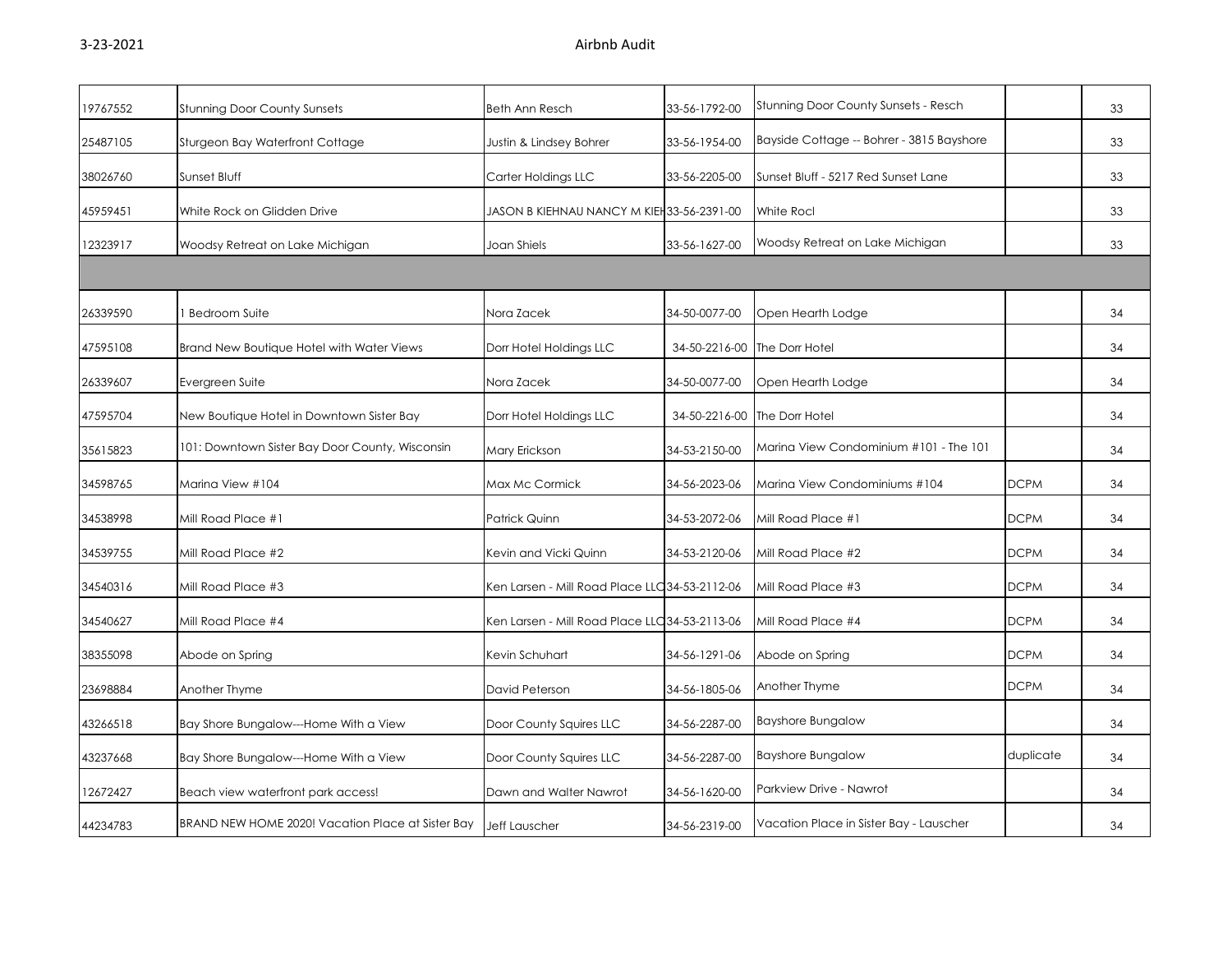| | | | | | | |
|---|---|---|---|---|---|---|
| 19767552 | Stunning Door County Sunsets | Beth Ann Resch | 33-56-1792-00 | Stunning Door County Sunsets - Resch | | 33 |
| 25487105 | Sturgeon Bay Waterfront Cottage | Justin & Lindsey Bohrer | 33-56-1954-00 | Bayside Cottage -- Bohrer - 3815 Bayshore | | 33 |
| 38026760 | Sunset Bluff | Carter Holdings LLC | 33-56-2205-00 | Sunset Bluff - 5217 Red Sunset Lane | | 33 |
| 45959451 | White Rock on Glidden Drive | JASON B KIEHNAU NANCY M KIEH | 33-56-2391-00 | White Rocl | | 33 |
| 12323917 | Woodsy Retreat on Lake Michigan | Joan Shiels | 33-56-1627-00 | Woodsy Retreat on Lake Michigan | | 33 |
| | | | | | | |
| 26339590 | 1 Bedroom Suite | Nora Zacek | 34-50-0077-00 | Open Hearth Lodge | | 34 |
| 47595108 | Brand New Boutique Hotel with Water Views | Dorr Hotel Holdings LLC | 34-50-2216-00 | The Dorr Hotel | | 34 |
| 26339607 | Evergreen Suite | Nora Zacek | 34-50-0077-00 | Open Hearth Lodge | | 34 |
| 47595704 | New Boutique Hotel in Downtown Sister Bay | Dorr Hotel Holdings LLC | 34-50-2216-00 | The Dorr Hotel | | 34 |
| 35615823 | 101: Downtown Sister Bay Door County, Wisconsin | Mary Erickson | 34-53-2150-00 | Marina View Condominium #101 - The 101 | | 34 |
| 34598765 | Marina View #104 | Max Mc Cormick | 34-56-2023-06 | Marina View Condominiums #104 | DCPM | 34 |
| 34538998 | Mill Road Place #1 | Patrick Quinn | 34-53-2072-06 | Mill Road Place #1 | DCPM | 34 |
| 34539755 | Mill Road Place #2 | Kevin and Vicki Quinn | 34-53-2120-06 | Mill Road Place #2 | DCPM | 34 |
| 34540316 | Mill Road Place #3 | Ken Larsen - Mill Road Place LLC | 34-53-2112-06 | Mill Road Place #3 | DCPM | 34 |
| 34540627 | Mill Road Place #4 | Ken Larsen - Mill Road Place LLC | 34-53-2113-06 | Mill Road Place #4 | DCPM | 34 |
| 38355098 | Abode on Spring | Kevin Schuhart | 34-56-1291-06 | Abode on Spring | DCPM | 34 |
| 23698884 | Another Thyme | David Peterson | 34-56-1805-06 | Another Thyme | DCPM | 34 |
| 43266518 | Bay Shore Bungalow---Home With a View | Door County Squires LLC | 34-56-2287-00 | Bayshore Bungalow | | 34 |
| 43237668 | Bay Shore Bungalow---Home With a View | Door County Squires LLC | 34-56-2287-00 | Bayshore Bungalow | duplicate | 34 |
| 12672427 | Beach view waterfront park access! | Dawn and Walter Nawrot | 34-56-1620-00 | Parkview Drive - Nawrot | | 34 |
| 44234783 | BRAND NEW HOME 2020! Vacation Place at Sister Bay | Jeff Lauscher | 34-56-2319-00 | Vacation Place in Sister Bay - Lauscher | | 34 |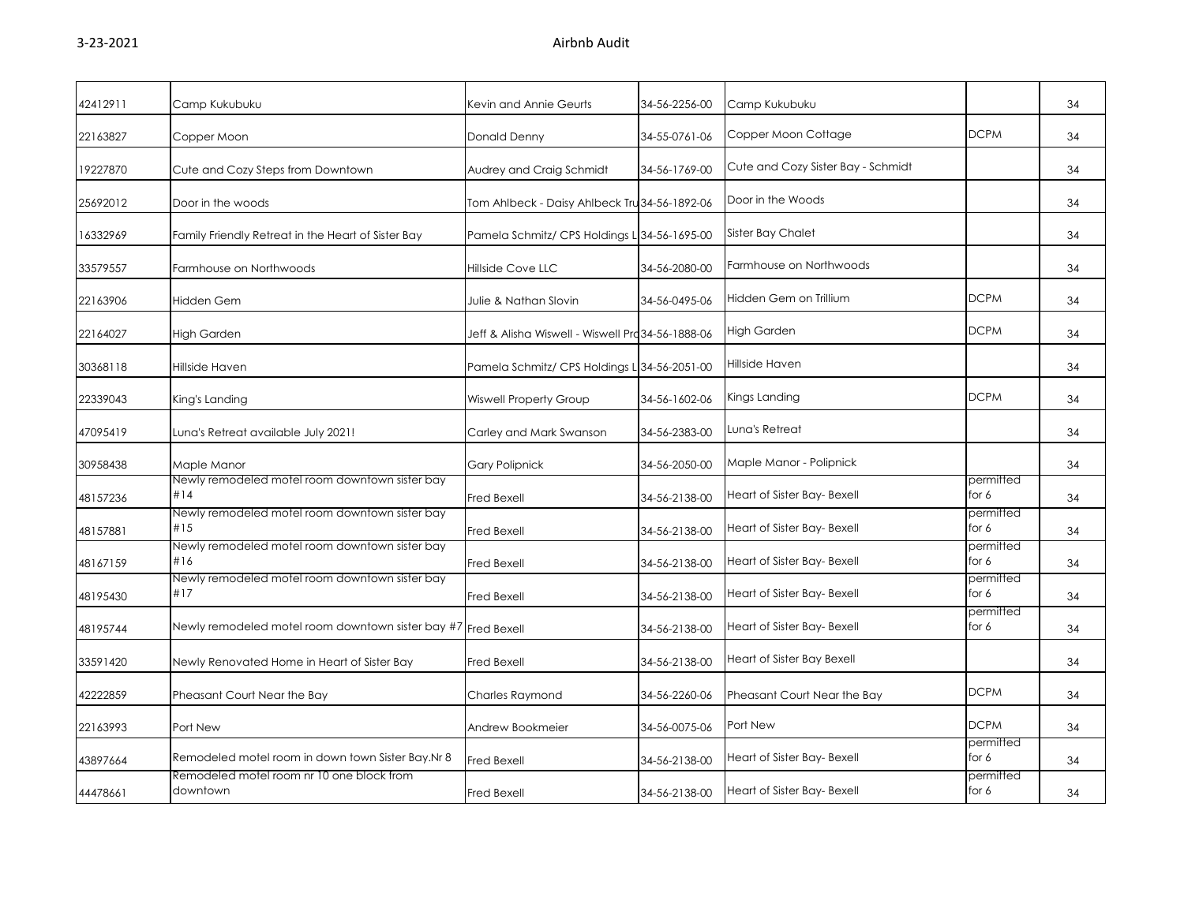| | | | | | | |
|---|---|---|---|---|---|---|
| 42412911 | Camp Kukubuku | Kevin and Annie Geurts | 34-56-2256-00 | Camp Kukubuku | | 34 |
| 22163827 | Copper Moon | Donald Denny | 34-55-0761-06 | Copper Moon Cottage | DCPM | 34 |
| 19227870 | Cute and Cozy Steps from Downtown | Audrey and Craig Schmidt | 34-56-1769-00 | Cute and Cozy Sister Bay - Schmidt | | 34 |
| 25692012 | Door in the woods | Tom Ahlbeck - Daisy Ahlbeck Tru | 34-56-1892-06 | Door in the Woods | | 34 |
| 16332969 | Family Friendly Retreat in the Heart of Sister Bay | Pamela Schmitz/ CPS Holdings L | 34-56-1695-00 | Sister Bay Chalet | | 34 |
| 33579557 | Farmhouse on Northwoods | Hillside Cove LLC | 34-56-2080-00 | Farmhouse on Northwoods | | 34 |
| 22163906 | Hidden Gem | Julie & Nathan Slovin | 34-56-0495-06 | Hidden Gem on Trillium | DCPM | 34 |
| 22164027 | High Garden | Jeff & Alisha Wiswell - Wiswell Pro | 34-56-1888-06 | High Garden | DCPM | 34 |
| 30368118 | Hillside Haven | Pamela Schmitz/ CPS Holdings L | 34-56-2051-00 | Hillside Haven | | 34 |
| 22339043 | King's Landing | Wiswell Property Group | 34-56-1602-06 | Kings Landing | DCPM | 34 |
| 47095419 | Luna's Retreat available July 2021! | Carley and Mark Swanson | 34-56-2383-00 | Luna's Retreat | | 34 |
| 30958438 | Maple Manor | Gary Polipnick | 34-56-2050-00 | Maple Manor - Polipnick | | 34 |
| 48157236 | Newly remodeled motel room downtown sister bay #14 | Fred Bexell | 34-56-2138-00 | Heart of Sister Bay- Bexell | permitted for 6 | 34 |
| 48157881 | Newly remodeled motel room downtown sister bay #15 | Fred Bexell | 34-56-2138-00 | Heart of Sister Bay- Bexell | permitted for 6 | 34 |
| 48167159 | Newly remodeled motel room downtown sister bay #16 | Fred Bexell | 34-56-2138-00 | Heart of Sister Bay- Bexell | permitted for 6 | 34 |
| 48195430 | Newly remodeled motel room downtown sister bay #17 | Fred Bexell | 34-56-2138-00 | Heart of Sister Bay- Bexell | permitted for 6 | 34 |
| 48195744 | Newly remodeled motel room downtown sister bay #7 | Fred Bexell | 34-56-2138-00 | Heart of Sister Bay- Bexell | permitted for 6 | 34 |
| 33591420 | Newly Renovated Home in Heart of Sister Bay | Fred Bexell | 34-56-2138-00 | Heart of Sister Bay Bexell | | 34 |
| 42222859 | Pheasant Court Near the Bay | Charles Raymond | 34-56-2260-06 | Pheasant Court Near the Bay | DCPM | 34 |
| 22163993 | Port New | Andrew Bookmeier | 34-56-0075-06 | Port New | DCPM | 34 |
| 43897664 | Remodeled motel room in down town Sister Bay.Nr 8 | Fred Bexell | 34-56-2138-00 | Heart of Sister Bay- Bexell | permitted for 6 | 34 |
| 44478661 | Remodeled motel room nr 10 one block from downtown | Fred Bexell | 34-56-2138-00 | Heart of Sister Bay- Bexell | permitted for 6 | 34 |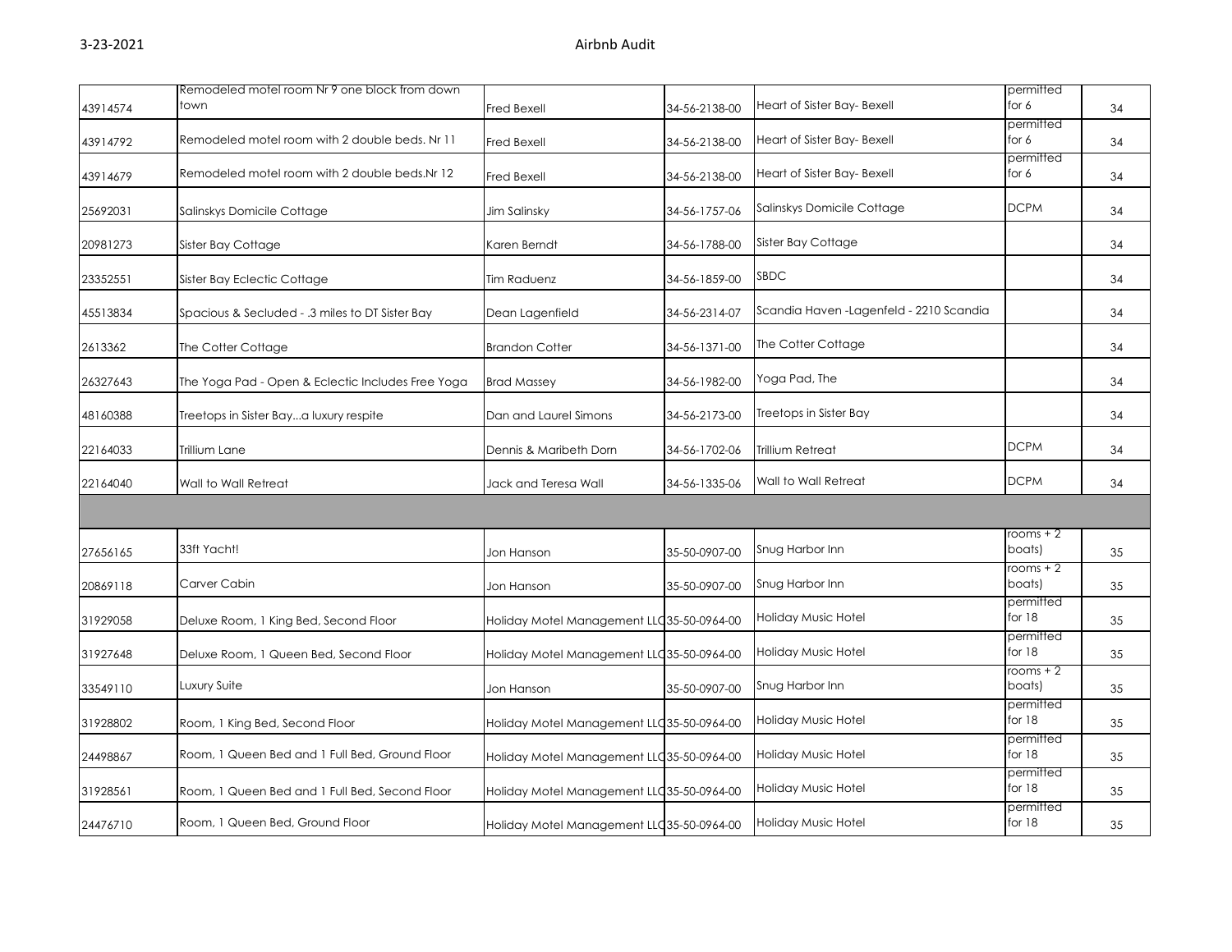| | | | | | | |
|---|---|---|---|---|---|---|
| 43914574 | Remodeled motel room Nr 9 one block from down town | Fred Bexell | 34-56-2138-00 | Heart of Sister Bay- Bexell | permitted for 6 | 34 |
| 43914792 | Remodeled motel room with 2 double beds. Nr 11 | Fred Bexell | 34-56-2138-00 | Heart of Sister Bay- Bexell | permitted for 6 | 34 |
| 43914679 | Remodeled motel room with 2 double beds.Nr 12 | Fred Bexell | 34-56-2138-00 | Heart of Sister Bay- Bexell | permitted for 6 | 34 |
| 25692031 | Salinskys Domicile Cottage | Jim Salinsky | 34-56-1757-06 | Salinskys Domicile Cottage | DCPM | 34 |
| 20981273 | Sister Bay Cottage | Karen Berndt | 34-56-1788-00 | Sister Bay Cottage | | 34 |
| 23352551 | Sister Bay Eclectic Cottage | Tim Raduenz | 34-56-1859-00 | SBDC | | 34 |
| 45513834 | Spacious & Secluded - .3 miles to DT Sister Bay | Dean Lagenfield | 34-56-2314-07 | Scandia Haven -Lagenfeld - 2210 Scandia | | 34 |
| 2613362 | The Cotter Cottage | Brandon Cotter | 34-56-1371-00 | The Cotter Cottage | | 34 |
| 26327643 | The Yoga Pad - Open & Eclectic Includes Free Yoga | Brad Massey | 34-56-1982-00 | Yoga Pad, The | | 34 |
| 48160388 | Treetops in Sister Bay...a luxury respite | Dan and Laurel Simons | 34-56-2173-00 | Treetops in Sister Bay | | 34 |
| 22164033 | Trillium Lane | Dennis & Maribeth Dorn | 34-56-1702-06 | Trillium Retreat | DCPM | 34 |
| 22164040 | Wall to Wall Retreat | Jack and Teresa Wall | 34-56-1335-06 | Wall to Wall Retreat | DCPM | 34 |
| | | | | | | |
| 27656165 | 33ft Yacht! | Jon Hanson | 35-50-0907-00 | Snug Harbor Inn | rooms + 2 boats) | 35 |
| 20869118 | Carver Cabin | Jon Hanson | 35-50-0907-00 | Snug Harbor Inn | rooms + 2 boats) | 35 |
| 31929058 | Deluxe Room, 1 King Bed, Second Floor | Holiday Motel Management LLC | 35-50-0964-00 | Holiday Music Hotel | permitted for 18 | 35 |
| 31927648 | Deluxe Room, 1 Queen Bed, Second Floor | Holiday Motel Management LLC | 35-50-0964-00 | Holiday Music Hotel | permitted for 18 | 35 |
| 33549110 | Luxury Suite | Jon Hanson | 35-50-0907-00 | Snug Harbor Inn | rooms + 2 boats) | 35 |
| 31928802 | Room, 1 King Bed, Second Floor | Holiday Motel Management LLC | 35-50-0964-00 | Holiday Music Hotel | permitted for 18 | 35 |
| 24498867 | Room, 1 Queen Bed and 1 Full Bed, Ground Floor | Holiday Motel Management LLC | 35-50-0964-00 | Holiday Music Hotel | permitted for 18 | 35 |
| 31928561 | Room, 1 Queen Bed and 1 Full Bed, Second Floor | Holiday Motel Management LLC | 35-50-0964-00 | Holiday Music Hotel | permitted for 18 | 35 |
| 24476710 | Room, 1 Queen Bed, Ground Floor | Holiday Motel Management LLC | 35-50-0964-00 | Holiday Music Hotel | permitted for 18 | 35 |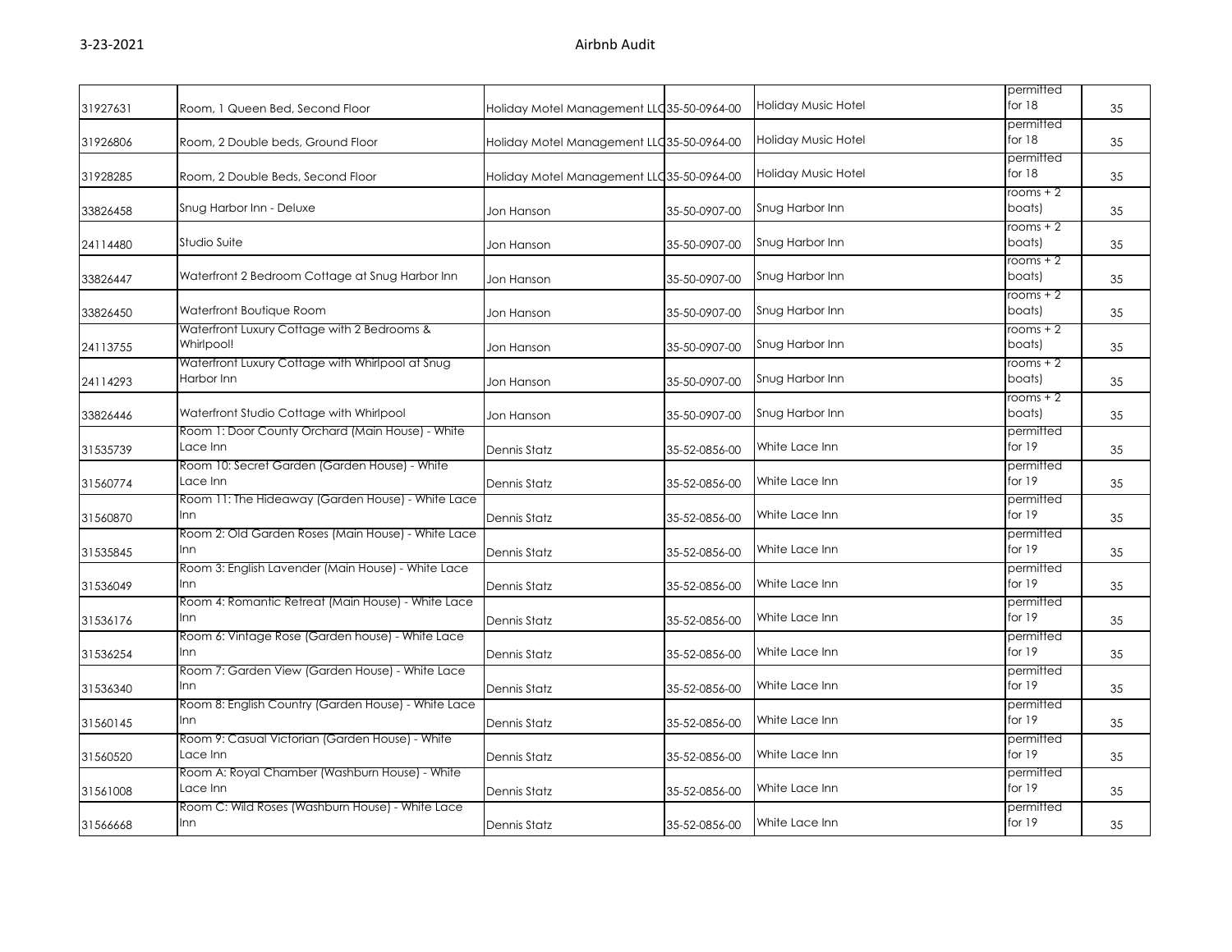| | | | | | | |
|---|---|---|---|---|---|---|
| 31927631 | Room, 1 Queen Bed, Second Floor | Holiday Motel Management LLC | 35-50-0964-00 | Holiday Music Hotel | permitted for 18 | 35 |
| 31926806 | Room, 2 Double beds, Ground Floor | Holiday Motel Management LLC | 35-50-0964-00 | Holiday Music Hotel | permitted for 18 | 35 |
| 31928285 | Room, 2 Double Beds, Second Floor | Holiday Motel Management LLC | 35-50-0964-00 | Holiday Music Hotel | permitted for 18 | 35 |
| 33826458 | Snug Harbor Inn - Deluxe | Jon Hanson | 35-50-0907-00 | Snug Harbor Inn | rooms + 2 boats) | 35 |
| 24114480 | Studio Suite | Jon Hanson | 35-50-0907-00 | Snug Harbor Inn | rooms + 2 boats) | 35 |
| 33826447 | Waterfront 2 Bedroom Cottage at Snug Harbor Inn | Jon Hanson | 35-50-0907-00 | Snug Harbor Inn | rooms + 2 boats) | 35 |
| 33826450 | Waterfront Boutique Room | Jon Hanson | 35-50-0907-00 | Snug Harbor Inn | rooms + 2 boats) | 35 |
| 24113755 | Waterfront Luxury Cottage with 2 Bedrooms & Whirlpool! | Jon Hanson | 35-50-0907-00 | Snug Harbor Inn | rooms + 2 boats) | 35 |
| 24114293 | Waterfront Luxury Cottage with Whirlpool at Snug Harbor Inn | Jon Hanson | 35-50-0907-00 | Snug Harbor Inn | rooms + 2 boats) | 35 |
| 33826446 | Waterfront Studio Cottage with Whirlpool | Jon Hanson | 35-50-0907-00 | Snug Harbor Inn | rooms + 2 boats) | 35 |
| 31535739 | Room 1: Door County Orchard (Main House) - White Lace Inn | Dennis Statz | 35-52-0856-00 | White Lace Inn | permitted for 19 | 35 |
| 31560774 | Room 10: Secret Garden (Garden House) - White Lace Inn | Dennis Statz | 35-52-0856-00 | White Lace Inn | permitted for 19 | 35 |
| 31560870 | Room 11: The Hideaway (Garden House) - White Lace Inn | Dennis Statz | 35-52-0856-00 | White Lace Inn | permitted for 19 | 35 |
| 31535845 | Room 2: Old Garden Roses (Main House) - White Lace Inn | Dennis Statz | 35-52-0856-00 | White Lace Inn | permitted for 19 | 35 |
| 31536049 | Room 3: English Lavender (Main House) - White Lace Inn | Dennis Statz | 35-52-0856-00 | White Lace Inn | permitted for 19 | 35 |
| 31536176 | Room 4: Romantic Retreat (Main House) - White Lace Inn | Dennis Statz | 35-52-0856-00 | White Lace Inn | permitted for 19 | 35 |
| 31536254 | Room 6: Vintage Rose (Garden house) - White Lace Inn | Dennis Statz | 35-52-0856-00 | White Lace Inn | permitted for 19 | 35 |
| 31536340 | Room 7: Garden View (Garden House) - White Lace Inn | Dennis Statz | 35-52-0856-00 | White Lace Inn | permitted for 19 | 35 |
| 31560145 | Room 8: English Country (Garden House) - White Lace Inn | Dennis Statz | 35-52-0856-00 | White Lace Inn | permitted for 19 | 35 |
| 31560520 | Room 9: Casual Victorian (Garden House) - White Lace Inn | Dennis Statz | 35-52-0856-00 | White Lace Inn | permitted for 19 | 35 |
| 31561008 | Room A: Royal Chamber (Washburn House) - White Lace Inn | Dennis Statz | 35-52-0856-00 | White Lace Inn | permitted for 19 | 35 |
| 31566668 | Room C: Wild Roses (Washburn House) - White Lace Inn | Dennis Statz | 35-52-0856-00 | White Lace Inn | permitted for 19 | 35 |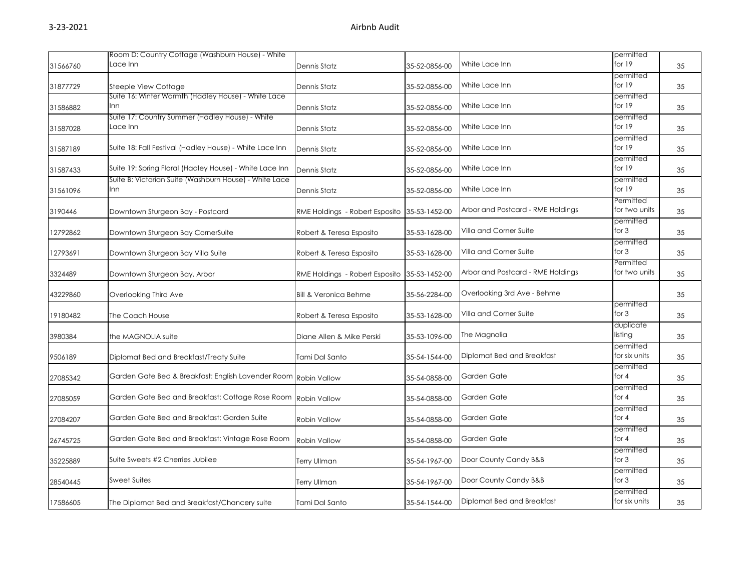| 31566760 | Room D: Country Cottage (Washburn House) - White Lace Inn | Dennis Statz | 35-52-0856-00 | White Lace Inn | permitted for 19 | 35 |
|---|---|---|---|---|---|---|
| 31877729 | Steeple View Cottage | Dennis Statz | 35-52-0856-00 | White Lace Inn | permitted for 19 | 35 |
| 31586882 | Suite 16: Winter Warmth (Hadley House) - White Lace Inn | Dennis Statz | 35-52-0856-00 | White Lace Inn | permitted for 19 | 35 |
| 31587028 | Suite 17: Country Summer (Hadley House) - White Lace Inn | Dennis Statz | 35-52-0856-00 | White Lace Inn | permitted for 19 | 35 |
| 31587189 | Suite 18: Fall Festival (Hadley House) - White Lace Inn | Dennis Statz | 35-52-0856-00 | White Lace Inn | permitted for 19 | 35 |
| 31587433 | Suite 19: Spring Floral (Hadley House) - White Lace Inn | Dennis Statz | 35-52-0856-00 | White Lace Inn | permitted for 19 | 35 |
| 31561096 | Suite B: Victorian Suite (Washburn House) - White Lace Inn | Dennis Statz | 35-52-0856-00 | White Lace Inn | permitted for 19 | 35 |
| 3190446 | Downtown Sturgeon Bay - Postcard | RME Holdings - Robert Esposito | 35-53-1452-00 | Arbor and Postcard - RME Holdings | Permitted for two units | 35 |
| 12792862 | Downtown Sturgeon Bay CornerSuite | Robert & Teresa Esposito | 35-53-1628-00 | Villa and Corner Suite | permitted for 3 | 35 |
| 12793691 | Downtown Sturgeon Bay Villa Suite | Robert & Teresa Esposito | 35-53-1628-00 | Villa and Corner Suite | permitted for 3 | 35 |
| 3324489 | Downtown Sturgeon Bay, Arbor | RME Holdings - Robert Esposito | 35-53-1452-00 | Arbor and Postcard - RME Holdings | Permitted for two units | 35 |
| 43229860 | Overlooking Third Ave | Bill & Veronica Behme | 35-56-2284-00 | Overlooking 3rd Ave - Behme | | 35 |
| 19180482 | The Coach House | Robert & Teresa Esposito | 35-53-1628-00 | Villa and Corner Suite | permitted for 3 | 35 |
| 3980384 | the MAGNOLIA suite | Diane Allen & Mike Perski | 35-53-1096-00 | The Magnolia | duplicate listing | 35 |
| 9506189 | Diplomat Bed and Breakfast/Treaty Suite | Tami Dal Santo | 35-54-1544-00 | Diplomat Bed and Breakfast | permitted for six units | 35 |
| 27085342 | Garden Gate Bed & Breakfast: English Lavender Room | Robin Vallow | 35-54-0858-00 | Garden Gate | permitted for 4 | 35 |
| 27085059 | Garden Gate Bed and Breakfast: Cottage Rose Room | Robin Vallow | 35-54-0858-00 | Garden Gate | permitted for 4 | 35 |
| 27084207 | Garden Gate Bed and Breakfast: Garden Suite | Robin Vallow | 35-54-0858-00 | Garden Gate | permitted for 4 | 35 |
| 26745725 | Garden Gate Bed and Breakfast: Vintage Rose Room | Robin Vallow | 35-54-0858-00 | Garden Gate | permitted for 4 | 35 |
| 35225889 | Suite Sweets #2 Cherries Jubilee | Terry Ullman | 35-54-1967-00 | Door County Candy B&B | permitted for 3 | 35 |
| 28540445 | Sweet Suites | Terry Ullman | 35-54-1967-00 | Door County Candy B&B | permitted for 3 | 35 |
| 17586605 | The Diplomat Bed and Breakfast/Chancery suite | Tami Dal Santo | 35-54-1544-00 | Diplomat Bed and Breakfast | permitted for six units | 35 |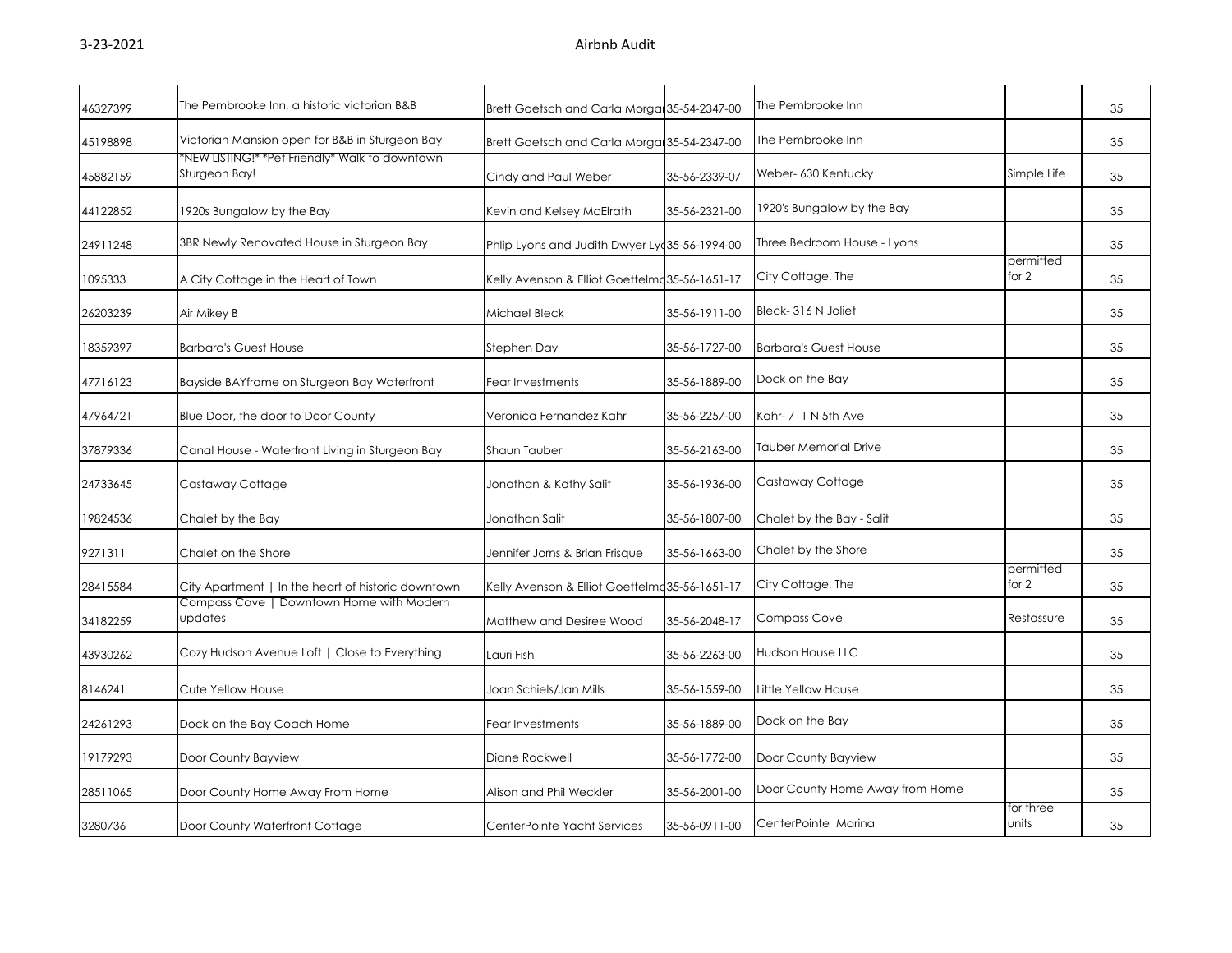| | | | | | | |
|---|---|---|---|---|---|---|
| 46327399 | The Pembrooke Inn, a historic victorian B&B | Brett Goetsch and Carla Morga | 35-54-2347-00 | The Pembrooke Inn | | 35 |
| 45198898 | Victorian Mansion open for B&B in Sturgeon Bay | Brett Goetsch and Carla Morga | 35-54-2347-00 | The Pembrooke Inn | | 35 |
| 45882159 | *NEW LISTING!* *Pet Friendly* Walk to downtown Sturgeon Bay! | Cindy and Paul Weber | 35-56-2339-07 | Weber- 630 Kentucky | Simple Life | 35 |
| 44122852 | 1920s Bungalow by the Bay | Kevin and Kelsey McElrath | 35-56-2321-00 | 1920's Bungalow by the Bay | | 35 |
| 24911248 | 3BR Newly Renovated House in Sturgeon Bay | Phlip Lyons and Judith Dwyer Ly | 35-56-1994-00 | Three Bedroom House - Lyons | | 35 |
| 1095333 | A City Cottage in the Heart of Town | Kelly Avenson & Elliot Goettelm | 35-56-1651-17 | City Cottage, The | permitted for 2 | 35 |
| 26203239 | Air Mikey B | Michael Bleck | 35-56-1911-00 | Bleck- 316 N Joliet | | 35 |
| 18359397 | Barbara's Guest House | Stephen Day | 35-56-1727-00 | Barbara's Guest House | | 35 |
| 47716123 | Bayside BAYframe on Sturgeon Bay Waterfront | Fear Investments | 35-56-1889-00 | Dock on the Bay | | 35 |
| 47964721 | Blue Door, the door to Door County | Veronica Fernandez Kahr | 35-56-2257-00 | Kahr- 711 N 5th Ave | | 35 |
| 37879336 | Canal House - Waterfront Living in Sturgeon Bay | Shaun Tauber | 35-56-2163-00 | Tauber Memorial Drive | | 35 |
| 24733645 | Castaway Cottage | Jonathan & Kathy Salit | 35-56-1936-00 | Castaway Cottage | | 35 |
| 19824536 | Chalet by the Bay | Jonathan Salit | 35-56-1807-00 | Chalet by the Bay - Salit | | 35 |
| 9271311 | Chalet on the Shore | Jennifer Jorns & Brian Frisque | 35-56-1663-00 | Chalet by the Shore | | 35 |
| 28415584 | City Apartment \| In the heart of historic downtown | Kelly Avenson & Elliot Goettelm | 35-56-1651-17 | City Cottage, The | permitted for 2 | 35 |
| 34182259 | Compass Cove \| Downtown Home with Modern updates | Matthew and Desiree Wood | 35-56-2048-17 | Compass Cove | Restassure | 35 |
| 43930262 | Cozy Hudson Avenue Loft \| Close to Everything | Lauri Fish | 35-56-2263-00 | Hudson House LLC | | 35 |
| 8146241 | Cute Yellow House | Joan Schiels/Jan Mills | 35-56-1559-00 | Little Yellow House | | 35 |
| 24261293 | Dock on the Bay Coach Home | Fear Investments | 35-56-1889-00 | Dock on the Bay | | 35 |
| 19179293 | Door County Bayview | Diane Rockwell | 35-56-1772-00 | Door County Bayview | | 35 |
| 28511065 | Door County Home Away From Home | Alison and Phil Weckler | 35-56-2001-00 | Door County Home Away from Home | | 35 |
| 3280736 | Door County Waterfront Cottage | CenterPointe Yacht Services | 35-56-0911-00 | CenterPointe Marina | for three units | 35 |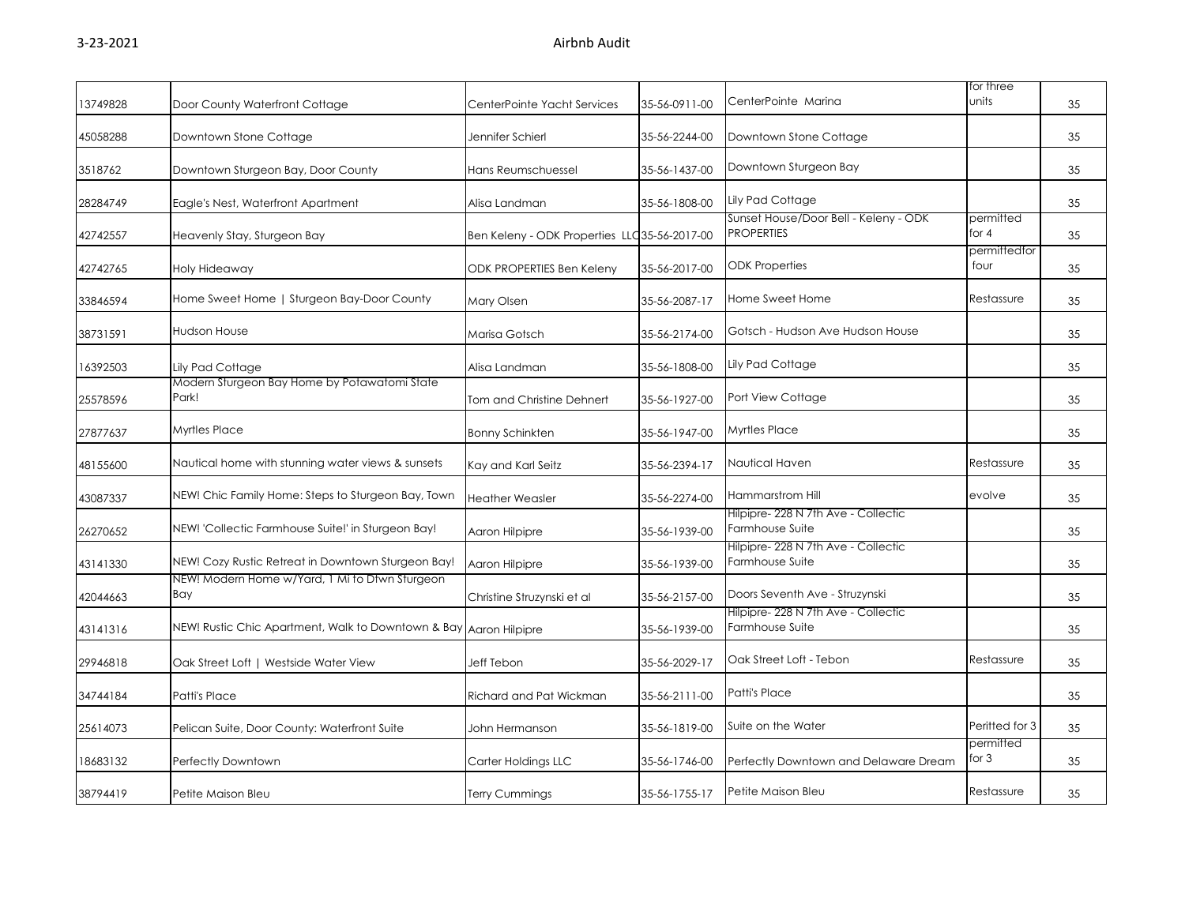| | | | | | | |
|---|---|---|---|---|---|---|
| 13749828 | Door County Waterfront Cottage | CenterPointe Yacht Services | 35-56-0911-00 | CenterPointe Marina | for three units | 35 |
| 45058288 | Downtown Stone Cottage | Jennifer Schierl | 35-56-2244-00 | Downtown Stone Cottage | | 35 |
| 3518762 | Downtown Sturgeon Bay, Door County | Hans Reumschuessel | 35-56-1437-00 | Downtown Sturgeon Bay | | 35 |
| 28284749 | Eagle's Nest, Waterfront Apartment | Alisa Landman | 35-56-1808-00 | Lily Pad Cottage | | 35 |
| 42742557 | Heavenly Stay, Sturgeon Bay | Ben Keleny - ODK Properties LLC | 35-56-2017-00 | Sunset House/Door Bell - Keleny - ODK PROPERTIES | permitted for 4 | 35 |
| 42742765 | Holy Hideaway | ODK PROPERTIES Ben Keleny | 35-56-2017-00 | ODK Properties | permittedfor four | 35 |
| 33846594 | Home Sweet Home \| Sturgeon Bay-Door County | Mary Olsen | 35-56-2087-17 | Home Sweet Home | Restassure | 35 |
| 38731591 | Hudson House | Marisa Gotsch | 35-56-2174-00 | Gotsch - Hudson Ave Hudson House | | 35 |
| 16392503 | Lily Pad Cottage | Alisa Landman | 35-56-1808-00 | Lily Pad Cottage | | 35 |
| 25578596 | Modern Sturgeon Bay Home by Potawatomi State Park! | Tom and Christine Dehnert | 35-56-1927-00 | Port View Cottage | | 35 |
| 27877637 | Myrtles Place | Bonny Schinkten | 35-56-1947-00 | Myrtles Place | | 35 |
| 48155600 | Nautical home with stunning water views & sunsets | Kay and Karl Seitz | 35-56-2394-17 | Nautical Haven | Restassure | 35 |
| 43087337 | NEW! Chic Family Home: Steps to Sturgeon Bay, Town | Heather Weasler | 35-56-2274-00 | Hammarstrom Hill | evolve | 35 |
| 26270652 | NEW! 'Collectic Farmhouse Suite!' in Sturgeon Bay! | Aaron Hilpipre | 35-56-1939-00 | Hilpipre- 228 N 7th Ave - Collectic Farmhouse Suite | | 35 |
| 43141330 | NEW! Cozy Rustic Retreat in Downtown Sturgeon Bay! | Aaron Hilpipre | 35-56-1939-00 | Hilpipre- 228 N 7th Ave - Collectic Farmhouse Suite | | 35 |
| 42044663 | NEW! Modern Home w/Yard, 1 Mi to Dtwn Sturgeon Bay | Christine Struzynski et al | 35-56-2157-00 | Doors Seventh Ave - Struzynski | | 35 |
| 43141316 | NEW! Rustic Chic Apartment, Walk to Downtown & Bay | Aaron Hilpipre | 35-56-1939-00 | Hilpipre- 228 N 7th Ave - Collectic Farmhouse Suite | | 35 |
| 29946818 | Oak Street Loft \| Westside Water View | Jeff Tebon | 35-56-2029-17 | Oak Street Loft - Tebon | Restassure | 35 |
| 34744184 | Patti's Place | Richard and Pat Wickman | 35-56-2111-00 | Patti's Place | | 35 |
| 25614073 | Pelican Suite, Door County: Waterfront Suite | John Hermanson | 35-56-1819-00 | Suite on the Water | Peritted for 3 | 35 |
| 18683132 | Perfectly Downtown | Carter Holdings LLC | 35-56-1746-00 | Perfectly Downtown and Delaware Dream | permitted for 3 | 35 |
| 38794419 | Petite Maison Bleu | Terry Cummings | 35-56-1755-17 | Petite Maison Bleu | Restassure | 35 |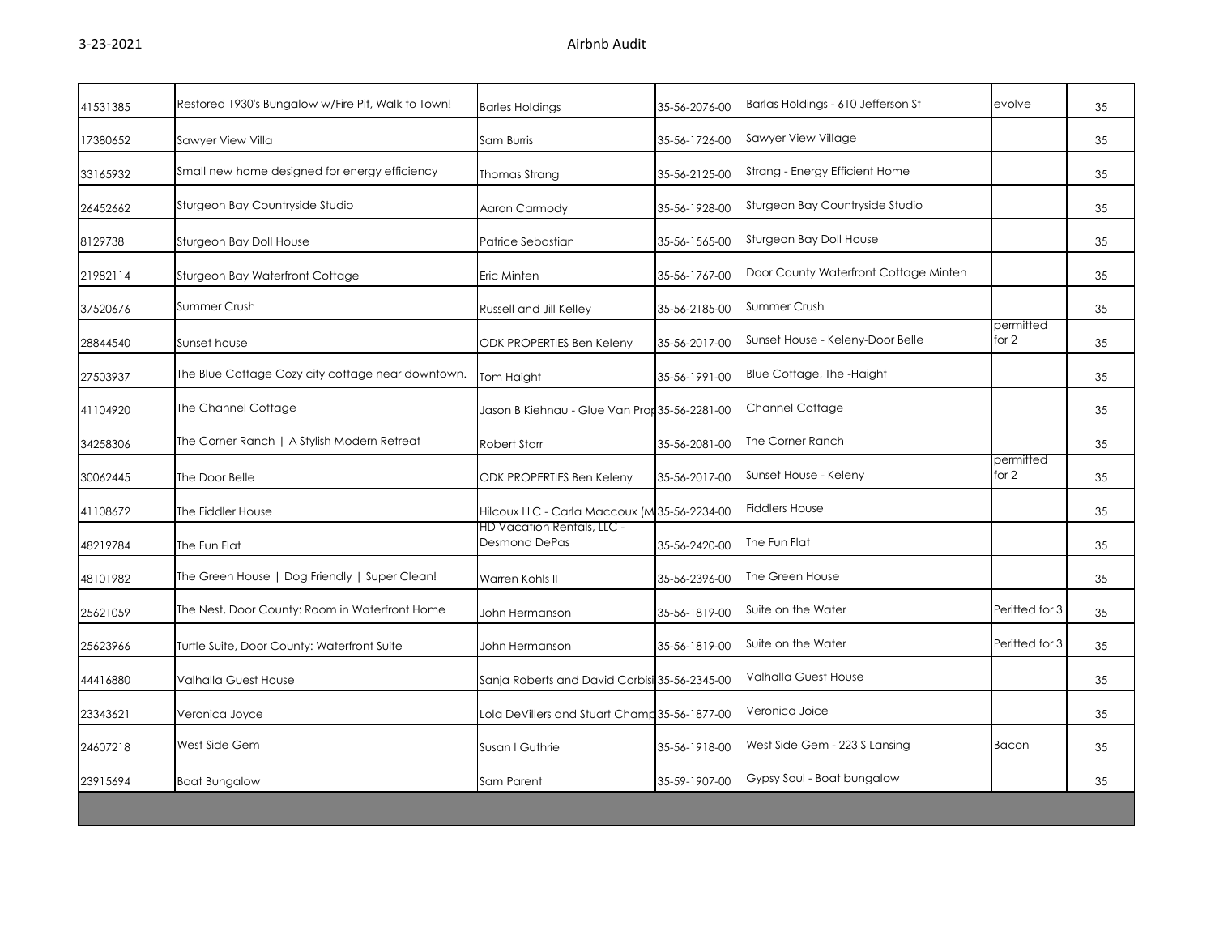| | | | | | | |
|---|---|---|---|---|---|---|
| 41531385 | Restored 1930's Bungalow w/Fire Pit, Walk to Town! | Barles Holdings | 35-56-2076-00 | Barlas Holdings - 610 Jefferson St | evolve | 35 |
| 17380652 | Sawyer View Villa | Sam Burris | 35-56-1726-00 | Sawyer View Village | | 35 |
| 33165932 | Small new home designed for energy efficiency | Thomas Strang | 35-56-2125-00 | Strang - Energy Efficient Home | | 35 |
| 26452662 | Sturgeon Bay Countryside Studio | Aaron Carmody | 35-56-1928-00 | Sturgeon Bay Countryside Studio | | 35 |
| 8129738 | Sturgeon Bay Doll House | Patrice Sebastian | 35-56-1565-00 | Sturgeon Bay Doll House | | 35 |
| 21982114 | Sturgeon Bay Waterfront Cottage | Eric Minten | 35-56-1767-00 | Door County Waterfront Cottage Minten | | 35 |
| 37520676 | Summer Crush | Russell and Jill Kelley | 35-56-2185-00 | Summer Crush | | 35 |
| 28844540 | Sunset house | ODK PROPERTIES Ben Keleny | 35-56-2017-00 | Sunset House - Keleny-Door Belle | permitted for 2 | 35 |
| 27503937 | The Blue Cottage Cozy city cottage near downtown. | Tom Haight | 35-56-1991-00 | Blue Cottage, The -Haight | | 35 |
| 41104920 | The Channel Cottage | Jason B Kiehnau - Glue Van Prop | 35-56-2281-00 | Channel Cottage | | 35 |
| 34258306 | The Corner Ranch \| A Stylish Modern Retreat | Robert Starr | 35-56-2081-00 | The Corner Ranch | | 35 |
| 30062445 | The Door Belle | ODK PROPERTIES Ben Keleny | 35-56-2017-00 | Sunset House - Keleny | permitted for 2 | 35 |
| 41108672 | The Fiddler House | Hilcoux LLC - Carla Maccoux (M | 35-56-2234-00 | Fiddlers House | | 35 |
| 48219784 | The Fun Flat | HD Vacation Rentals, LLC - Desmond DePas | 35-56-2420-00 | The Fun Flat | | 35 |
| 48101982 | The Green House \| Dog Friendly \| Super Clean! | Warren Kohls II | 35-56-2396-00 | The Green House | | 35 |
| 25621059 | The Nest, Door County: Room in Waterfront Home | John Hermanson | 35-56-1819-00 | Suite on the Water | Peritted for 3 | 35 |
| 25623966 | Turtle Suite, Door County: Waterfront Suite | John Hermanson | 35-56-1819-00 | Suite on the Water | Peritted for 3 | 35 |
| 44416880 | Valhalla Guest House | Sanja Roberts and David Corbisi | 35-56-2345-00 | Valhalla Guest House | | 35 |
| 23343621 | Veronica Joyce | Lola DeVillers and Stuart Champ | 35-56-1877-00 | Veronica Joice | | 35 |
| 24607218 | West Side Gem | Susan I Guthrie | 35-56-1918-00 | West Side Gem - 223 S Lansing | Bacon | 35 |
| 23915694 | Boat Bungalow | Sam Parent | 35-59-1907-00 | Gypsy Soul - Boat bungalow | | 35 |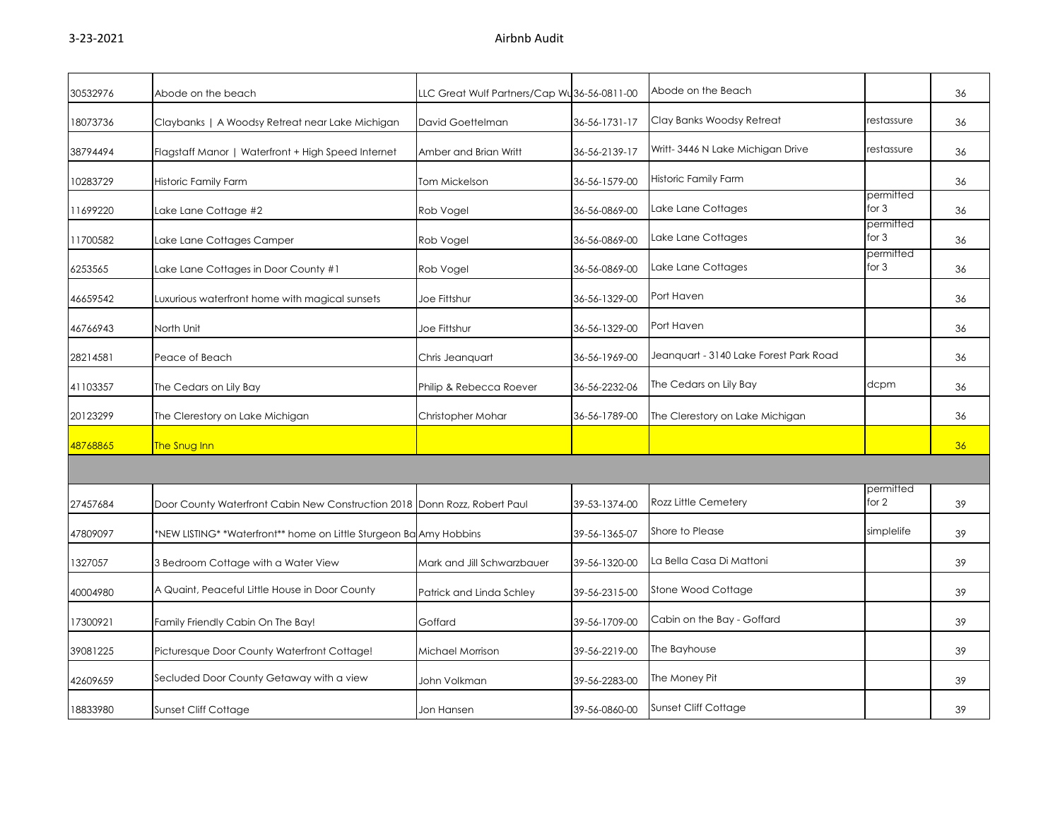| | | | | | | |
|---|---|---|---|---|---|---|
| 30532976 | Abode on the beach | LLC Great Wulf Partners/Cap Wu | 36-56-0811-00 | Abode on the Beach | | 36 |
| 18073736 | Claybanks \| A Woodsy Retreat near Lake Michigan | David Goettelman | 36-56-1731-17 | Clay Banks Woodsy Retreat | restassure | 36 |
| 38794494 | Flagstaff Manor \| Waterfront + High Speed Internet | Amber and Brian Writt | 36-56-2139-17 | Writt- 3446 N Lake Michigan Drive | restassure | 36 |
| 10283729 | Historic Family Farm | Tom Mickelson | 36-56-1579-00 | Historic Family Farm | | 36 |
| 11699220 | Lake Lane Cottage #2 | Rob Vogel | 36-56-0869-00 | Lake Lane Cottages | permitted for 3 | 36 |
| 11700582 | Lake Lane Cottages Camper | Rob Vogel | 36-56-0869-00 | Lake Lane Cottages | permitted for 3 | 36 |
| 6253565 | Lake Lane Cottages in Door County #1 | Rob Vogel | 36-56-0869-00 | Lake Lane Cottages | permitted for 3 | 36 |
| 46659542 | Luxurious waterfront home with magical sunsets | Joe Fittshur | 36-56-1329-00 | Port Haven | | 36 |
| 46766943 | North Unit | Joe Fittshur | 36-56-1329-00 | Port Haven | | 36 |
| 28214581 | Peace of Beach | Chris Jeanquart | 36-56-1969-00 | Jeanquart - 3140 Lake Forest Park Road | | 36 |
| 41103357 | The Cedars on Lily Bay | Philip & Rebecca Roever | 36-56-2232-06 | The Cedars on Lily Bay | dcpm | 36 |
| 20123299 | The Clerestory on Lake Michigan | Christopher Mohar | 36-56-1789-00 | The Clerestory on Lake Michigan | | 36 |
| 48768865 | The Snug Inn | | | | | 36 |
| | | | | | | |
| 27457684 | Door County Waterfront Cabin New Construction 2018 | Donn Rozz, Robert Paul | 39-53-1374-00 | Rozz Little Cemetery | permitted for 2 | 39 |
| 47809097 | *NEW LISTING* *Waterfront** home on Little Sturgeon Ba | Amy Hobbins | 39-56-1365-07 | Shore to Please | simplelife | 39 |
| 1327057 | 3 Bedroom Cottage with a Water View | Mark and Jill Schwarzbauer | 39-56-1320-00 | La Bella Casa Di Mattoni | | 39 |
| 40004980 | A Quaint, Peaceful Little House in Door County | Patrick and Linda Schley | 39-56-2315-00 | Stone Wood Cottage | | 39 |
| 17300921 | Family Friendly Cabin On The Bay! | Goffard | 39-56-1709-00 | Cabin on the Bay - Goffard | | 39 |
| 39081225 | Picturesque Door County Waterfront Cottage! | Michael Morrison | 39-56-2219-00 | The Bayhouse | | 39 |
| 42609659 | Secluded Door County Getaway with a view | John Volkman | 39-56-2283-00 | The Money Pit | | 39 |
| 18833980 | Sunset Cliff Cottage | Jon Hansen | 39-56-0860-00 | Sunset Cliff Cottage | | 39 |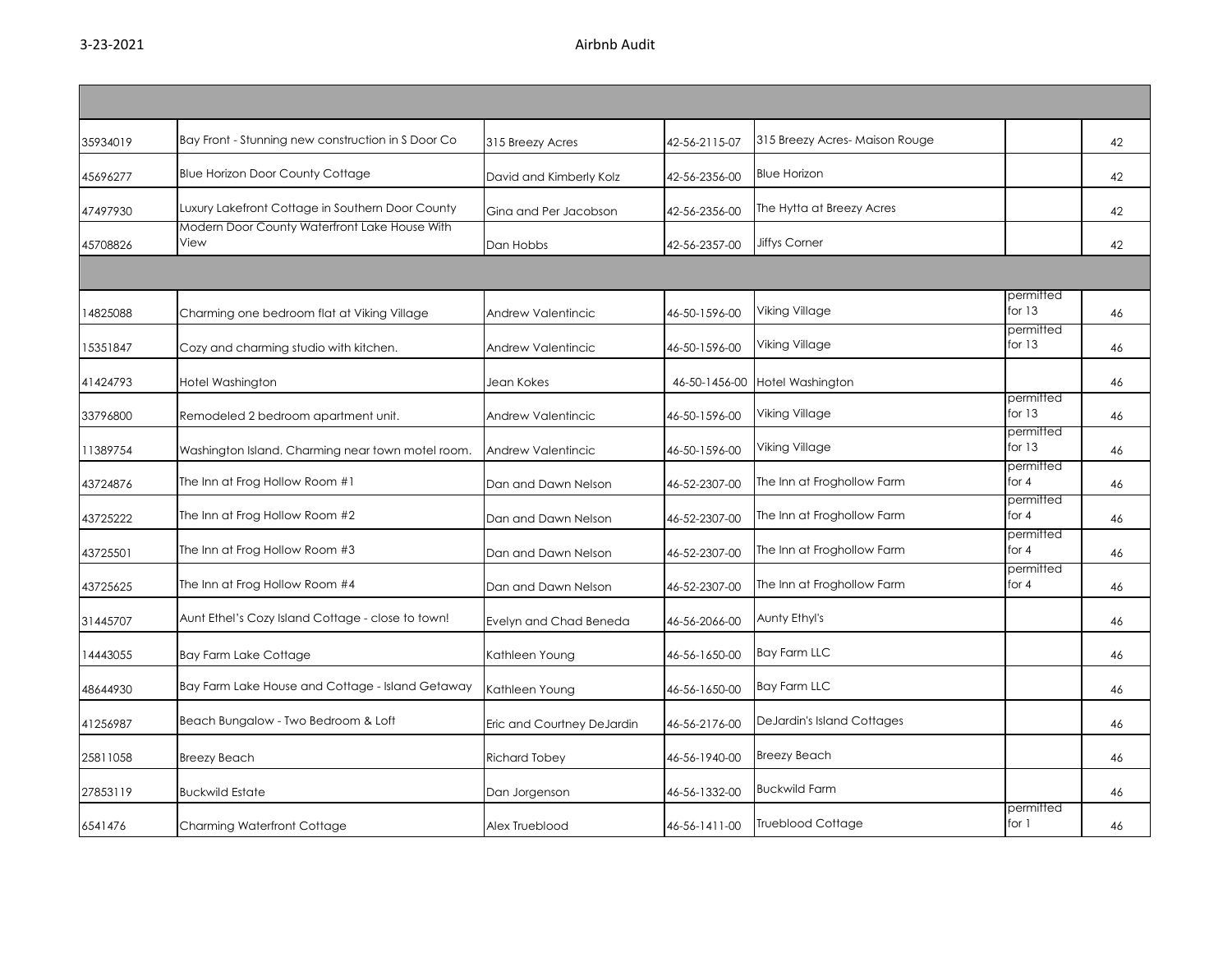| | | | | | | |
|---|---|---|---|---|---|---|
| 35934019 | Bay Front - Stunning new construction in S Door Co | 315 Breezy Acres | 42-56-2115-07 | 315 Breezy Acres- Maison Rouge | | 42 |
| 45696277 | Blue Horizon Door County Cottage | David and Kimberly Kolz | 42-56-2356-00 | Blue Horizon | | 42 |
| 47497930 | Luxury Lakefront Cottage in Southern Door County | Gina and Per Jacobson | 42-56-2356-00 | The Hytta at Breezy Acres | | 42 |
| 45708826 | Modern Door County Waterfront Lake House With View | Dan Hobbs | 42-56-2357-00 | Jiffys Corner | | 42 |
| | | | | | | |
| 14825088 | Charming one bedroom flat at Viking Village | Andrew Valentincic | 46-50-1596-00 | Viking Village | permitted for 13 | 46 |
| 15351847 | Cozy and charming studio with kitchen. | Andrew Valentincic | 46-50-1596-00 | Viking Village | permitted for 13 | 46 |
| 41424793 | Hotel Washington | Jean Kokes | 46-50-1456-00 | Hotel Washington | | 46 |
| 33796800 | Remodeled 2 bedroom apartment unit. | Andrew Valentincic | 46-50-1596-00 | Viking Village | permitted for 13 | 46 |
| 11389754 | Washington Island. Charming near town motel room. | Andrew Valentincic | 46-50-1596-00 | Viking Village | permitted for 13 | 46 |
| 43724876 | The Inn at Frog Hollow Room #1 | Dan and Dawn Nelson | 46-52-2307-00 | The Inn at Froghollow Farm | permitted for 4 | 46 |
| 43725222 | The Inn at Frog Hollow Room #2 | Dan and Dawn Nelson | 46-52-2307-00 | The Inn at Froghollow Farm | permitted for 4 | 46 |
| 43725501 | The Inn at Frog Hollow Room #3 | Dan and Dawn Nelson | 46-52-2307-00 | The Inn at Froghollow Farm | permitted for 4 | 46 |
| 43725625 | The Inn at Frog Hollow Room #4 | Dan and Dawn Nelson | 46-52-2307-00 | The Inn at Froghollow Farm | permitted for 4 | 46 |
| 31445707 | Aunt Ethel's Cozy Island Cottage - close to town! | Evelyn and Chad Beneda | 46-56-2066-00 | Aunty Ethyl's | | 46 |
| 14443055 | Bay Farm Lake Cottage | Kathleen Young | 46-56-1650-00 | Bay Farm LLC | | 46 |
| 48644930 | Bay Farm Lake House and Cottage - Island Getaway | Kathleen Young | 46-56-1650-00 | Bay Farm LLC | | 46 |
| 41256987 | Beach Bungalow - Two Bedroom & Loft | Eric and Courtney DeJardin | 46-56-2176-00 | DeJardin's Island Cottages | | 46 |
| 25811058 | Breezy Beach | Richard Tobey | 46-56-1940-00 | Breezy Beach | | 46 |
| 27853119 | Buckwild Estate | Dan Jorgenson | 46-56-1332-00 | Buckwild Farm | | 46 |
| 6541476 | Charming Waterfront Cottage | Alex Trueblood | 46-56-1411-00 | Trueblood Cottage | permitted for 1 | 46 |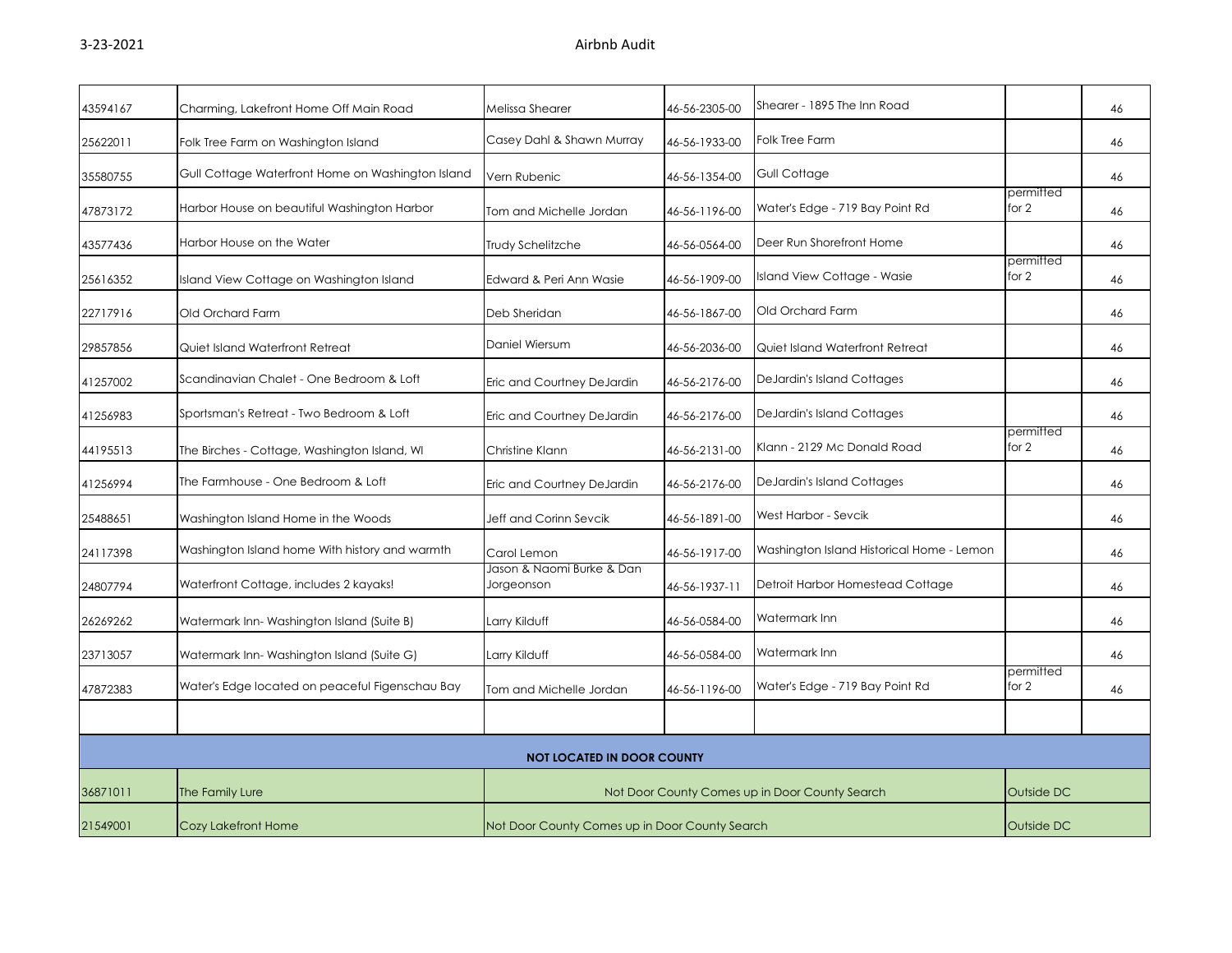| | | | | | | |
|---|---|---|---|---|---|---|
| 43594167 | Charming, Lakefront Home Off Main Road | Melissa Shearer | 46-56-2305-00 | Shearer - 1895 The Inn Road | | 46 |
| 25622011 | Folk Tree Farm on Washington Island | Casey Dahl & Shawn Murray | 46-56-1933-00 | Folk Tree Farm | | 46 |
| 35580755 | Gull Cottage Waterfront Home on Washington Island | Vern Rubenic | 46-56-1354-00 | Gull Cottage | | 46 |
| 47873172 | Harbor House on beautiful Washington Harbor | Tom and Michelle Jordan | 46-56-1196-00 | Water's Edge - 719 Bay Point Rd | permitted for 2 | 46 |
| 43577436 | Harbor House on the Water | Trudy Schelitzche | 46-56-0564-00 | Deer Run Shorefront Home | | 46 |
| 25616352 | Island View Cottage on Washington Island | Edward & Peri Ann Wasie | 46-56-1909-00 | Island View Cottage - Wasie | permitted for 2 | 46 |
| 22717916 | Old Orchard Farm | Deb Sheridan | 46-56-1867-00 | Old Orchard Farm | | 46 |
| 29857856 | Quiet Island Waterfront Retreat | Daniel Wiersum | 46-56-2036-00 | Quiet Island Waterfront Retreat | | 46 |
| 41257002 | Scandinavian Chalet - One Bedroom & Loft | Eric and Courtney DeJardin | 46-56-2176-00 | DeJardin's Island Cottages | | 46 |
| 41256983 | Sportsman's Retreat - Two Bedroom & Loft | Eric and Courtney DeJardin | 46-56-2176-00 | DeJardin's Island Cottages | | 46 |
| 44195513 | The Birches - Cottage, Washington Island, WI | Christine Klann | 46-56-2131-00 | Klann - 2129 Mc Donald Road | permitted for 2 | 46 |
| 41256994 | The Farmhouse - One Bedroom & Loft | Eric and Courtney DeJardin | 46-56-2176-00 | DeJardin's Island Cottages | | 46 |
| 25488651 | Washington Island Home in the Woods | Jeff and Corinn Sevcik | 46-56-1891-00 | West Harbor - Sevcik | | 46 |
| 24117398 | Washington Island home With history and warmth | Carol Lemon | 46-56-1917-00 | Washington Island Historical Home - Lemon | | 46 |
| 24807794 | Waterfront Cottage, includes 2 kayaks! | Jason & Naomi Burke & Dan Jorgeonson | 46-56-1937-11 | Detroit Harbor Homestead Cottage | | 46 |
| 26269262 | Watermark Inn- Washington Island (Suite B) | Larry Kilduff | 46-56-0584-00 | Watermark Inn | | 46 |
| 23713057 | Watermark Inn- Washington Island (Suite G) | Larry Kilduff | 46-56-0584-00 | Watermark Inn | | 46 |
| 47872383 | Water's Edge located on peaceful Figenschau Bay | Tom and Michelle Jordan | 46-56-1196-00 | Water's Edge - 719 Bay Point Rd | permitted for 2 | 46 |
| | | | | | | |
| **NOT LOCATED IN DOOR COUNTY** | | | | | | |
| 36871011 | The Family Lure | Not Door County Comes up in Door County Search | | | Outside DC | |
| 21549001 | Cozy Lakefront Home | Not Door County Comes up in Door County Search | | | Outside DC | |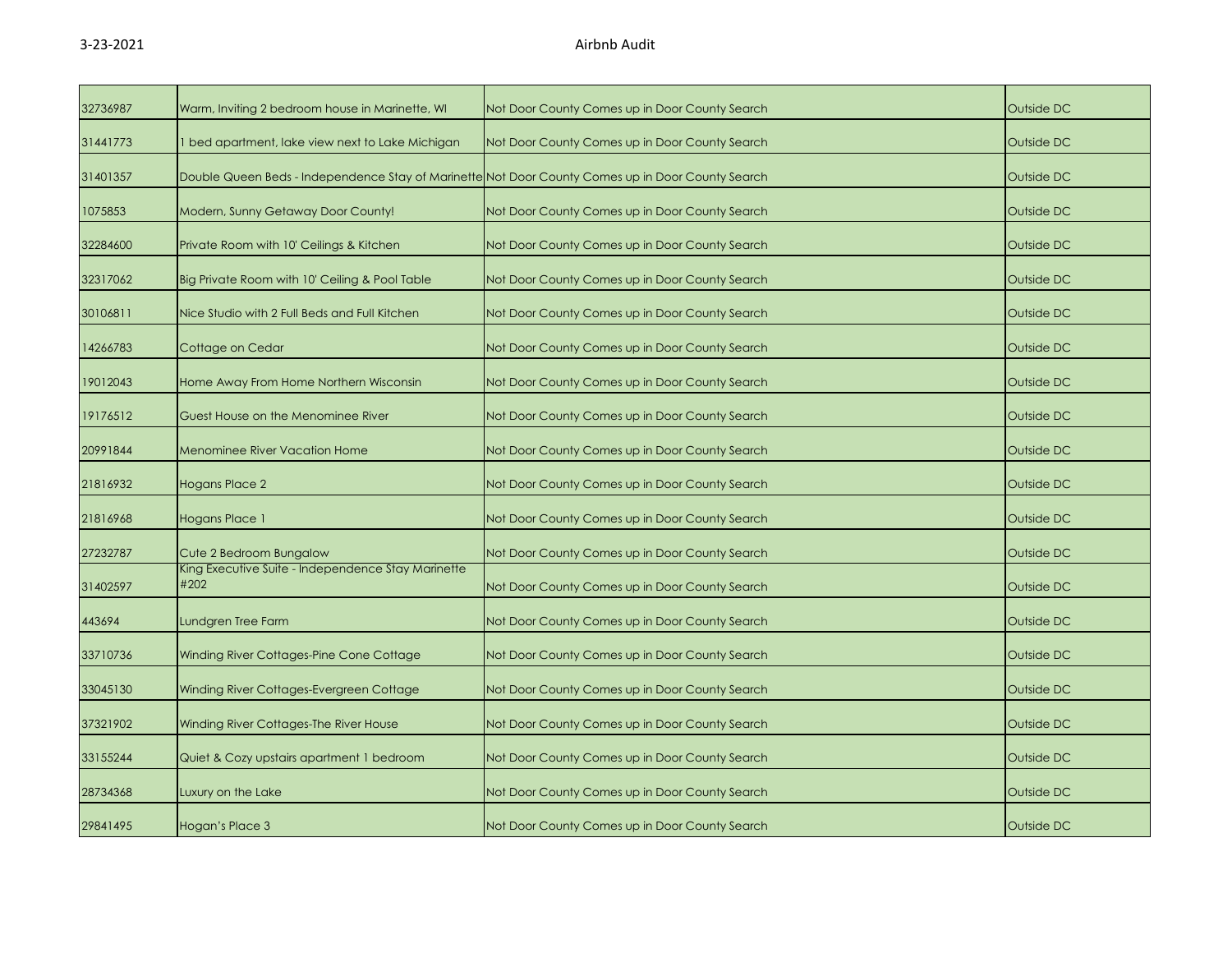| 32736987 | Warm, Inviting 2 bedroom house in Marinette, WI | Not Door County Comes up in Door County Search | Outside DC |
|---|---|---|---|
| 31441773 | 1 bed apartment, lake view next to Lake Michigan | Not Door County Comes up in Door County Search | Outside DC |
| 31401357 | Double Queen Beds - Independence Stay of Marinette | Not Door County Comes up in Door County Search | Outside DC |
| 1075853 | Modern, Sunny Getaway Door County! | Not Door County Comes up in Door County Search | Outside DC |
| 32284600 | Private Room with 10' Ceilings & Kitchen | Not Door County Comes up in Door County Search | Outside DC |
| 32317062 | Big Private Room with 10' Ceiling & Pool Table | Not Door County Comes up in Door County Search | Outside DC |
| 30106811 | Nice Studio with 2 Full Beds and Full Kitchen | Not Door County Comes up in Door County Search | Outside DC |
| 14266783 | Cottage on Cedar | Not Door County Comes up in Door County Search | Outside DC |
| 19012043 | Home Away From Home Northern Wisconsin | Not Door County Comes up in Door County Search | Outside DC |
| 19176512 | Guest House on the Menominee River | Not Door County Comes up in Door County Search | Outside DC |
| 20991844 | Menominee River Vacation Home | Not Door County Comes up in Door County Search | Outside DC |
| 21816932 | Hogans Place 2 | Not Door County Comes up in Door County Search | Outside DC |
| 21816968 | Hogans Place 1 | Not Door County Comes up in Door County Search | Outside DC |
| 27232787 | Cute 2 Bedroom Bungalow | Not Door County Comes up in Door County Search | Outside DC |
| 31402597 | King Executive Suite - Independence Stay Marinette #202 | Not Door County Comes up in Door County Search | Outside DC |
| 443694 | Lundgren Tree Farm | Not Door County Comes up in Door County Search | Outside DC |
| 33710736 | Winding River Cottages-Pine Cone Cottage | Not Door County Comes up in Door County Search | Outside DC |
| 33045130 | Winding River Cottages-Evergreen Cottage | Not Door County Comes up in Door County Search | Outside DC |
| 37321902 | Winding River Cottages-The River House | Not Door County Comes up in Door County Search | Outside DC |
| 33155244 | Quiet & Cozy upstairs apartment 1 bedroom | Not Door County Comes up in Door County Search | Outside DC |
| 28734368 | Luxury on the Lake | Not Door County Comes up in Door County Search | Outside DC |
| 29841495 | Hogan's Place 3 | Not Door County Comes up in Door County Search | Outside DC |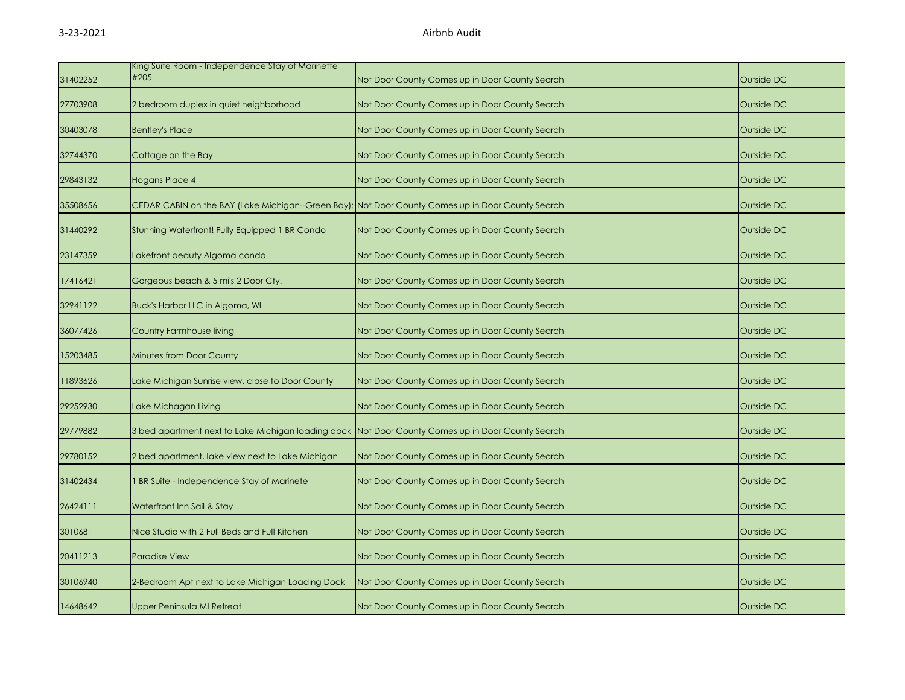| | | | |
|---|---|---|---|
| 31402252 | King Suite Room - Independence Stay of Marinette #205 | Not Door County Comes up in Door County Search | Outside DC |
| 27703908 | 2 bedroom duplex in quiet neighborhood | Not Door County Comes up in Door County Search | Outside DC |
| 30403078 | Bentley's Place | Not Door County Comes up in Door County Search | Outside DC |
| 32744370 | Cottage on the Bay | Not Door County Comes up in Door County Search | Outside DC |
| 29843132 | Hogans Place 4 | Not Door County Comes up in Door County Search | Outside DC |
| 35508656 | CEDAR CABIN on the BAY (Lake Michigan--Green Bay): | Not Door County Comes up in Door County Search | Outside DC |
| 31440292 | Stunning Waterfront! Fully Equipped 1 BR Condo | Not Door County Comes up in Door County Search | Outside DC |
| 23147359 | Lakefront beauty Algoma condo | Not Door County Comes up in Door County Search | Outside DC |
| 17416421 | Gorgeous beach & 5 mi's 2 Door Cty. | Not Door County Comes up in Door County Search | Outside DC |
| 32941122 | Buck's Harbor LLC in Algoma, WI | Not Door County Comes up in Door County Search | Outside DC |
| 36077426 | Country Farmhouse living | Not Door County Comes up in Door County Search | Outside DC |
| 15203485 | Minutes from Door County | Not Door County Comes up in Door County Search | Outside DC |
| 11893626 | Lake Michigan Sunrise view, close to Door County | Not Door County Comes up in Door County Search | Outside DC |
| 29252930 | Lake Michagan Living | Not Door County Comes up in Door County Search | Outside DC |
| 29779882 | 3 bed apartment next to Lake Michigan loading dock | Not Door County Comes up in Door County Search | Outside DC |
| 29780152 | 2 bed apartment, lake view next to Lake Michigan | Not Door County Comes up in Door County Search | Outside DC |
| 31402434 | 1 BR Suite - Independence Stay of Marinete | Not Door County Comes up in Door County Search | Outside DC |
| 26424111 | Waterfront Inn Sail & Stay | Not Door County Comes up in Door County Search | Outside DC |
| 3010681 | Nice Studio with 2 Full Beds and Full Kitchen | Not Door County Comes up in Door County Search | Outside DC |
| 20411213 | Paradise View | Not Door County Comes up in Door County Search | Outside DC |
| 30106940 | 2-Bedroom Apt next to Lake Michigan Loading Dock | Not Door County Comes up in Door County Search | Outside DC |
| 14648642 | Upper Peninsula MI Retreat | Not Door County Comes up in Door County Search | Outside DC |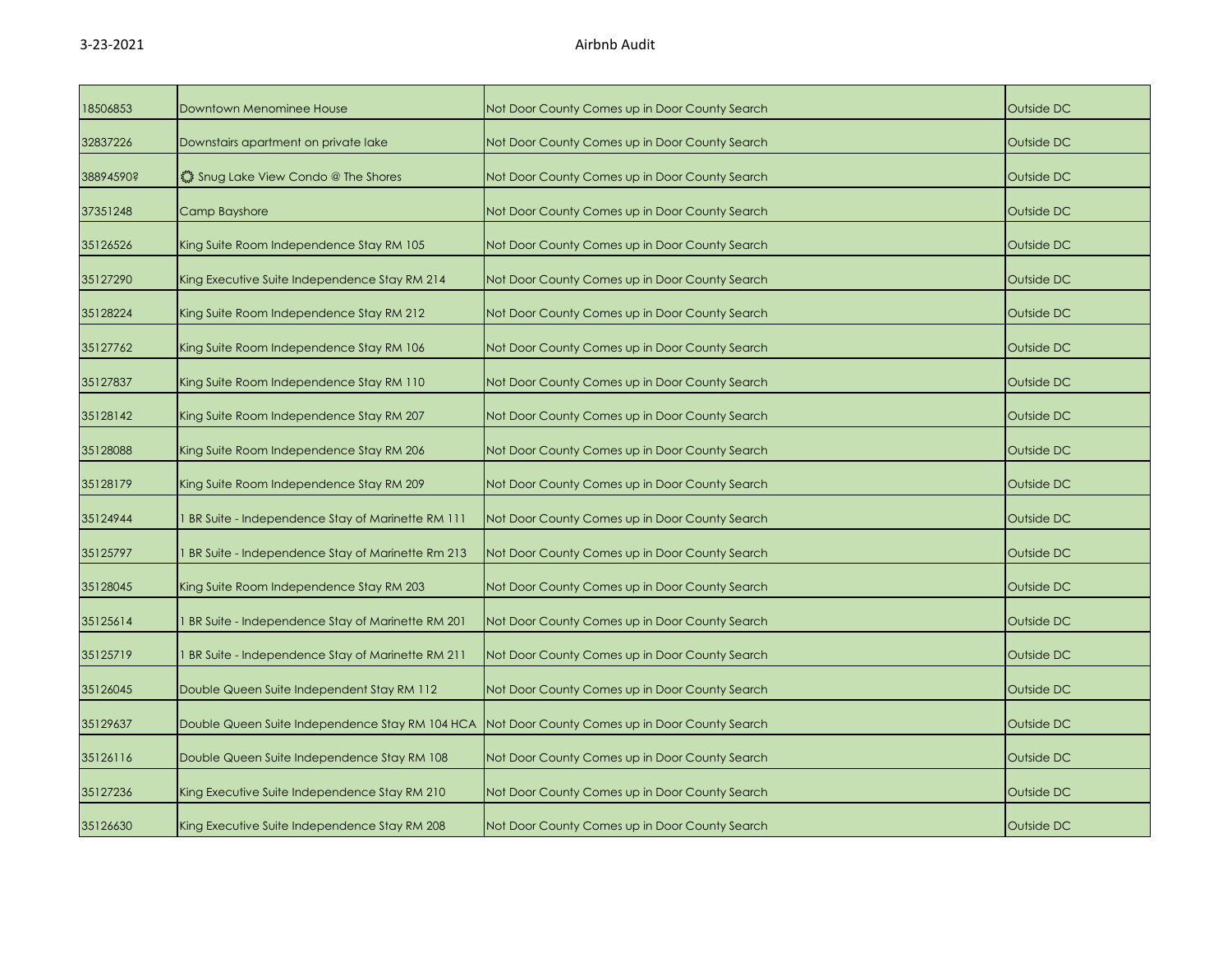| 18506853 | Downtown Menominee House | Not Door County Comes up in Door County Search | Outside DC |
|---|---|---|---|
| 32837226 | Downstairs apartment on private lake | Not Door County Comes up in Door County Search | Outside DC |
| 38894590? | ❂ Snug Lake View Condo @ The Shores | Not Door County Comes up in Door County Search | Outside DC |
| 37351248 | Camp Bayshore | Not Door County Comes up in Door County Search | Outside DC |
| 35126526 | King Suite Room Independence Stay RM 105 | Not Door County Comes up in Door County Search | Outside DC |
| 35127290 | King Executive Suite Independence Stay RM 214 | Not Door County Comes up in Door County Search | Outside DC |
| 35128224 | King Suite Room Independence Stay RM 212 | Not Door County Comes up in Door County Search | Outside DC |
| 35127762 | King Suite Room Independence Stay RM 106 | Not Door County Comes up in Door County Search | Outside DC |
| 35127837 | King Suite Room Independence Stay RM 110 | Not Door County Comes up in Door County Search | Outside DC |
| 35128142 | King Suite Room Independence Stay RM 207 | Not Door County Comes up in Door County Search | Outside DC |
| 35128088 | King Suite Room Independence Stay RM 206 | Not Door County Comes up in Door County Search | Outside DC |
| 35128179 | King Suite Room Independence Stay RM 209 | Not Door County Comes up in Door County Search | Outside DC |
| 35124944 | 1 BR Suite - Independence Stay of Marinette RM 111 | Not Door County Comes up in Door County Search | Outside DC |
| 35125797 | 1 BR Suite - Independence Stay of Marinette Rm 213 | Not Door County Comes up in Door County Search | Outside DC |
| 35128045 | King Suite Room Independence Stay RM 203 | Not Door County Comes up in Door County Search | Outside DC |
| 35125614 | 1 BR Suite - Independence Stay of Marinette RM 201 | Not Door County Comes up in Door County Search | Outside DC |
| 35125719 | 1 BR Suite - Independence Stay of Marinette RM 211 | Not Door County Comes up in Door County Search | Outside DC |
| 35126045 | Double Queen Suite Independent Stay RM 112 | Not Door County Comes up in Door County Search | Outside DC |
| 35129637 | Double Queen Suite Independence Stay RM 104 HCA | Not Door County Comes up in Door County Search | Outside DC |
| 35126116 | Double Queen Suite Independence Stay RM 108 | Not Door County Comes up in Door County Search | Outside DC |
| 35127236 | King Executive Suite Independence Stay RM 210 | Not Door County Comes up in Door County Search | Outside DC |
| 35126630 | King Executive Suite Independence Stay RM 208 | Not Door County Comes up in Door County Search | Outside DC |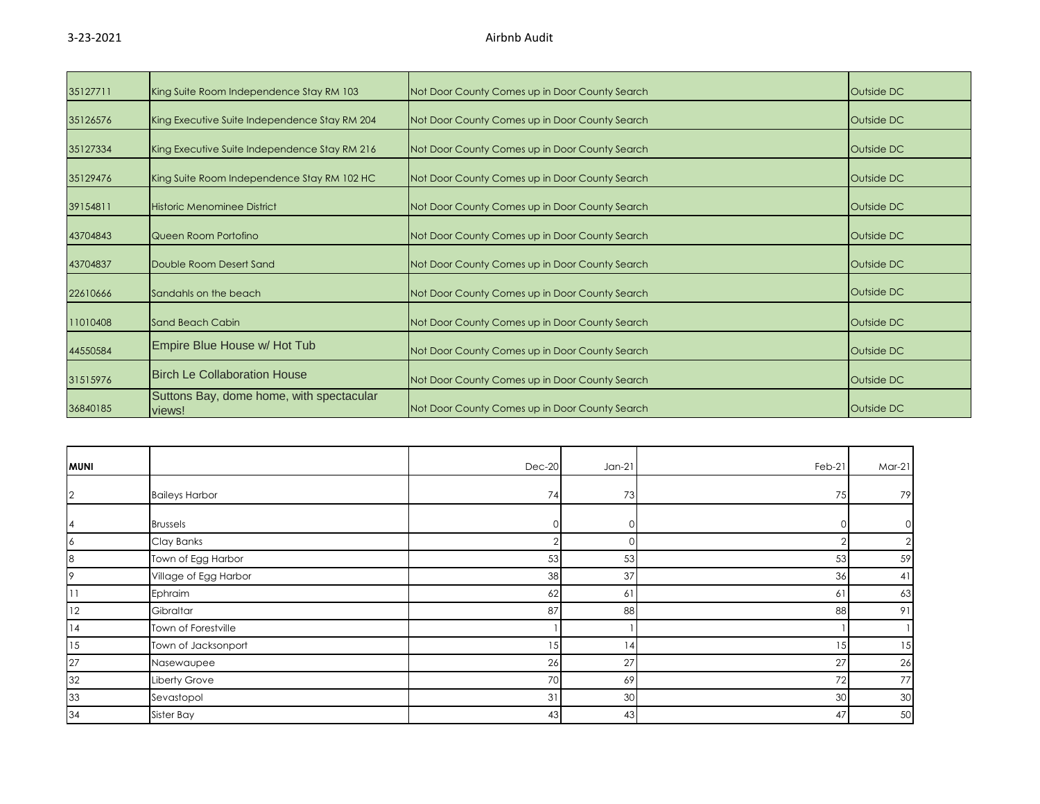| | | | |
|---|---|---|---|
| 35127711 | King Suite Room Independence Stay RM 103 | Not Door County Comes up in Door County Search | Outside DC |
| 35126576 | King Executive Suite Independence Stay RM 204 | Not Door County Comes up in Door County Search | Outside DC |
| 35127334 | King Executive Suite Independence Stay RM 216 | Not Door County Comes up in Door County Search | Outside DC |
| 35129476 | King Suite Room Independence Stay RM 102 HC | Not Door County Comes up in Door County Search | Outside DC |
| 39154811 | Historic Menominee District | Not Door County Comes up in Door County Search | Outside DC |
| 43704843 | Queen Room Portofino | Not Door County Comes up in Door County Search | Outside DC |
| 43704837 | Double Room Desert Sand | Not Door County Comes up in Door County Search | Outside DC |
| 22610666 | Sandahls on the beach | Not Door County Comes up in Door County Search | Outside DC |
| 11010408 | Sand Beach Cabin | Not Door County Comes up in Door County Search | Outside DC |
| 44550584 | Empire Blue House w/ Hot Tub | Not Door County Comes up in Door County Search | Outside DC |
| 31515976 | Birch Le Collaboration House | Not Door County Comes up in Door County Search | Outside DC |
| 36840185 | Suttons Bay, dome home, with spectacular views! | Not Door County Comes up in Door County Search | Outside DC |

| MUNI | | Dec-20 | Jan-21 | Feb-21 | Mar-21 |
|---|---|---|---|---|---|
| 2 | Baileys Harbor | 74 | 73 | 75 | 79 |
| 4 | Brussels | 0 | 0 | 0 | 0 |
| 6 | Clay Banks | 2 | 0 | 2 | 2 |
| 8 | Town of Egg Harbor | 53 | 53 | 53 | 59 |
| 9 | Village of Egg Harbor | 38 | 37 | 36 | 41 |
| 11 | Ephraim | 62 | 61 | 61 | 63 |
| 12 | Gibraltar | 87 | 88 | 88 | 91 |
| 14 | Town of Forestville | 1 | 1 | 1 | 1 |
| 15 | Town of Jacksonport | 15 | 14 | 15 | 15 |
| 27 | Nasewaupee | 26 | 27 | 27 | 26 |
| 32 | Liberty Grove | 70 | 69 | 72 | 77 |
| 33 | Sevastopol | 31 | 30 | 30 | 30 |
| 34 | Sister Bay | 43 | 43 | 47 | 50 |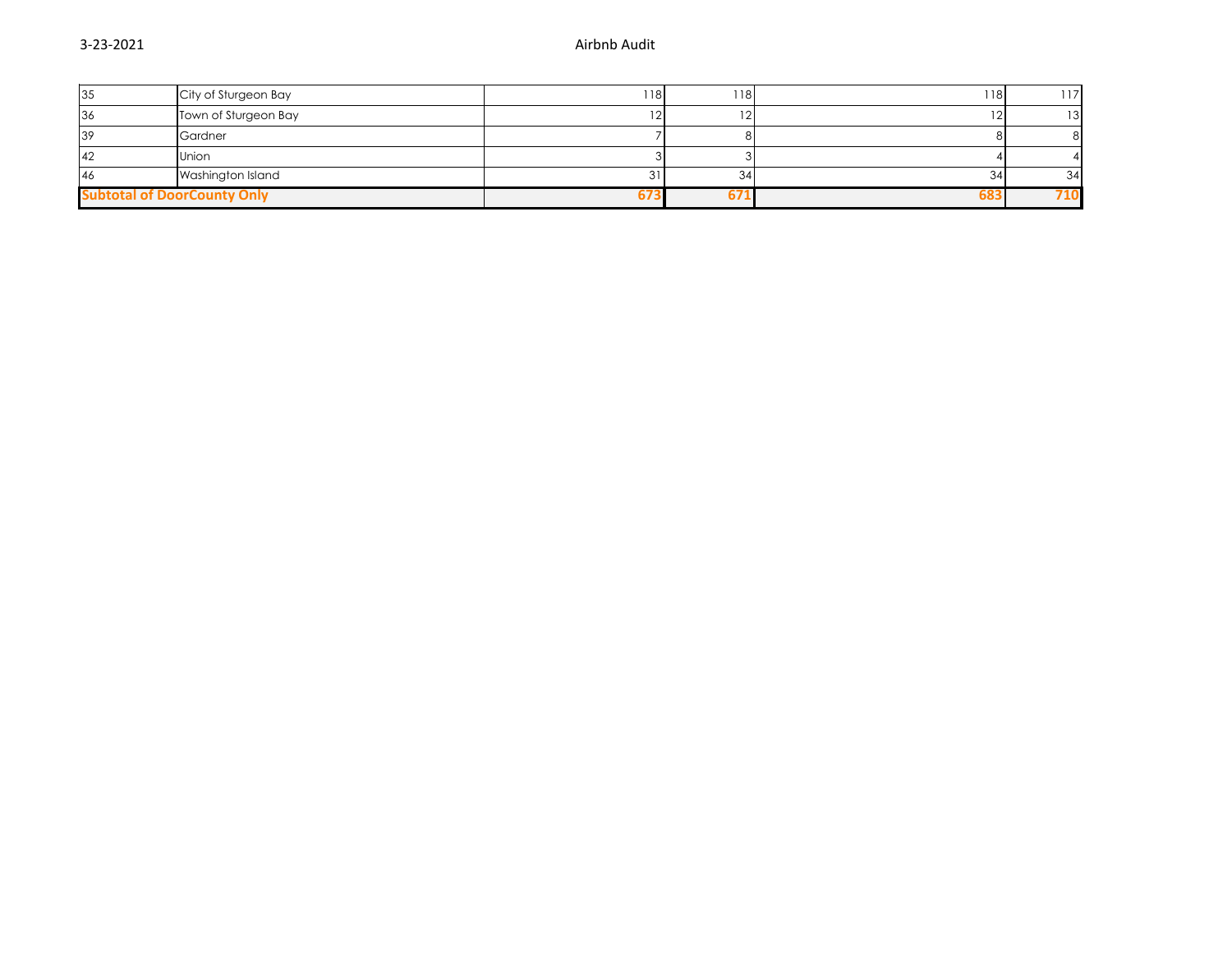| | | | | | |
|---|---|---|---|---|---|
| 35 | City of Sturgeon Bay | 118 | 118 | 118 | 117 |
| 36 | Town of Sturgeon Bay | 12 | 12 | 12 | 13 |
| 39 | Gardner | 7 | 8 | 8 | 8 |
| 42 | Union | 3 | 3 | 4 | 4 |
| 46 | Washington Island | 31 | 34 | 34 | 34 |
| **Subtotal of DoorCounty Only** | | **673** | **671** | **683** | **710** |